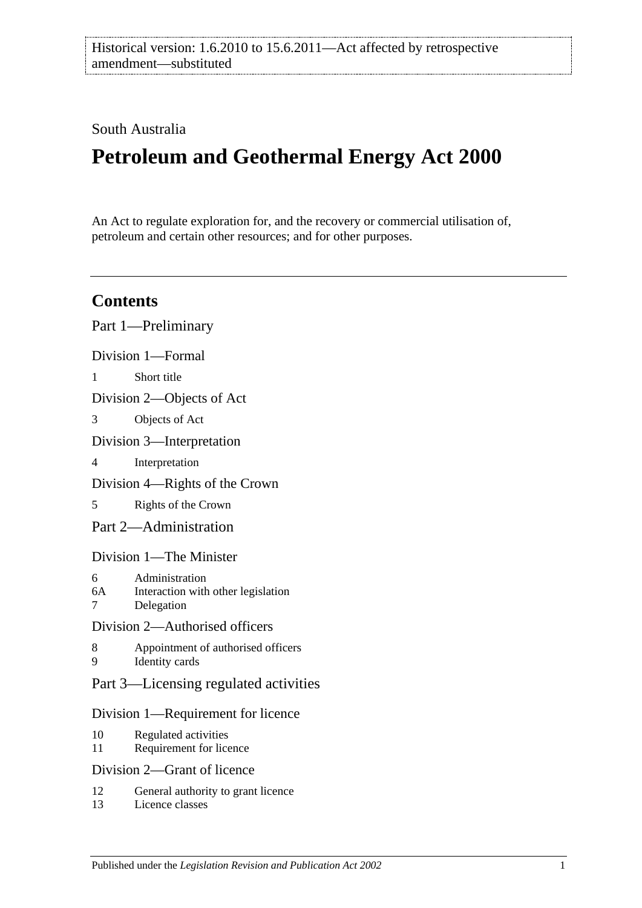Historical version: 1.6.2010 to 15.6.2011—Act affected by retrospective amendment—substituted

South Australia

# Petroleum and Geothermal Energy Act 2000

An Act to regulate exploration for, and the recovery or commercial utilisation of, petroleum and certain other resources; and for other purposes.

## Contents

Part 1—Preliminary

Division 1—Formal

1 Short title

Division 2—Objects of Act

3 Objects of Act

Division 3—Interpretation

4 Interpretation

Division 4—Rights of the Crown

5 Rights of the Crown

Part 2—Administration

Division 1—The Minister

6 Administration
6A Interaction with other legislation
7 Delegation

Division 2—Authorised officers

8 Appointment of authorised officers
9 Identity cards

Part 3—Licensing regulated activities

Division 1—Requirement for licence

10 Regulated activities
11 Requirement for licence

Division 2—Grant of licence

12 General authority to grant licence
13 Licence classes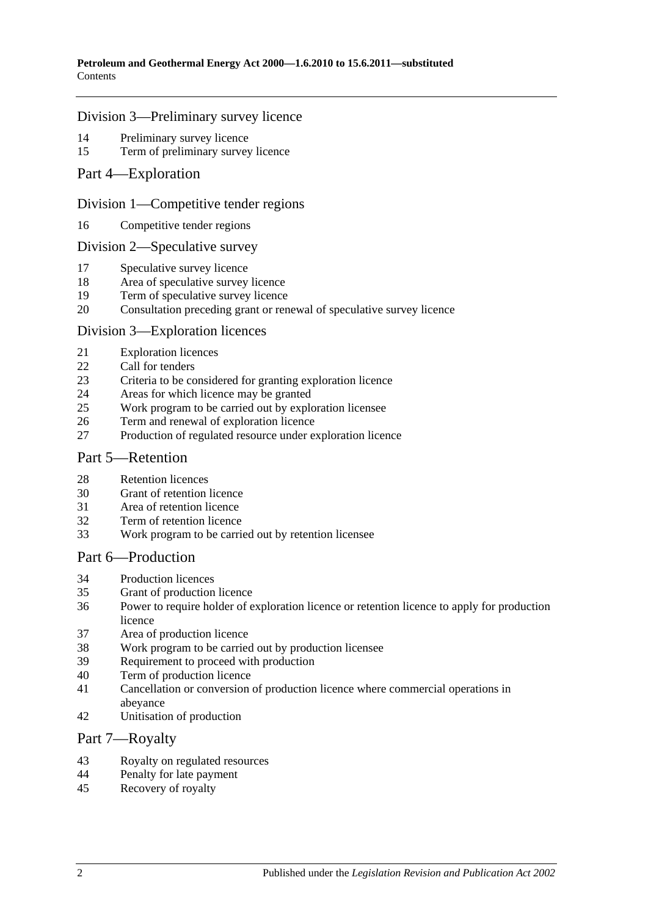## Division 3—Preliminary survey licence

14 Preliminary survey licence
15 Term of preliminary survey licence

# Part 4—Exploration

## Division 1—Competitive tender regions

16 Competitive tender regions

## Division 2—Speculative survey

17 Speculative survey licence
18 Area of speculative survey licence
19 Term of speculative survey licence
20 Consultation preceding grant or renewal of speculative survey licence

## Division 3—Exploration licences

21 Exploration licences
22 Call for tenders
23 Criteria to be considered for granting exploration licence
24 Areas for which licence may be granted
25 Work program to be carried out by exploration licensee
26 Term and renewal of exploration licence
27 Production of regulated resource under exploration licence

# Part 5—Retention

28 Retention licences
30 Grant of retention licence
31 Area of retention licence
32 Term of retention licence
33 Work program to be carried out by retention licensee

# Part 6—Production

34 Production licences
35 Grant of production licence
36 Power to require holder of exploration licence or retention licence to apply for production licence
37 Area of production licence
38 Work program to be carried out by production licensee
39 Requirement to proceed with production
40 Term of production licence
41 Cancellation or conversion of production licence where commercial operations in abeyance
42 Unitisation of production

# Part 7—Royalty

43 Royalty on regulated resources
44 Penalty for late payment
45 Recovery of royalty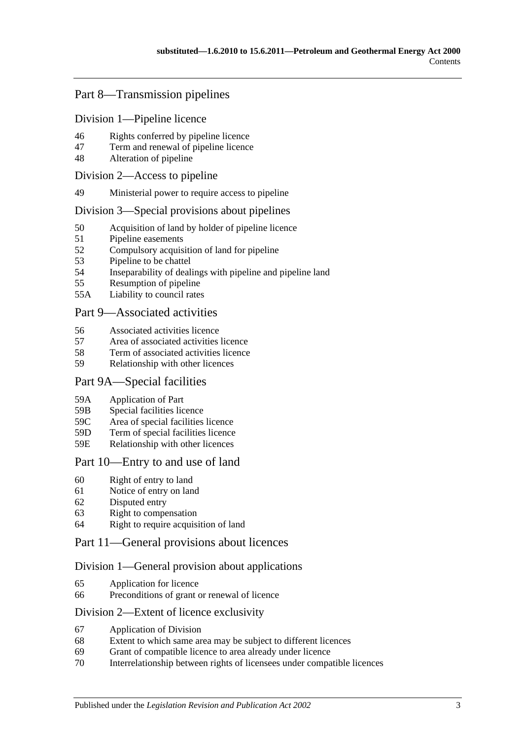## Part 8—Transmission pipelines

### Division 1—Pipeline licence

46 Rights conferred by pipeline licence
47 Term and renewal of pipeline licence
48 Alteration of pipeline

### Division 2—Access to pipeline

49 Ministerial power to require access to pipeline

### Division 3—Special provisions about pipelines

50 Acquisition of land by holder of pipeline licence
51 Pipeline easements
52 Compulsory acquisition of land for pipeline
53 Pipeline to be chattel
54 Inseparability of dealings with pipeline and pipeline land
55 Resumption of pipeline
55A Liability to council rates

## Part 9—Associated activities

56 Associated activities licence
57 Area of associated activities licence
58 Term of associated activities licence
59 Relationship with other licences

## Part 9A—Special facilities

59A Application of Part
59B Special facilities licence
59C Area of special facilities licence
59D Term of special facilities licence
59E Relationship with other licences

## Part 10—Entry to and use of land

60 Right of entry to land
61 Notice of entry on land
62 Disputed entry
63 Right to compensation
64 Right to require acquisition of land

## Part 11—General provisions about licences

### Division 1—General provision about applications

65 Application for licence
66 Preconditions of grant or renewal of licence

### Division 2—Extent of licence exclusivity

67 Application of Division
68 Extent to which same area may be subject to different licences
69 Grant of compatible licence to area already under licence
70 Interrelationship between rights of licensees under compatible licences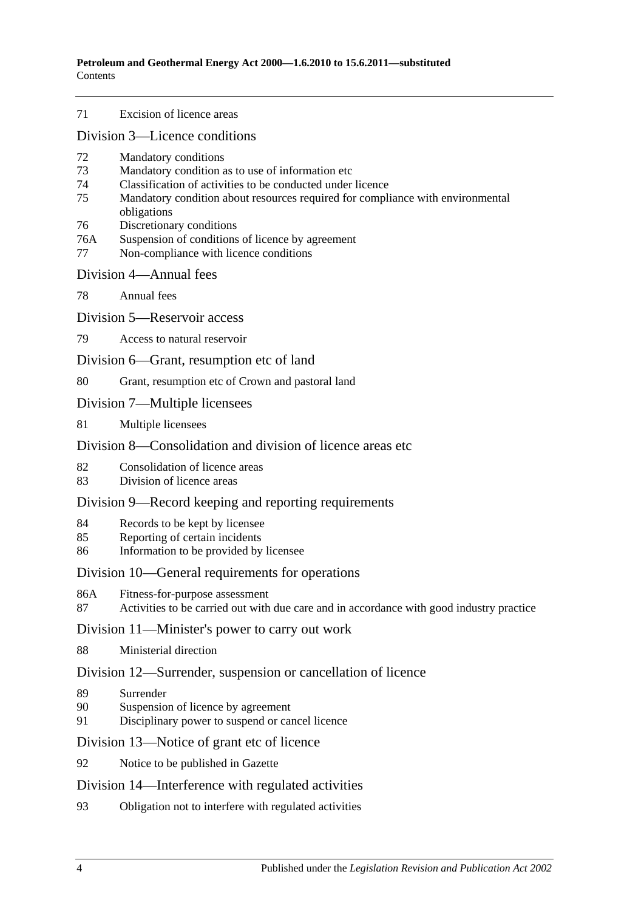71 Excision of licence areas

## Division 3—Licence conditions

72 Mandatory conditions
73 Mandatory condition as to use of information etc
74 Classification of activities to be conducted under licence
75 Mandatory condition about resources required for compliance with environmental obligations
76 Discretionary conditions
76A Suspension of conditions of licence by agreement
77 Non-compliance with licence conditions

## Division 4—Annual fees

78 Annual fees

## Division 5—Reservoir access

79 Access to natural reservoir

## Division 6—Grant, resumption etc of land

80 Grant, resumption etc of Crown and pastoral land

## Division 7—Multiple licensees

81 Multiple licensees

## Division 8—Consolidation and division of licence areas etc

82 Consolidation of licence areas
83 Division of licence areas

## Division 9—Record keeping and reporting requirements

84 Records to be kept by licensee
85 Reporting of certain incidents
86 Information to be provided by licensee

## Division 10—General requirements for operations

86A Fitness-for-purpose assessment
87 Activities to be carried out with due care and in accordance with good industry practice

## Division 11—Minister's power to carry out work

88 Ministerial direction

## Division 12—Surrender, suspension or cancellation of licence

89 Surrender
90 Suspension of licence by agreement
91 Disciplinary power to suspend or cancel licence

## Division 13—Notice of grant etc of licence

92 Notice to be published in Gazette

## Division 14—Interference with regulated activities

93 Obligation not to interfere with regulated activities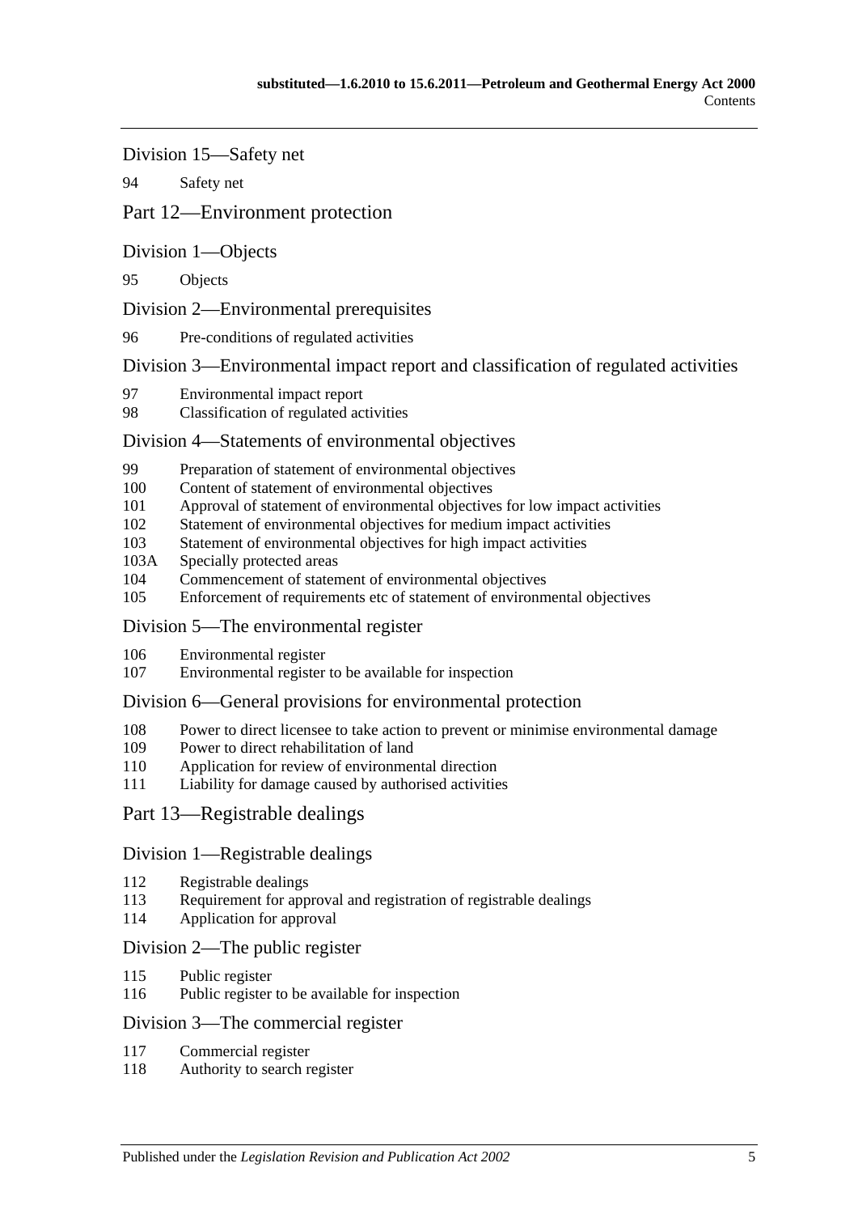Division 15—Safety net

94 Safety net

Part 12—Environment protection

Division 1—Objects

95 Objects

Division 2—Environmental prerequisites

96 Pre-conditions of regulated activities

Division 3—Environmental impact report and classification of regulated activities

97 Environmental impact report
98 Classification of regulated activities

Division 4—Statements of environmental objectives

99 Preparation of statement of environmental objectives
100 Content of statement of environmental objectives
101 Approval of statement of environmental objectives for low impact activities
102 Statement of environmental objectives for medium impact activities
103 Statement of environmental objectives for high impact activities
103A Specially protected areas
104 Commencement of statement of environmental objectives
105 Enforcement of requirements etc of statement of environmental objectives

Division 5—The environmental register

106 Environmental register
107 Environmental register to be available for inspection

Division 6—General provisions for environmental protection

108 Power to direct licensee to take action to prevent or minimise environmental damage
109 Power to direct rehabilitation of land
110 Application for review of environmental direction
111 Liability for damage caused by authorised activities

Part 13—Registrable dealings

Division 1—Registrable dealings

112 Registrable dealings
113 Requirement for approval and registration of registrable dealings
114 Application for approval

Division 2—The public register

115 Public register
116 Public register to be available for inspection

Division 3—The commercial register

117 Commercial register
118 Authority to search register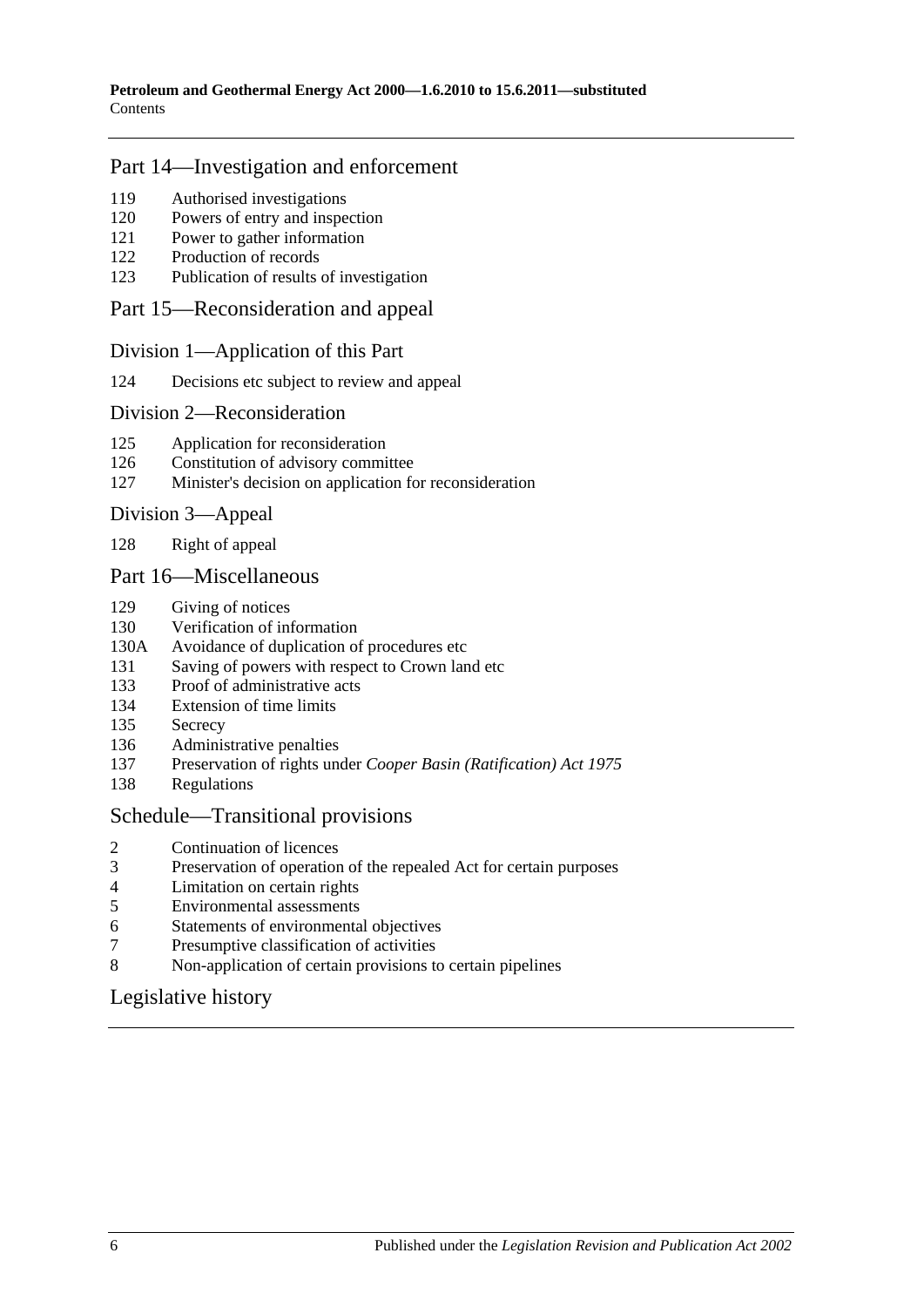## Part 14—Investigation and enforcement

119 Authorised investigations
120 Powers of entry and inspection
121 Power to gather information
122 Production of records
123 Publication of results of investigation

## Part 15—Reconsideration and appeal

### Division 1—Application of this Part

124 Decisions etc subject to review and appeal

### Division 2—Reconsideration

125 Application for reconsideration
126 Constitution of advisory committee
127 Minister's decision on application for reconsideration

### Division 3—Appeal

128 Right of appeal

## Part 16—Miscellaneous

129 Giving of notices
130 Verification of information
130A Avoidance of duplication of procedures etc
131 Saving of powers with respect to Crown land etc
133 Proof of administrative acts
134 Extension of time limits
135 Secrecy
136 Administrative penalties
137 Preservation of rights under *Cooper Basin (Ratification) Act 1975*
138 Regulations

## Schedule—Transitional provisions

2 Continuation of licences
3 Preservation of operation of the repealed Act for certain purposes
4 Limitation on certain rights
5 Environmental assessments
6 Statements of environmental objectives
7 Presumptive classification of activities
8 Non-application of certain provisions to certain pipelines

## Legislative history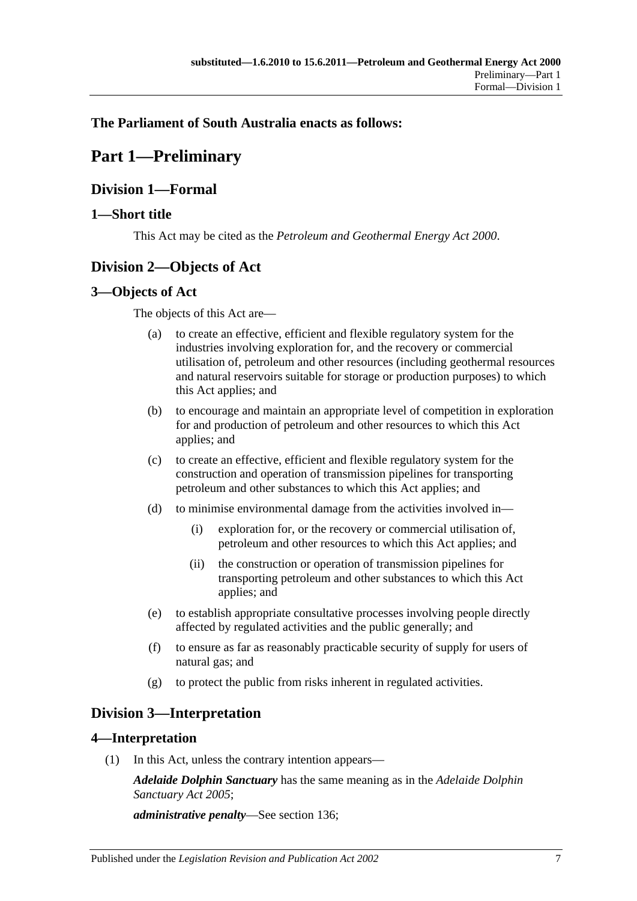**The Parliament of South Australia enacts as follows:**

# Part 1—Preliminary

## Division 1—Formal

### 1—Short title

This Act may be cited as the *Petroleum and Geothermal Energy Act 2000*.

## Division 2—Objects of Act

### 3—Objects of Act

The objects of this Act are—

(a) to create an effective, efficient and flexible regulatory system for the industries involving exploration for, and the recovery or commercial utilisation of, petroleum and other resources (including geothermal resources and natural reservoirs suitable for storage or production purposes) to which this Act applies; and

(b) to encourage and maintain an appropriate level of competition in exploration for and production of petroleum and other resources to which this Act applies; and

(c) to create an effective, efficient and flexible regulatory system for the construction and operation of transmission pipelines for transporting petroleum and other substances to which this Act applies; and

(d) to minimise environmental damage from the activities involved in—

(i) exploration for, or the recovery or commercial utilisation of, petroleum and other resources to which this Act applies; and

(ii) the construction or operation of transmission pipelines for transporting petroleum and other substances to which this Act applies; and

(e) to establish appropriate consultative processes involving people directly affected by regulated activities and the public generally; and

(f) to ensure as far as reasonably practicable security of supply for users of natural gas; and

(g) to protect the public from risks inherent in regulated activities.

## Division 3—Interpretation

### 4—Interpretation

(1) In this Act, unless the contrary intention appears—

***Adelaide Dolphin Sanctuary*** has the same meaning as in the *Adelaide Dolphin Sanctuary Act 2005*;

***administrative penalty***—See section 136;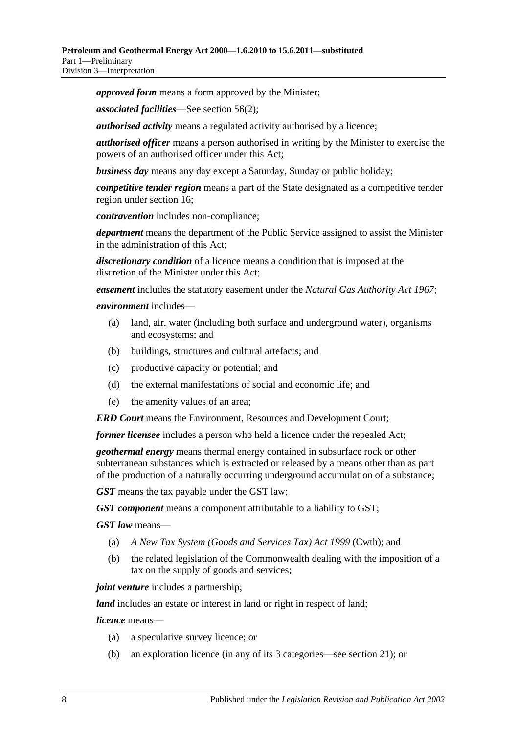***approved form*** means a form approved by the Minister;

***associated facilities***—See section 56(2);

***authorised activity*** means a regulated activity authorised by a licence;

***authorised officer*** means a person authorised in writing by the Minister to exercise the powers of an authorised officer under this Act;

***business day*** means any day except a Saturday, Sunday or public holiday;

***competitive tender region*** means a part of the State designated as a competitive tender region under section 16;

***contravention*** includes non-compliance;

***department*** means the department of the Public Service assigned to assist the Minister in the administration of this Act;

***discretionary condition*** of a licence means a condition that is imposed at the discretion of the Minister under this Act;

***easement*** includes the statutory easement under the *Natural Gas Authority Act 1967*;

***environment*** includes—

- (a) land, air, water (including both surface and underground water), organisms and ecosystems; and
- (b) buildings, structures and cultural artefacts; and
- (c) productive capacity or potential; and
- (d) the external manifestations of social and economic life; and
- (e) the amenity values of an area;

***ERD Court*** means the Environment, Resources and Development Court;

***former licensee*** includes a person who held a licence under the repealed Act;

***geothermal energy*** means thermal energy contained in subsurface rock or other subterranean substances which is extracted or released by a means other than as part of the production of a naturally occurring underground accumulation of a substance;

***GST*** means the tax payable under the GST law;

***GST component*** means a component attributable to a liability to GST;

***GST law*** means—

- (a) *A New Tax System (Goods and Services Tax) Act 1999* (Cwth); and
- (b) the related legislation of the Commonwealth dealing with the imposition of a tax on the supply of goods and services;

***joint venture*** includes a partnership;

***land*** includes an estate or interest in land or right in respect of land;

***licence*** means—

- (a) a speculative survey licence; or
- (b) an exploration licence (in any of its 3 categories—see section 21); or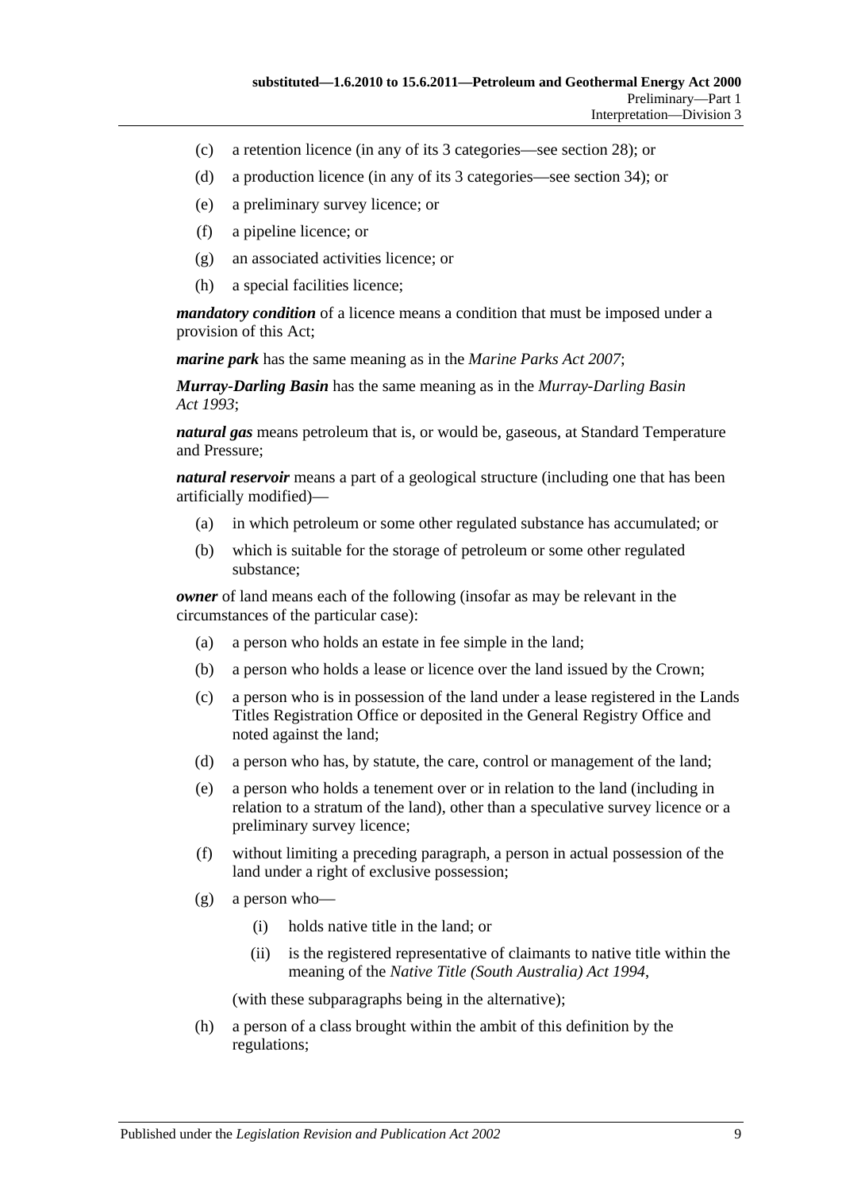(c) a retention licence (in any of its 3 categories—see section 28); or

(d) a production licence (in any of its 3 categories—see section 34); or

(e) a preliminary survey licence; or

(f) a pipeline licence; or

(g) an associated activities licence; or

(h) a special facilities licence;

***mandatory condition*** of a licence means a condition that must be imposed under a provision of this Act;

***marine park*** has the same meaning as in the *Marine Parks Act 2007*;

***Murray-Darling Basin*** has the same meaning as in the *Murray-Darling Basin Act 1993*;

***natural gas*** means petroleum that is, or would be, gaseous, at Standard Temperature and Pressure;

***natural reservoir*** means a part of a geological structure (including one that has been artificially modified)—

(a) in which petroleum or some other regulated substance has accumulated; or

(b) which is suitable for the storage of petroleum or some other regulated substance;

***owner*** of land means each of the following (insofar as may be relevant in the circumstances of the particular case):

(a) a person who holds an estate in fee simple in the land;

(b) a person who holds a lease or licence over the land issued by the Crown;

(c) a person who is in possession of the land under a lease registered in the Lands Titles Registration Office or deposited in the General Registry Office and noted against the land;

(d) a person who has, by statute, the care, control or management of the land;

(e) a person who holds a tenement over or in relation to the land (including in relation to a stratum of the land), other than a speculative survey licence or a preliminary survey licence;

(f) without limiting a preceding paragraph, a person in actual possession of the land under a right of exclusive possession;

(g) a person who—

(i) holds native title in the land; or

(ii) is the registered representative of claimants to native title within the meaning of the *Native Title (South Australia) Act 1994*,

(with these subparagraphs being in the alternative);

(h) a person of a class brought within the ambit of this definition by the regulations;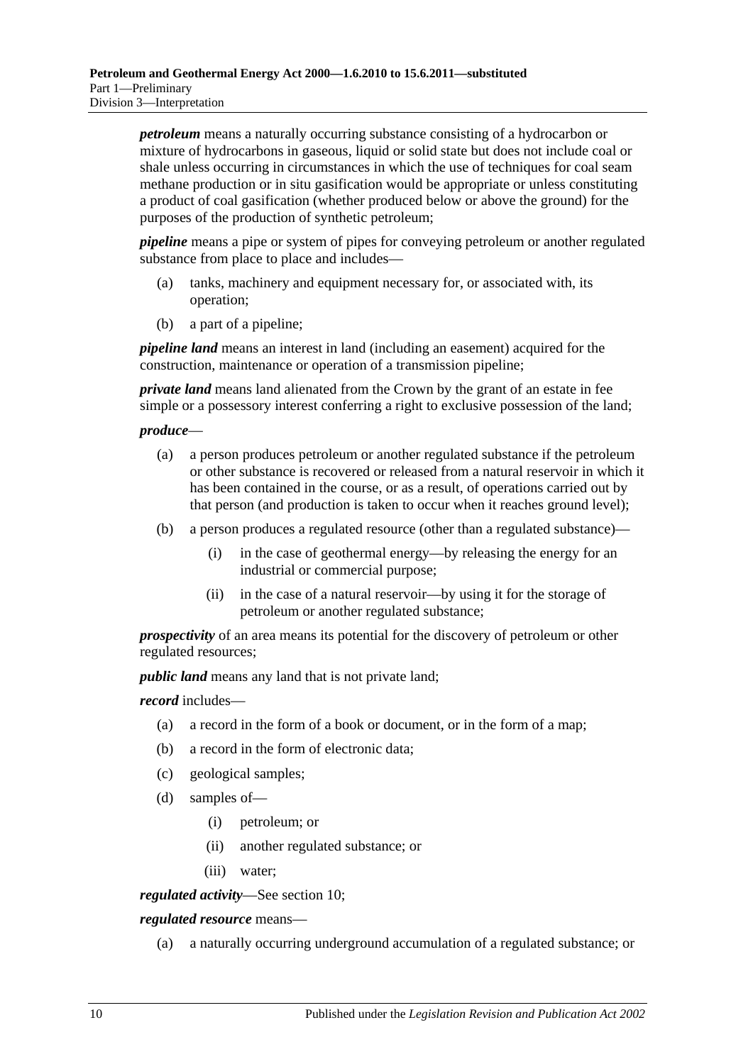***petroleum*** means a naturally occurring substance consisting of a hydrocarbon or mixture of hydrocarbons in gaseous, liquid or solid state but does not include coal or shale unless occurring in circumstances in which the use of techniques for coal seam methane production or in situ gasification would be appropriate or unless constituting a product of coal gasification (whether produced below or above the ground) for the purposes of the production of synthetic petroleum;

***pipeline*** means a pipe or system of pipes for conveying petroleum or another regulated substance from place to place and includes—

(a) tanks, machinery and equipment necessary for, or associated with, its operation;

(b) a part of a pipeline;

***pipeline land*** means an interest in land (including an easement) acquired for the construction, maintenance or operation of a transmission pipeline;

***private land*** means land alienated from the Crown by the grant of an estate in fee simple or a possessory interest conferring a right to exclusive possession of the land;

***produce***—

(a) a person produces petroleum or another regulated substance if the petroleum or other substance is recovered or released from a natural reservoir in which it has been contained in the course, or as a result, of operations carried out by that person (and production is taken to occur when it reaches ground level);

(b) a person produces a regulated resource (other than a regulated substance)—

(i) in the case of geothermal energy—by releasing the energy for an industrial or commercial purpose;

(ii) in the case of a natural reservoir—by using it for the storage of petroleum or another regulated substance;

***prospectivity*** of an area means its potential for the discovery of petroleum or other regulated resources;

***public land*** means any land that is not private land;

***record*** includes—

(a) a record in the form of a book or document, or in the form of a map;

(b) a record in the form of electronic data;

(c) geological samples;

(d) samples of—

(i) petroleum; or

(ii) another regulated substance; or

(iii) water;

***regulated activity***—See section 10;

***regulated resource*** means—

(a) a naturally occurring underground accumulation of a regulated substance; or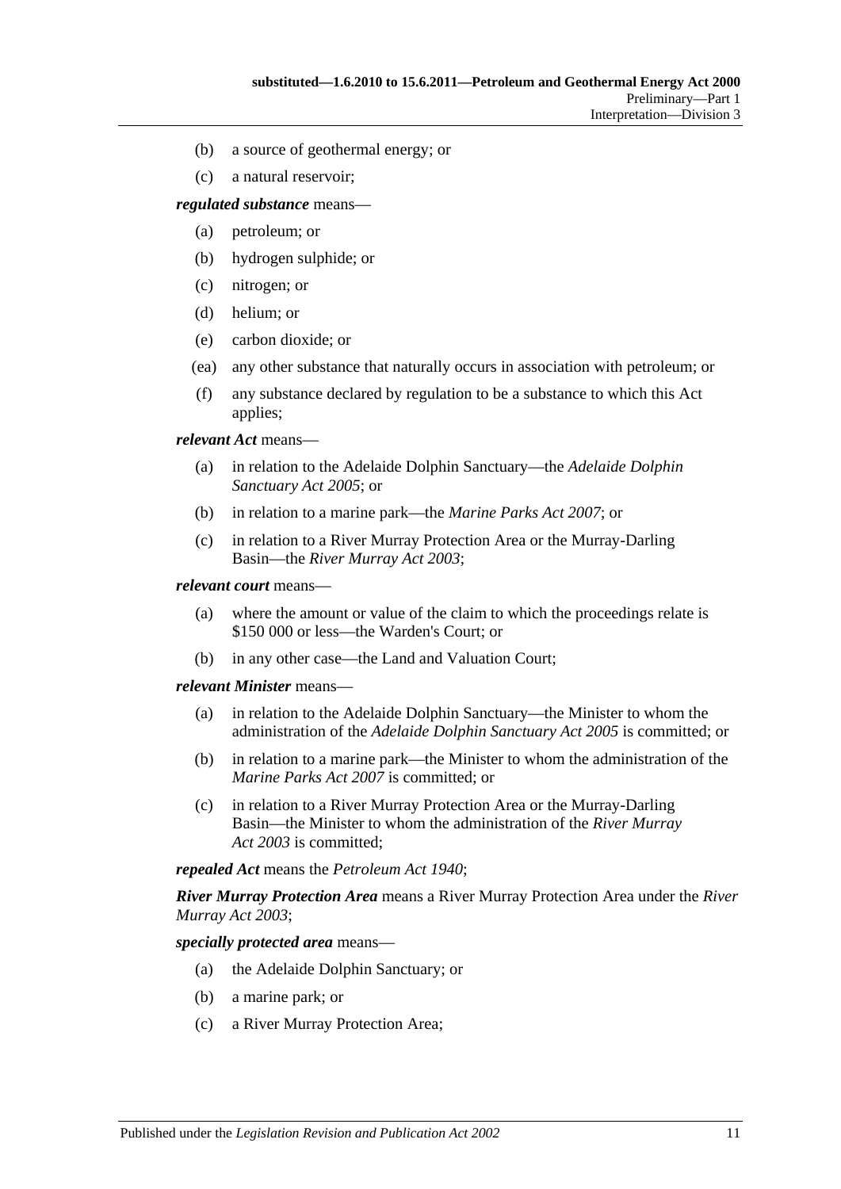(b) a source of geothermal energy; or

(c) a natural reservoir;

***regulated substance*** means—

(a) petroleum; or

(b) hydrogen sulphide; or

(c) nitrogen; or

(d) helium; or

(e) carbon dioxide; or

(ea) any other substance that naturally occurs in association with petroleum; or

(f) any substance declared by regulation to be a substance to which this Act applies;

***relevant Act*** means—

(a) in relation to the Adelaide Dolphin Sanctuary—the *Adelaide Dolphin Sanctuary Act 2005*; or

(b) in relation to a marine park—the *Marine Parks Act 2007*; or

(c) in relation to a River Murray Protection Area or the Murray-Darling Basin—the *River Murray Act 2003*;

***relevant court*** means—

(a) where the amount or value of the claim to which the proceedings relate is \$150 000 or less—the Warden's Court; or

(b) in any other case—the Land and Valuation Court;

***relevant Minister*** means—

(a) in relation to the Adelaide Dolphin Sanctuary—the Minister to whom the administration of the *Adelaide Dolphin Sanctuary Act 2005* is committed; or

(b) in relation to a marine park—the Minister to whom the administration of the *Marine Parks Act 2007* is committed; or

(c) in relation to a River Murray Protection Area or the Murray-Darling Basin—the Minister to whom the administration of the *River Murray Act 2003* is committed;

***repealed Act*** means the *Petroleum Act 1940*;

***River Murray Protection Area*** means a River Murray Protection Area under the *River Murray Act 2003*;

***specially protected area*** means—

(a) the Adelaide Dolphin Sanctuary; or

(b) a marine park; or

(c) a River Murray Protection Area;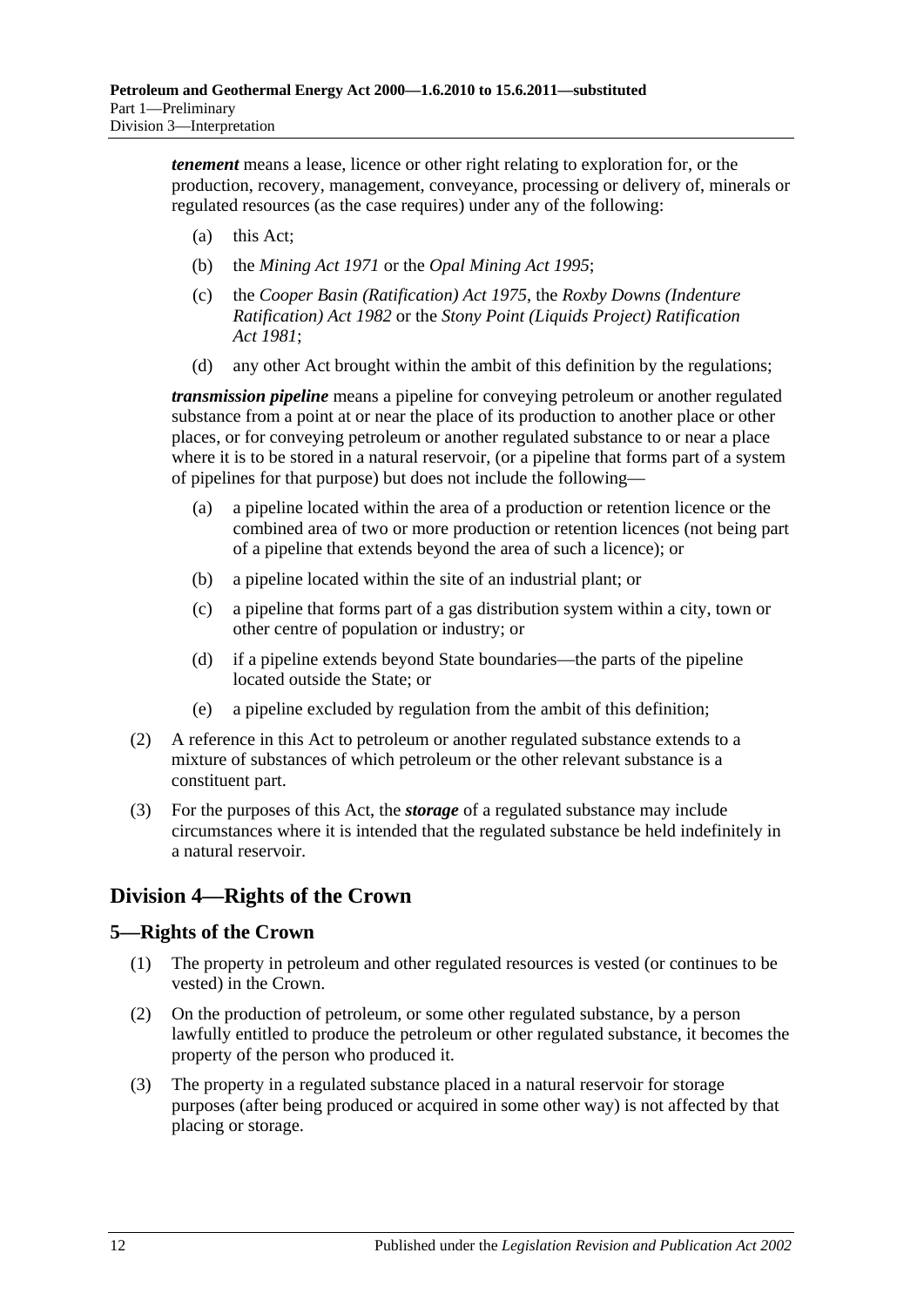***tenement*** means a lease, licence or other right relating to exploration for, or the production, recovery, management, conveyance, processing or delivery of, minerals or regulated resources (as the case requires) under any of the following:

- (a) this Act;
- (b) the *Mining Act 1971* or the *Opal Mining Act 1995*;
- (c) the *Cooper Basin (Ratification) Act 1975*, the *Roxby Downs (Indenture Ratification) Act 1982* or the *Stony Point (Liquids Project) Ratification Act 1981*;
- (d) any other Act brought within the ambit of this definition by the regulations;

***transmission pipeline*** means a pipeline for conveying petroleum or another regulated substance from a point at or near the place of its production to another place or other places, or for conveying petroleum or another regulated substance to or near a place where it is to be stored in a natural reservoir, (or a pipeline that forms part of a system of pipelines for that purpose) but does not include the following—

- (a) a pipeline located within the area of a production or retention licence or the combined area of two or more production or retention licences (not being part of a pipeline that extends beyond the area of such a licence); or
- (b) a pipeline located within the site of an industrial plant; or
- (c) a pipeline that forms part of a gas distribution system within a city, town or other centre of population or industry; or
- (d) if a pipeline extends beyond State boundaries—the parts of the pipeline located outside the State; or
- (e) a pipeline excluded by regulation from the ambit of this definition;

(2) A reference in this Act to petroleum or another regulated substance extends to a mixture of substances of which petroleum or the other relevant substance is a constituent part.

(3) For the purposes of this Act, the ***storage*** of a regulated substance may include circumstances where it is intended that the regulated substance be held indefinitely in a natural reservoir.

## Division 4—Rights of the Crown

### 5—Rights of the Crown

(1) The property in petroleum and other regulated resources is vested (or continues to be vested) in the Crown.

(2) On the production of petroleum, or some other regulated substance, by a person lawfully entitled to produce the petroleum or other regulated substance, it becomes the property of the person who produced it.

(3) The property in a regulated substance placed in a natural reservoir for storage purposes (after being produced or acquired in some other way) is not affected by that placing or storage.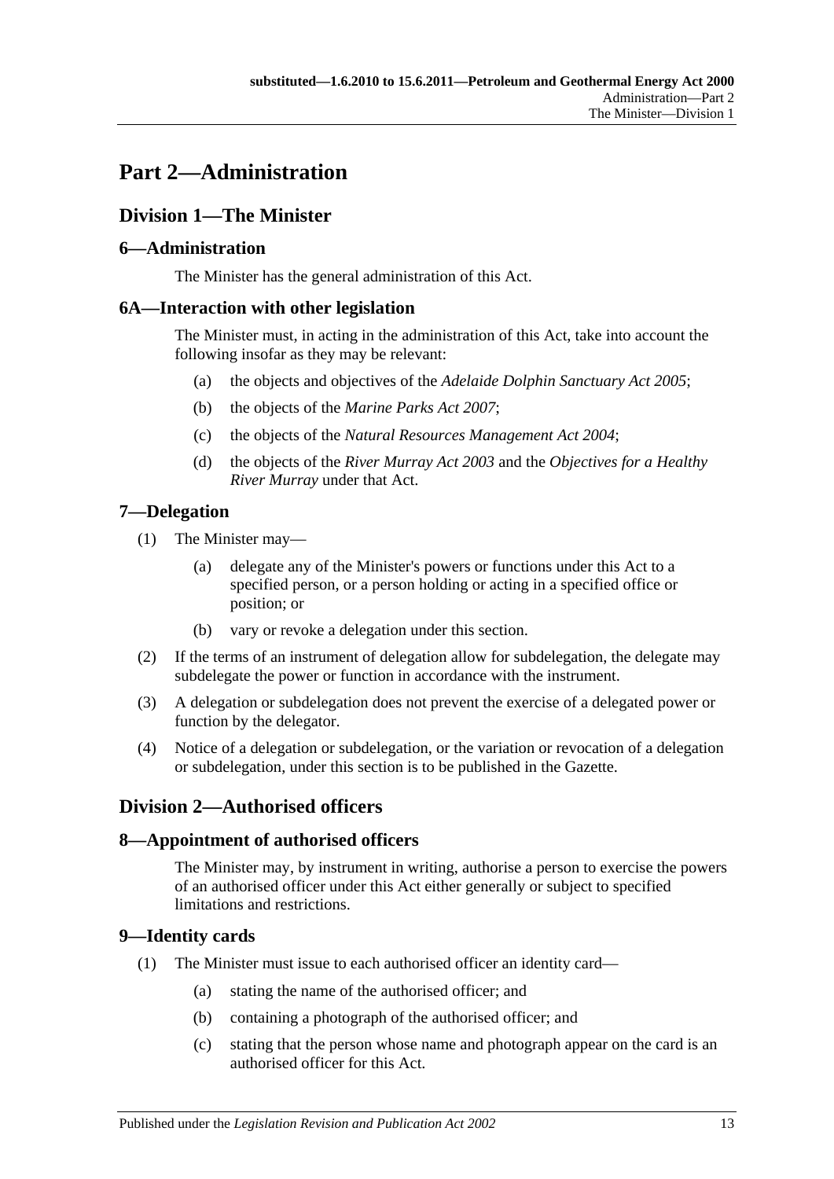# Part 2—Administration

## Division 1—The Minister

### 6—Administration

The Minister has the general administration of this Act.

### 6A—Interaction with other legislation

The Minister must, in acting in the administration of this Act, take into account the following insofar as they may be relevant:

(a) the objects and objectives of the *Adelaide Dolphin Sanctuary Act 2005*;

(b) the objects of the *Marine Parks Act 2007*;

(c) the objects of the *Natural Resources Management Act 2004*;

(d) the objects of the *River Murray Act 2003* and the *Objectives for a Healthy River Murray* under that Act.

### 7—Delegation

(1) The Minister may—

(a) delegate any of the Minister's powers or functions under this Act to a specified person, or a person holding or acting in a specified office or position; or

(b) vary or revoke a delegation under this section.

(2) If the terms of an instrument of delegation allow for subdelegation, the delegate may subdelegate the power or function in accordance with the instrument.

(3) A delegation or subdelegation does not prevent the exercise of a delegated power or function by the delegator.

(4) Notice of a delegation or subdelegation, or the variation or revocation of a delegation or subdelegation, under this section is to be published in the Gazette.

## Division 2—Authorised officers

### 8—Appointment of authorised officers

The Minister may, by instrument in writing, authorise a person to exercise the powers of an authorised officer under this Act either generally or subject to specified limitations and restrictions.

### 9—Identity cards

(1) The Minister must issue to each authorised officer an identity card—

(a) stating the name of the authorised officer; and

(b) containing a photograph of the authorised officer; and

(c) stating that the person whose name and photograph appear on the card is an authorised officer for this Act.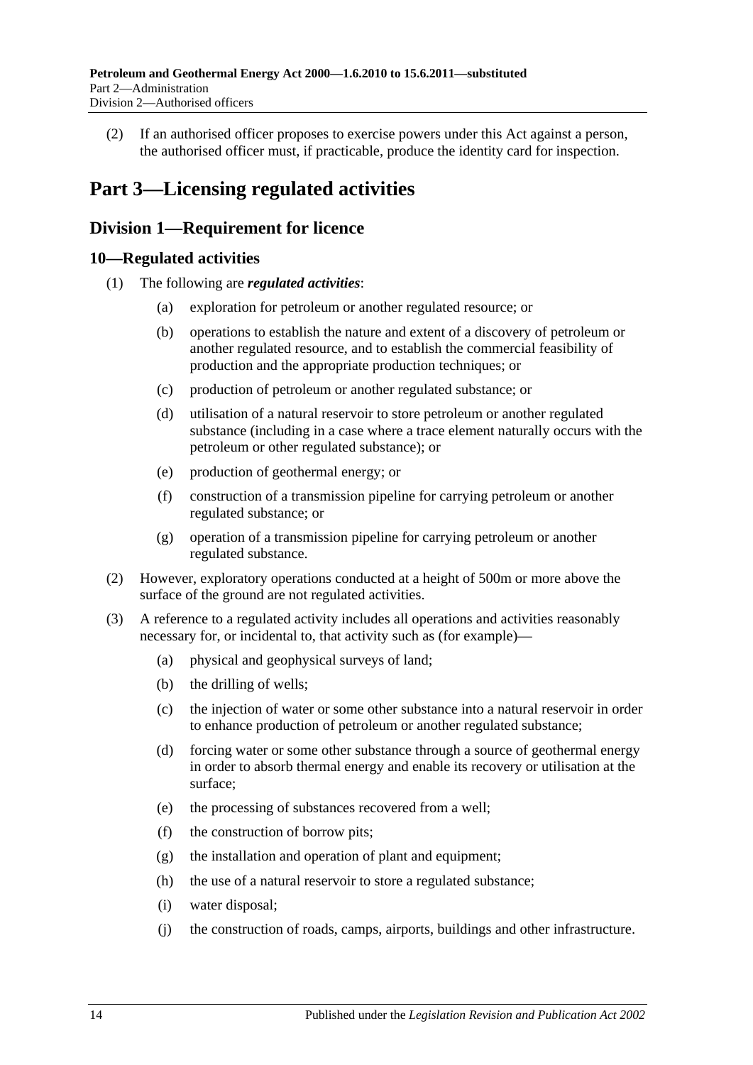(2) If an authorised officer proposes to exercise powers under this Act against a person, the authorised officer must, if practicable, produce the identity card for inspection.

# Part 3—Licensing regulated activities

## Division 1—Requirement for licence

### 10—Regulated activities

(1) The following are ***regulated activities***:

(a) exploration for petroleum or another regulated resource; or

(b) operations to establish the nature and extent of a discovery of petroleum or another regulated resource, and to establish the commercial feasibility of production and the appropriate production techniques; or

(c) production of petroleum or another regulated substance; or

(d) utilisation of a natural reservoir to store petroleum or another regulated substance (including in a case where a trace element naturally occurs with the petroleum or other regulated substance); or

(e) production of geothermal energy; or

(f) construction of a transmission pipeline for carrying petroleum or another regulated substance; or

(g) operation of a transmission pipeline for carrying petroleum or another regulated substance.

(2) However, exploratory operations conducted at a height of 500m or more above the surface of the ground are not regulated activities.

(3) A reference to a regulated activity includes all operations and activities reasonably necessary for, or incidental to, that activity such as (for example)—

(a) physical and geophysical surveys of land;

(b) the drilling of wells;

(c) the injection of water or some other substance into a natural reservoir in order to enhance production of petroleum or another regulated substance;

(d) forcing water or some other substance through a source of geothermal energy in order to absorb thermal energy and enable its recovery or utilisation at the surface;

(e) the processing of substances recovered from a well;

(f) the construction of borrow pits;

(g) the installation and operation of plant and equipment;

(h) the use of a natural reservoir to store a regulated substance;

(i) water disposal;

(j) the construction of roads, camps, airports, buildings and other infrastructure.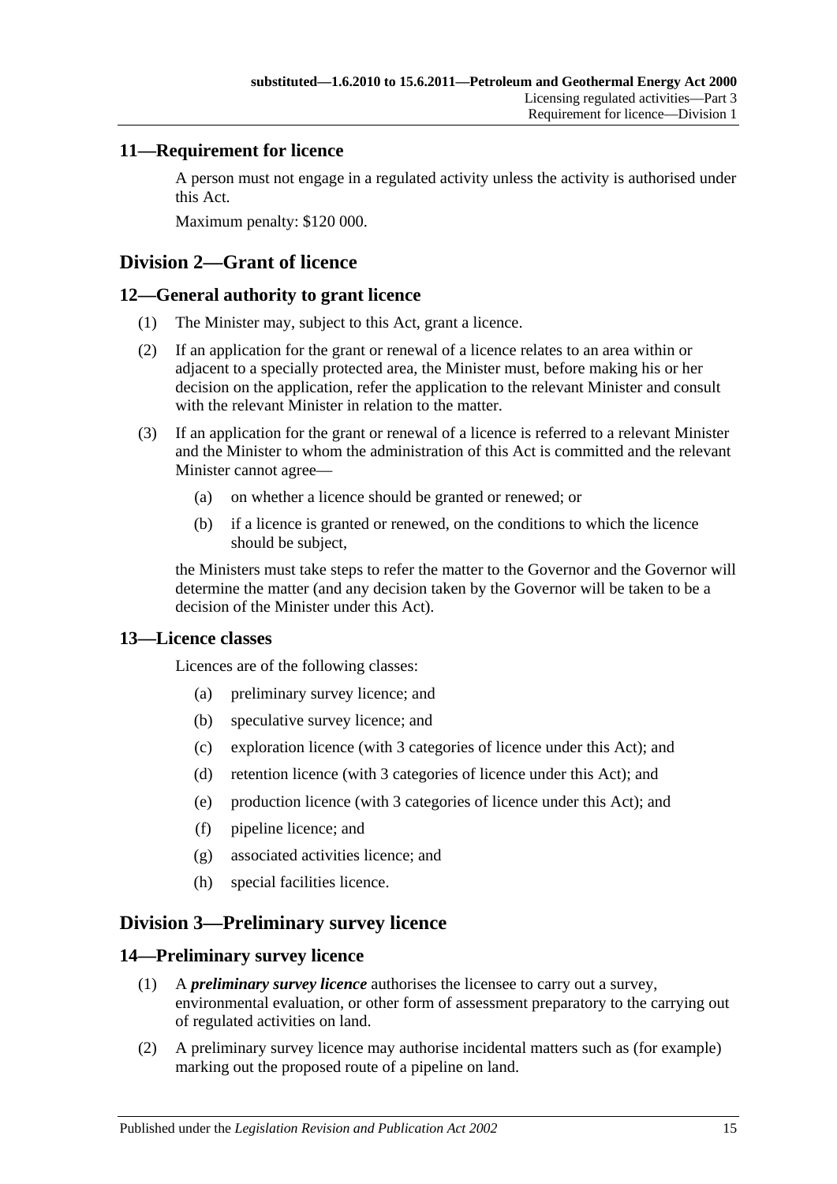## 11—Requirement for licence

A person must not engage in a regulated activity unless the activity is authorised under this Act.

Maximum penalty: $120 000.

# Division 2—Grant of licence

## 12—General authority to grant licence

(1) The Minister may, subject to this Act, grant a licence.

(2) If an application for the grant or renewal of a licence relates to an area within or adjacent to a specially protected area, the Minister must, before making his or her decision on the application, refer the application to the relevant Minister and consult with the relevant Minister in relation to the matter.

(3) If an application for the grant or renewal of a licence is referred to a relevant Minister and the Minister to whom the administration of this Act is committed and the relevant Minister cannot agree—

(a) on whether a licence should be granted or renewed; or

(b) if a licence is granted or renewed, on the conditions to which the licence should be subject,

the Ministers must take steps to refer the matter to the Governor and the Governor will determine the matter (and any decision taken by the Governor will be taken to be a decision of the Minister under this Act).

## 13—Licence classes

Licences are of the following classes:

(a) preliminary survey licence; and

(b) speculative survey licence; and

(c) exploration licence (with 3 categories of licence under this Act); and

(d) retention licence (with 3 categories of licence under this Act); and

(e) production licence (with 3 categories of licence under this Act); and

(f) pipeline licence; and

(g) associated activities licence; and

(h) special facilities licence.

# Division 3—Preliminary survey licence

## 14—Preliminary survey licence

(1) A ***preliminary survey licence*** authorises the licensee to carry out a survey, environmental evaluation, or other form of assessment preparatory to the carrying out of regulated activities on land.

(2) A preliminary survey licence may authorise incidental matters such as (for example) marking out the proposed route of a pipeline on land.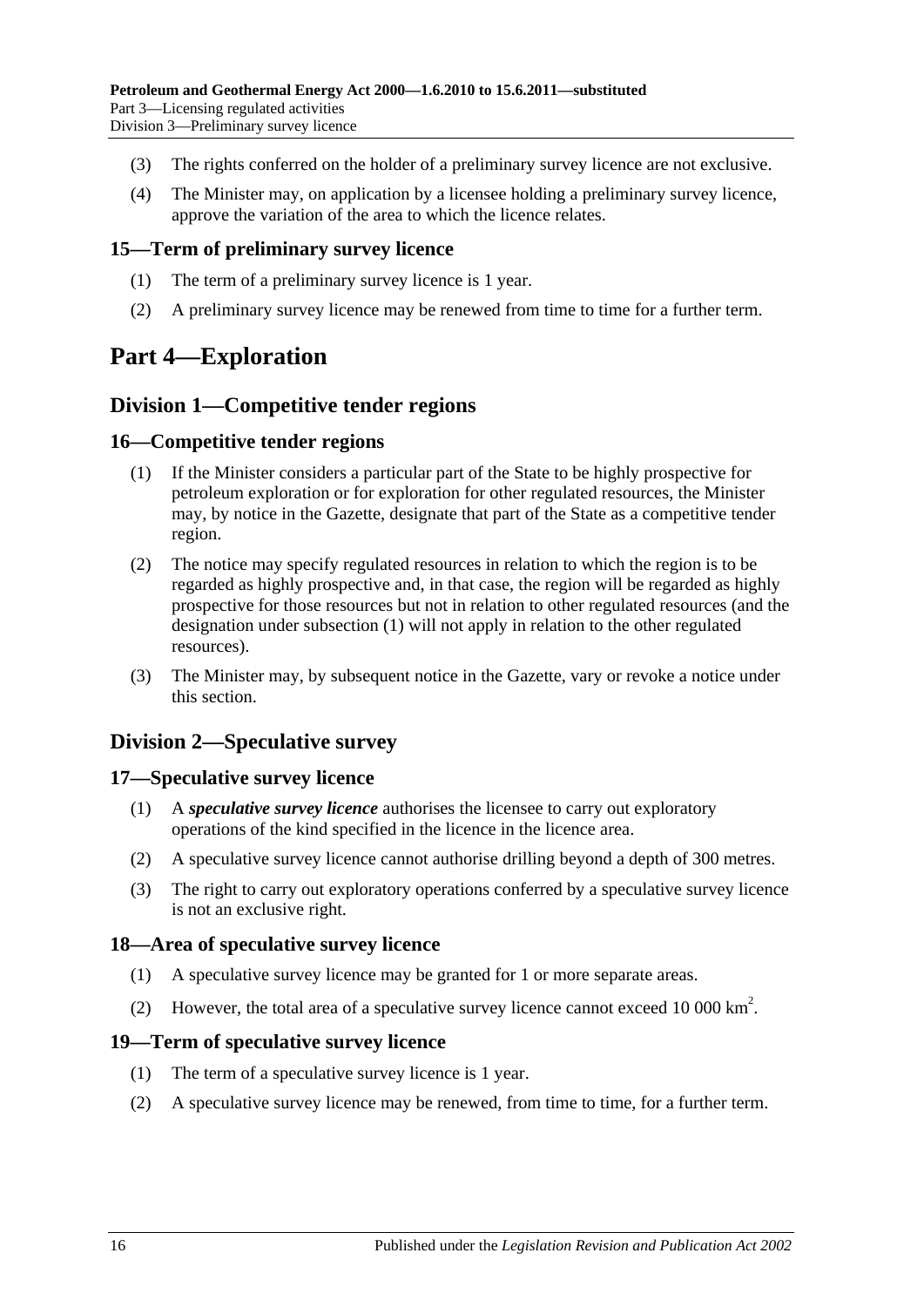(3) The rights conferred on the holder of a preliminary survey licence are not exclusive.

(4) The Minister may, on application by a licensee holding a preliminary survey licence, approve the variation of the area to which the licence relates.

### 15—Term of preliminary survey licence

(1) The term of a preliminary survey licence is 1 year.

(2) A preliminary survey licence may be renewed from time to time for a further term.

# Part 4—Exploration

## Division 1—Competitive tender regions

### 16—Competitive tender regions

(1) If the Minister considers a particular part of the State to be highly prospective for petroleum exploration or for exploration for other regulated resources, the Minister may, by notice in the Gazette, designate that part of the State as a competitive tender region.

(2) The notice may specify regulated resources in relation to which the region is to be regarded as highly prospective and, in that case, the region will be regarded as highly prospective for those resources but not in relation to other regulated resources (and the designation under subsection (1) will not apply in relation to the other regulated resources).

(3) The Minister may, by subsequent notice in the Gazette, vary or revoke a notice under this section.

## Division 2—Speculative survey

### 17—Speculative survey licence

(1) A ***speculative survey licence*** authorises the licensee to carry out exploratory operations of the kind specified in the licence in the licence area.

(2) A speculative survey licence cannot authorise drilling beyond a depth of 300 metres.

(3) The right to carry out exploratory operations conferred by a speculative survey licence is not an exclusive right.

### 18—Area of speculative survey licence

(1) A speculative survey licence may be granted for 1 or more separate areas.

(2) However, the total area of a speculative survey licence cannot exceed 10 000 $km^2$.

### 19—Term of speculative survey licence

(1) The term of a speculative survey licence is 1 year.

(2) A speculative survey licence may be renewed, from time to time, for a further term.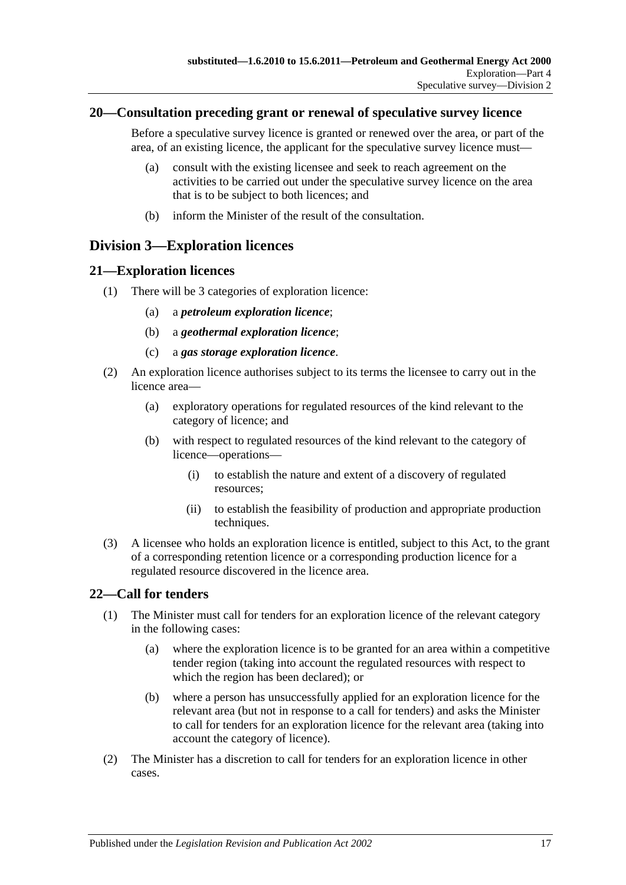## 20—Consultation preceding grant or renewal of speculative survey licence

Before a speculative survey licence is granted or renewed over the area, or part of the area, of an existing licence, the applicant for the speculative survey licence must—

(a) consult with the existing licensee and seek to reach agreement on the activities to be carried out under the speculative survey licence on the area that is to be subject to both licences; and

(b) inform the Minister of the result of the consultation.

# Division 3—Exploration licences

## 21—Exploration licences

(1) There will be 3 categories of exploration licence:

(a) a ***petroleum exploration licence***;

(b) a ***geothermal exploration licence***;

(c) a ***gas storage exploration licence***.

(2) An exploration licence authorises subject to its terms the licensee to carry out in the licence area—

(a) exploratory operations for regulated resources of the kind relevant to the category of licence; and

(b) with respect to regulated resources of the kind relevant to the category of licence—operations—

(i) to establish the nature and extent of a discovery of regulated resources;

(ii) to establish the feasibility of production and appropriate production techniques.

(3) A licensee who holds an exploration licence is entitled, subject to this Act, to the grant of a corresponding retention licence or a corresponding production licence for a regulated resource discovered in the licence area.

## 22—Call for tenders

(1) The Minister must call for tenders for an exploration licence of the relevant category in the following cases:

(a) where the exploration licence is to be granted for an area within a competitive tender region (taking into account the regulated resources with respect to which the region has been declared); or

(b) where a person has unsuccessfully applied for an exploration licence for the relevant area (but not in response to a call for tenders) and asks the Minister to call for tenders for an exploration licence for the relevant area (taking into account the category of licence).

(2) The Minister has a discretion to call for tenders for an exploration licence in other cases.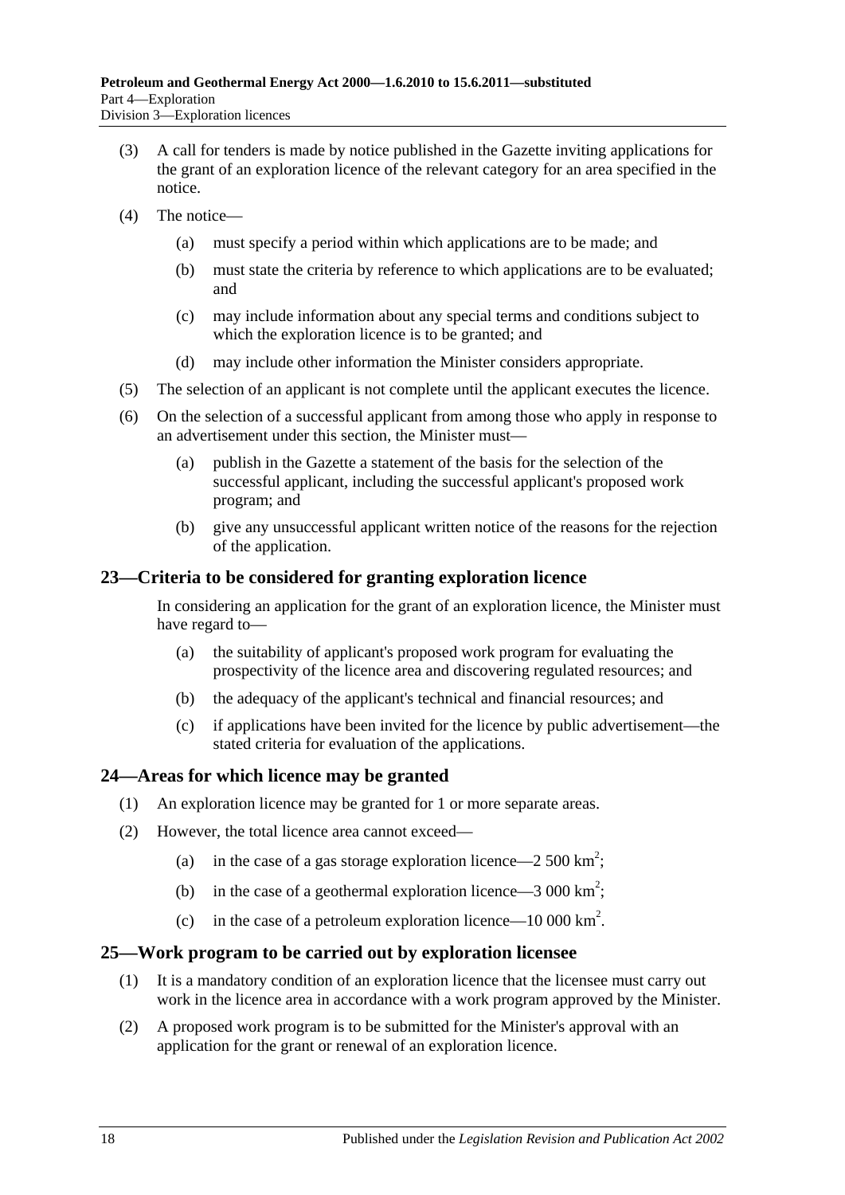(3) A call for tenders is made by notice published in the Gazette inviting applications for the grant of an exploration licence of the relevant category for an area specified in the notice.

(4) The notice—

(a) must specify a period within which applications are to be made; and

(b) must state the criteria by reference to which applications are to be evaluated; and

(c) may include information about any special terms and conditions subject to which the exploration licence is to be granted; and

(d) may include other information the Minister considers appropriate.

(5) The selection of an applicant is not complete until the applicant executes the licence.

(6) On the selection of a successful applicant from among those who apply in response to an advertisement under this section, the Minister must—

(a) publish in the Gazette a statement of the basis for the selection of the successful applicant, including the successful applicant's proposed work program; and

(b) give any unsuccessful applicant written notice of the reasons for the rejection of the application.

## 23—Criteria to be considered for granting exploration licence

In considering an application for the grant of an exploration licence, the Minister must have regard to—

(a) the suitability of applicant's proposed work program for evaluating the prospectivity of the licence area and discovering regulated resources; and

(b) the adequacy of the applicant's technical and financial resources; and

(c) if applications have been invited for the licence by public advertisement—the stated criteria for evaluation of the applications.

## 24—Areas for which licence may be granted

(1) An exploration licence may be granted for 1 or more separate areas.

(2) However, the total licence area cannot exceed—

(a) in the case of a gas storage exploration licence—2 500 $km^2$;

(b) in the case of a geothermal exploration licence—3 000 $km^2$;

(c) in the case of a petroleum exploration licence—10 000 $km^2$.

## 25—Work program to be carried out by exploration licensee

(1) It is a mandatory condition of an exploration licence that the licensee must carry out work in the licence area in accordance with a work program approved by the Minister.

(2) A proposed work program is to be submitted for the Minister's approval with an application for the grant or renewal of an exploration licence.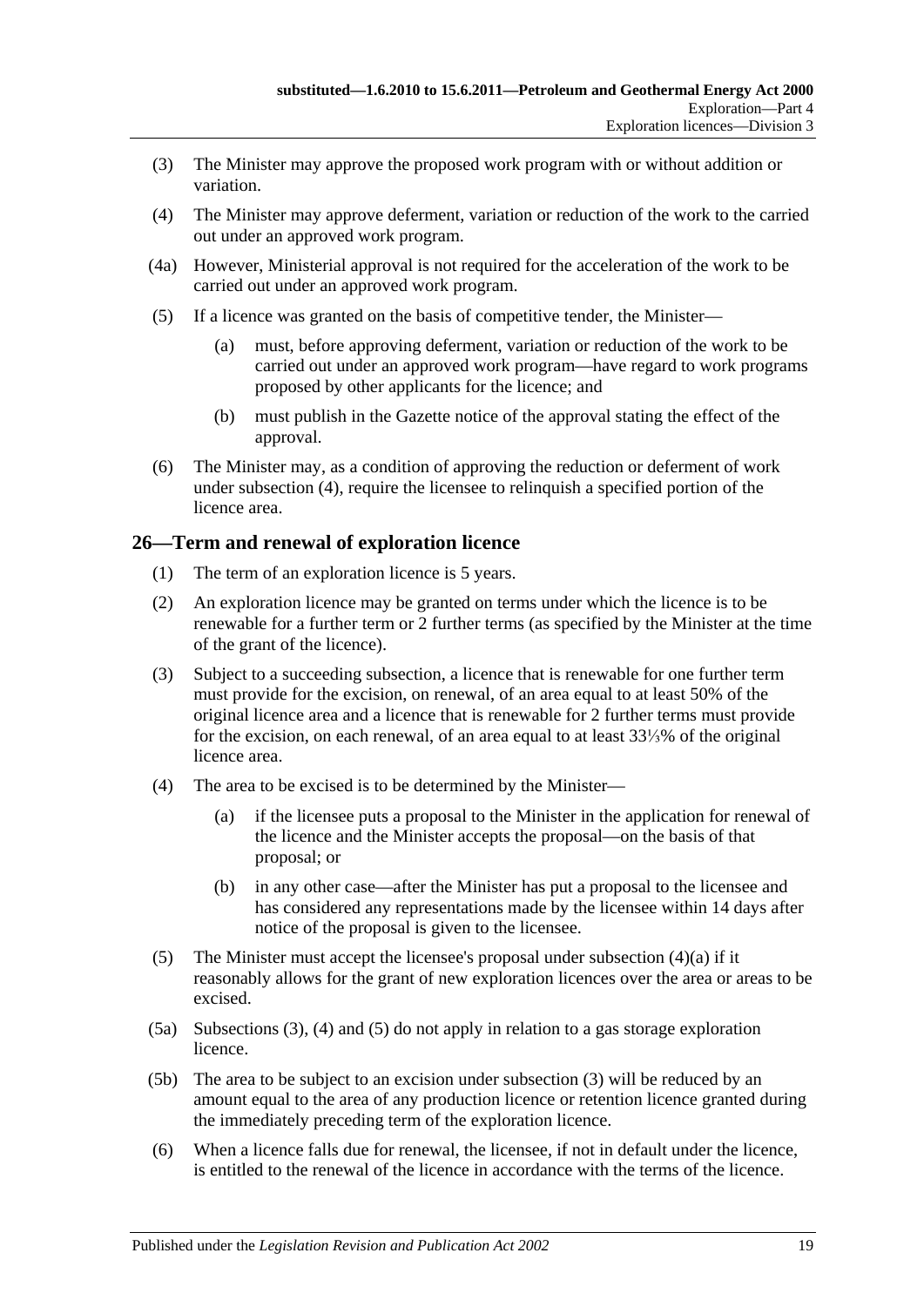(3) The Minister may approve the proposed work program with or without addition or variation.

(4) The Minister may approve deferment, variation or reduction of the work to the carried out under an approved work program.

(4a) However, Ministerial approval is not required for the acceleration of the work to be carried out under an approved work program.

(5) If a licence was granted on the basis of competitive tender, the Minister—

(a) must, before approving deferment, variation or reduction of the work to be carried out under an approved work program—have regard to work programs proposed by other applicants for the licence; and

(b) must publish in the Gazette notice of the approval stating the effect of the approval.

(6) The Minister may, as a condition of approving the reduction or deferment of work under subsection (4), require the licensee to relinquish a specified portion of the licence area.

## 26—Term and renewal of exploration licence

(1) The term of an exploration licence is 5 years.

(2) An exploration licence may be granted on terms under which the licence is to be renewable for a further term or 2 further terms (as specified by the Minister at the time of the grant of the licence).

(3) Subject to a succeeding subsection, a licence that is renewable for one further term must provide for the excision, on renewal, of an area equal to at least 50% of the original licence area and a licence that is renewable for 2 further terms must provide for the excision, on each renewal, of an area equal to at least 33⅓% of the original licence area.

(4) The area to be excised is to be determined by the Minister—

(a) if the licensee puts a proposal to the Minister in the application for renewal of the licence and the Minister accepts the proposal—on the basis of that proposal; or

(b) in any other case—after the Minister has put a proposal to the licensee and has considered any representations made by the licensee within 14 days after notice of the proposal is given to the licensee.

(5) The Minister must accept the licensee's proposal under subsection (4)(a) if it reasonably allows for the grant of new exploration licences over the area or areas to be excised.

(5a) Subsections (3), (4) and (5) do not apply in relation to a gas storage exploration licence.

(5b) The area to be subject to an excision under subsection (3) will be reduced by an amount equal to the area of any production licence or retention licence granted during the immediately preceding term of the exploration licence.

(6) When a licence falls due for renewal, the licensee, if not in default under the licence, is entitled to the renewal of the licence in accordance with the terms of the licence.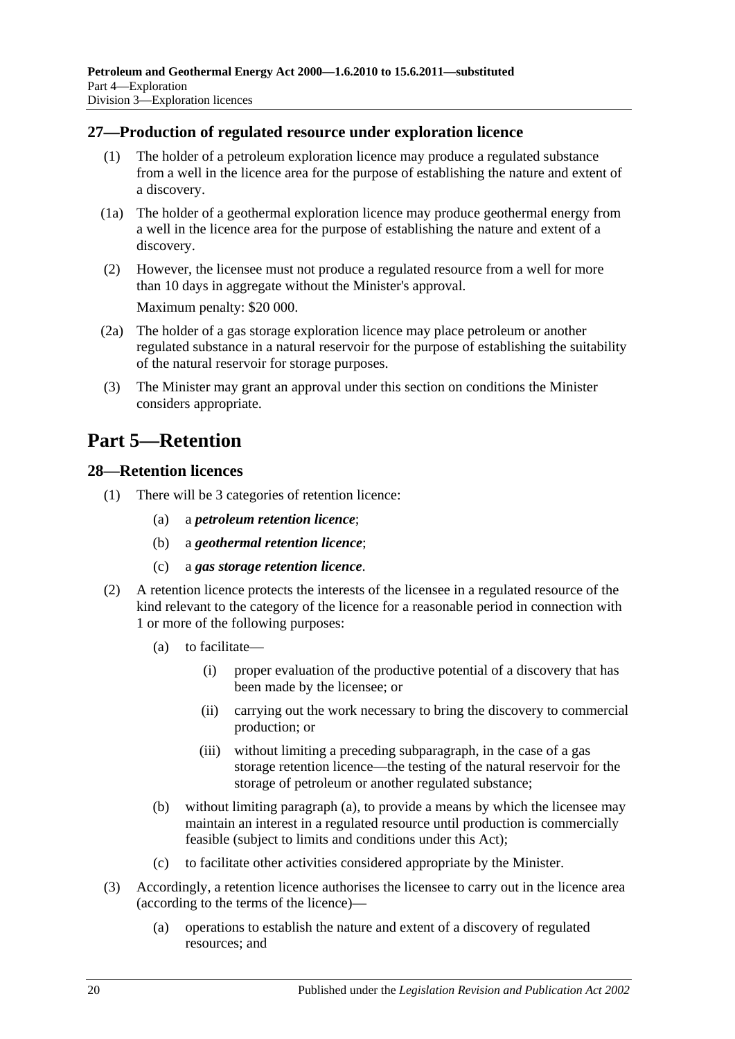## 27—Production of regulated resource under exploration licence

(1) The holder of a petroleum exploration licence may produce a regulated substance from a well in the licence area for the purpose of establishing the nature and extent of a discovery.

(1a) The holder of a geothermal exploration licence may produce geothermal energy from a well in the licence area for the purpose of establishing the nature and extent of a discovery.

(2) However, the licensee must not produce a regulated resource from a well for more than 10 days in aggregate without the Minister's approval.

Maximum penalty: $20 000.

(2a) The holder of a gas storage exploration licence may place petroleum or another regulated substance in a natural reservoir for the purpose of establishing the suitability of the natural reservoir for storage purposes.

(3) The Minister may grant an approval under this section on conditions the Minister considers appropriate.

# Part 5—Retention

## 28—Retention licences

(1) There will be 3 categories of retention licence:

- (a) a ***petroleum retention licence***;
- (b) a ***geothermal retention licence***;
- (c) a ***gas storage retention licence***.

(2) A retention licence protects the interests of the licensee in a regulated resource of the kind relevant to the category of the licence for a reasonable period in connection with 1 or more of the following purposes:

- (a) to facilitate—
  - (i) proper evaluation of the productive potential of a discovery that has been made by the licensee; or
  - (ii) carrying out the work necessary to bring the discovery to commercial production; or
  - (iii) without limiting a preceding subparagraph, in the case of a gas storage retention licence—the testing of the natural reservoir for the storage of petroleum or another regulated substance;
- (b) without limiting paragraph (a), to provide a means by which the licensee may maintain an interest in a regulated resource until production is commercially feasible (subject to limits and conditions under this Act);
- (c) to facilitate other activities considered appropriate by the Minister.

(3) Accordingly, a retention licence authorises the licensee to carry out in the licence area (according to the terms of the licence)—

- (a) operations to establish the nature and extent of a discovery of regulated resources; and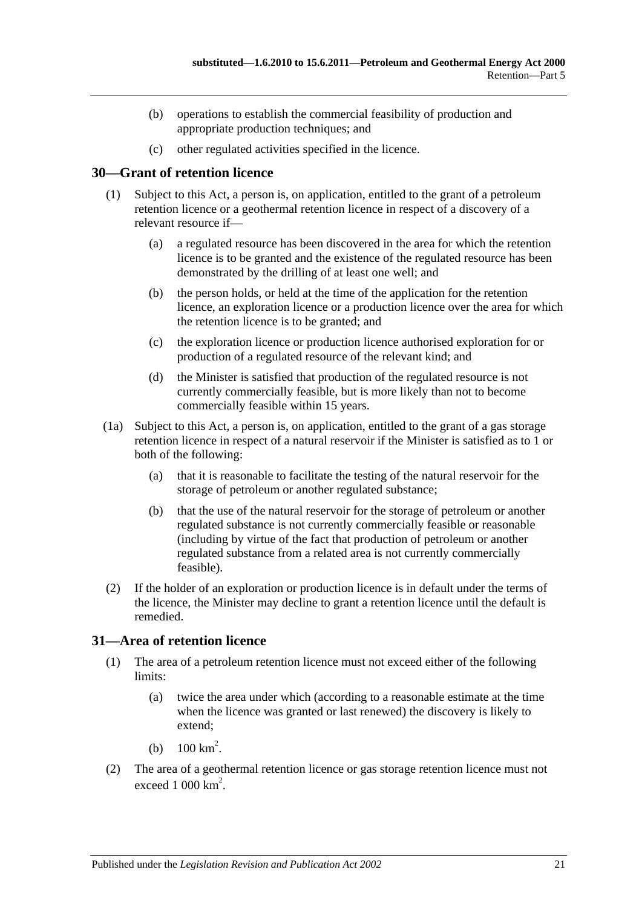(b) operations to establish the commercial feasibility of production and appropriate production techniques; and

(c) other regulated activities specified in the licence.

## 30—Grant of retention licence

(1) Subject to this Act, a person is, on application, entitled to the grant of a petroleum retention licence or a geothermal retention licence in respect of a discovery of a relevant resource if—

(a) a regulated resource has been discovered in the area for which the retention licence is to be granted and the existence of the regulated resource has been demonstrated by the drilling of at least one well; and

(b) the person holds, or held at the time of the application for the retention licence, an exploration licence or a production licence over the area for which the retention licence is to be granted; and

(c) the exploration licence or production licence authorised exploration for or production of a regulated resource of the relevant kind; and

(d) the Minister is satisfied that production of the regulated resource is not currently commercially feasible, but is more likely than not to become commercially feasible within 15 years.

(1a) Subject to this Act, a person is, on application, entitled to the grant of a gas storage retention licence in respect of a natural reservoir if the Minister is satisfied as to 1 or both of the following:

(a) that it is reasonable to facilitate the testing of the natural reservoir for the storage of petroleum or another regulated substance;

(b) that the use of the natural reservoir for the storage of petroleum or another regulated substance is not currently commercially feasible or reasonable (including by virtue of the fact that production of petroleum or another regulated substance from a related area is not currently commercially feasible).

(2) If the holder of an exploration or production licence is in default under the terms of the licence, the Minister may decline to grant a retention licence until the default is remedied.

## 31—Area of retention licence

(1) The area of a petroleum retention licence must not exceed either of the following limits:

(a) twice the area under which (according to a reasonable estimate at the time when the licence was granted or last renewed) the discovery is likely to extend;

(b) 100 $km^2$.

(2) The area of a geothermal retention licence or gas storage retention licence must not exceed 1 000 $km^2$.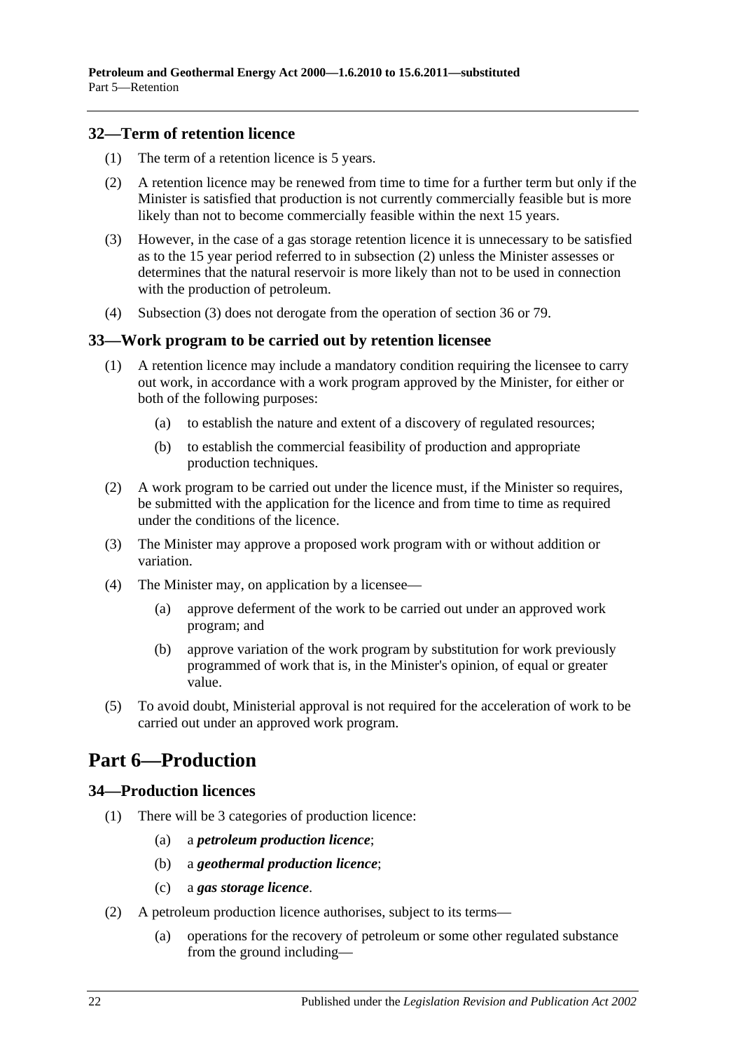### 32—Term of retention licence

(1) The term of a retention licence is 5 years.

(2) A retention licence may be renewed from time to time for a further term but only if the Minister is satisfied that production is not currently commercially feasible but is more likely than not to become commercially feasible within the next 15 years.

(3) However, in the case of a gas storage retention licence it is unnecessary to be satisfied as to the 15 year period referred to in subsection (2) unless the Minister assesses or determines that the natural reservoir is more likely than not to be used in connection with the production of petroleum.

(4) Subsection (3) does not derogate from the operation of section 36 or 79.

### 33—Work program to be carried out by retention licensee

(1) A retention licence may include a mandatory condition requiring the licensee to carry out work, in accordance with a work program approved by the Minister, for either or both of the following purposes:

- (a) to establish the nature and extent of a discovery of regulated resources;
- (b) to establish the commercial feasibility of production and appropriate production techniques.

(2) A work program to be carried out under the licence must, if the Minister so requires, be submitted with the application for the licence and from time to time as required under the conditions of the licence.

(3) The Minister may approve a proposed work program with or without addition or variation.

(4) The Minister may, on application by a licensee—

- (a) approve deferment of the work to be carried out under an approved work program; and
- (b) approve variation of the work program by substitution for work previously programmed of work that is, in the Minister's opinion, of equal or greater value.

(5) To avoid doubt, Ministerial approval is not required for the acceleration of work to be carried out under an approved work program.

## Part 6—Production

### 34—Production licences

(1) There will be 3 categories of production licence:

- (a) a ***petroleum production licence***;
- (b) a ***geothermal production licence***;
- (c) a ***gas storage licence***.

(2) A petroleum production licence authorises, subject to its terms—

- (a) operations for the recovery of petroleum or some other regulated substance from the ground including—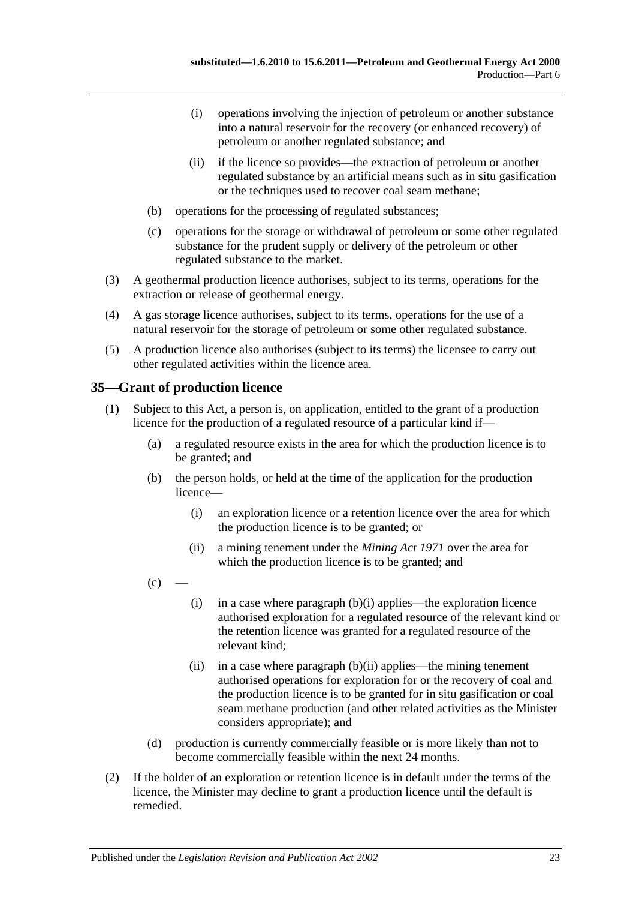(i) operations involving the injection of petroleum or another substance into a natural reservoir for the recovery (or enhanced recovery) of petroleum or another regulated substance; and

(ii) if the licence so provides—the extraction of petroleum or another regulated substance by an artificial means such as in situ gasification or the techniques used to recover coal seam methane;

(b) operations for the processing of regulated substances;

(c) operations for the storage or withdrawal of petroleum or some other regulated substance for the prudent supply or delivery of the petroleum or other regulated substance to the market.

(3) A geothermal production licence authorises, subject to its terms, operations for the extraction or release of geothermal energy.

(4) A gas storage licence authorises, subject to its terms, operations for the use of a natural reservoir for the storage of petroleum or some other regulated substance.

(5) A production licence also authorises (subject to its terms) the licensee to carry out other regulated activities within the licence area.

## 35—Grant of production licence

(1) Subject to this Act, a person is, on application, entitled to the grant of a production licence for the production of a regulated resource of a particular kind if—

(a) a regulated resource exists in the area for which the production licence is to be granted; and

(b) the person holds, or held at the time of the application for the production licence—

(i) an exploration licence or a retention licence over the area for which the production licence is to be granted; or

(ii) a mining tenement under the *Mining Act 1971* over the area for which the production licence is to be granted; and

(c) —

(i) in a case where paragraph (b)(i) applies—the exploration licence authorised exploration for a regulated resource of the relevant kind or the retention licence was granted for a regulated resource of the relevant kind;

(ii) in a case where paragraph (b)(ii) applies—the mining tenement authorised operations for exploration for or the recovery of coal and the production licence is to be granted for in situ gasification or coal seam methane production (and other related activities as the Minister considers appropriate); and

(d) production is currently commercially feasible or is more likely than not to become commercially feasible within the next 24 months.

(2) If the holder of an exploration or retention licence is in default under the terms of the licence, the Minister may decline to grant a production licence until the default is remedied.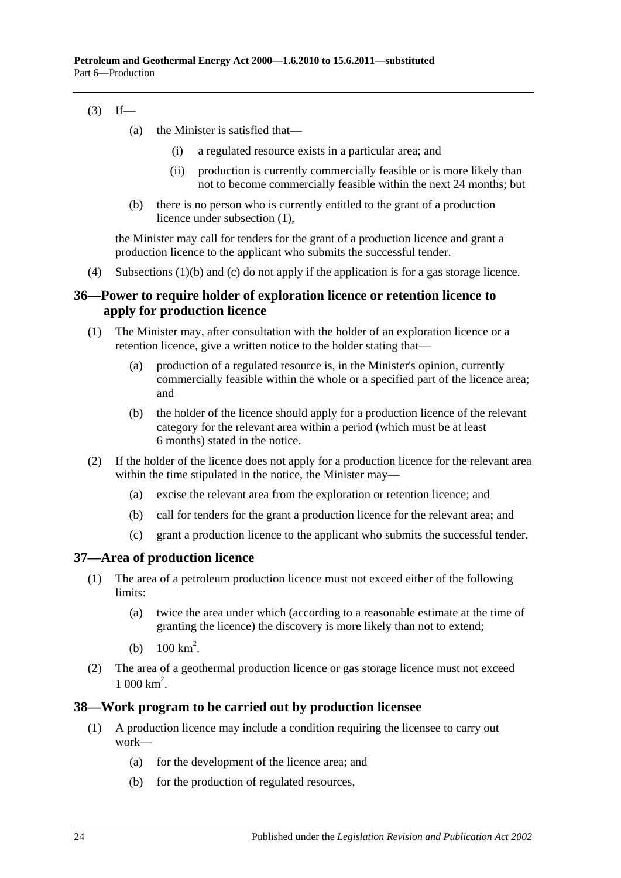(3) If—

(a) the Minister is satisfied that—

(i) a regulated resource exists in a particular area; and

(ii) production is currently commercially feasible or is more likely than not to become commercially feasible within the next 24 months; but

(b) there is no person who is currently entitled to the grant of a production licence under subsection (1),

the Minister may call for tenders for the grant of a production licence and grant a production licence to the applicant who submits the successful tender.

(4) Subsections (1)(b) and (c) do not apply if the application is for a gas storage licence.

## 36—Power to require holder of exploration licence or retention licence to apply for production licence

(1) The Minister may, after consultation with the holder of an exploration licence or a retention licence, give a written notice to the holder stating that—

(a) production of a regulated resource is, in the Minister's opinion, currently commercially feasible within the whole or a specified part of the licence area; and

(b) the holder of the licence should apply for a production licence of the relevant category for the relevant area within a period (which must be at least 6 months) stated in the notice.

(2) If the holder of the licence does not apply for a production licence for the relevant area within the time stipulated in the notice, the Minister may—

(a) excise the relevant area from the exploration or retention licence; and

(b) call for tenders for the grant a production licence for the relevant area; and

(c) grant a production licence to the applicant who submits the successful tender.

## 37—Area of production licence

(1) The area of a petroleum production licence must not exceed either of the following limits:

(a) twice the area under which (according to a reasonable estimate at the time of granting the licence) the discovery is more likely than not to extend;

(b) $100 \text{ km}^2$.

(2) The area of a geothermal production licence or gas storage licence must not exceed $1\,000 \text{ km}^2$.

## 38—Work program to be carried out by production licensee

(1) A production licence may include a condition requiring the licensee to carry out work—

(a) for the development of the licence area; and

(b) for the production of regulated resources,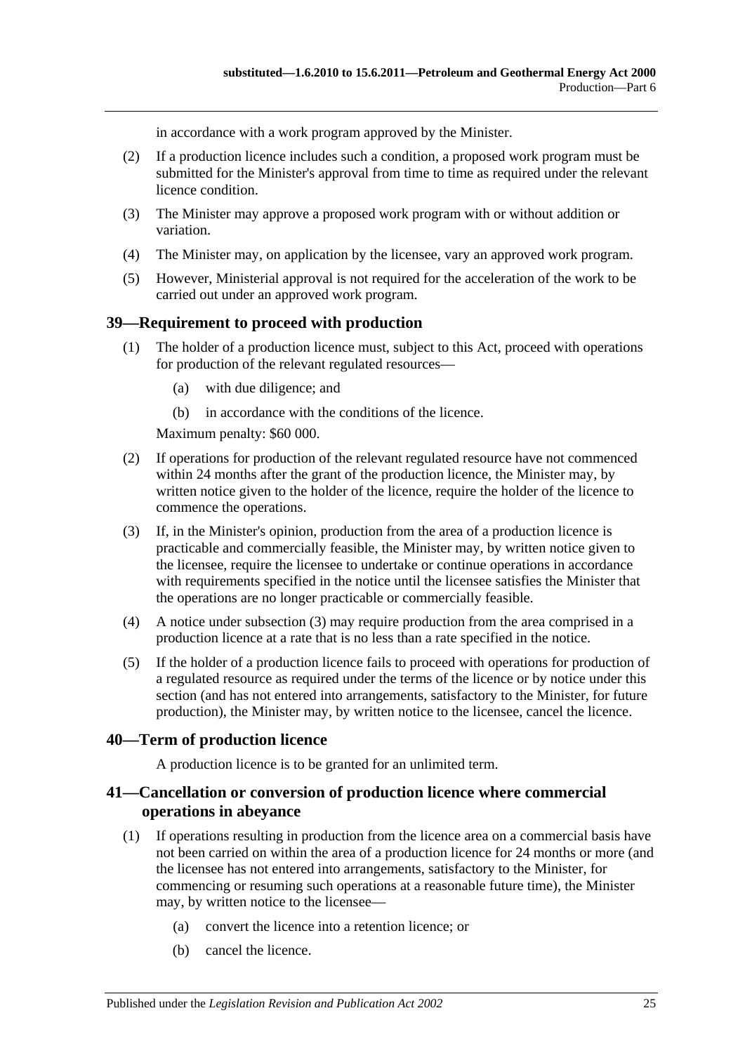in accordance with a work program approved by the Minister.

(2) If a production licence includes such a condition, a proposed work program must be submitted for the Minister's approval from time to time as required under the relevant licence condition.

(3) The Minister may approve a proposed work program with or without addition or variation.

(4) The Minister may, on application by the licensee, vary an approved work program.

(5) However, Ministerial approval is not required for the acceleration of the work to be carried out under an approved work program.

## 39—Requirement to proceed with production

(1) The holder of a production licence must, subject to this Act, proceed with operations for production of the relevant regulated resources—

(a) with due diligence; and

(b) in accordance with the conditions of the licence.

Maximum penalty: $60 000.

(2) If operations for production of the relevant regulated resource have not commenced within 24 months after the grant of the production licence, the Minister may, by written notice given to the holder of the licence, require the holder of the licence to commence the operations.

(3) If, in the Minister's opinion, production from the area of a production licence is practicable and commercially feasible, the Minister may, by written notice given to the licensee, require the licensee to undertake or continue operations in accordance with requirements specified in the notice until the licensee satisfies the Minister that the operations are no longer practicable or commercially feasible.

(4) A notice under subsection (3) may require production from the area comprised in a production licence at a rate that is no less than a rate specified in the notice.

(5) If the holder of a production licence fails to proceed with operations for production of a regulated resource as required under the terms of the licence or by notice under this section (and has not entered into arrangements, satisfactory to the Minister, for future production), the Minister may, by written notice to the licensee, cancel the licence.

## 40—Term of production licence

A production licence is to be granted for an unlimited term.

## 41—Cancellation or conversion of production licence where commercial operations in abeyance

(1) If operations resulting in production from the licence area on a commercial basis have not been carried on within the area of a production licence for 24 months or more (and the licensee has not entered into arrangements, satisfactory to the Minister, for commencing or resuming such operations at a reasonable future time), the Minister may, by written notice to the licensee—

(a) convert the licence into a retention licence; or

(b) cancel the licence.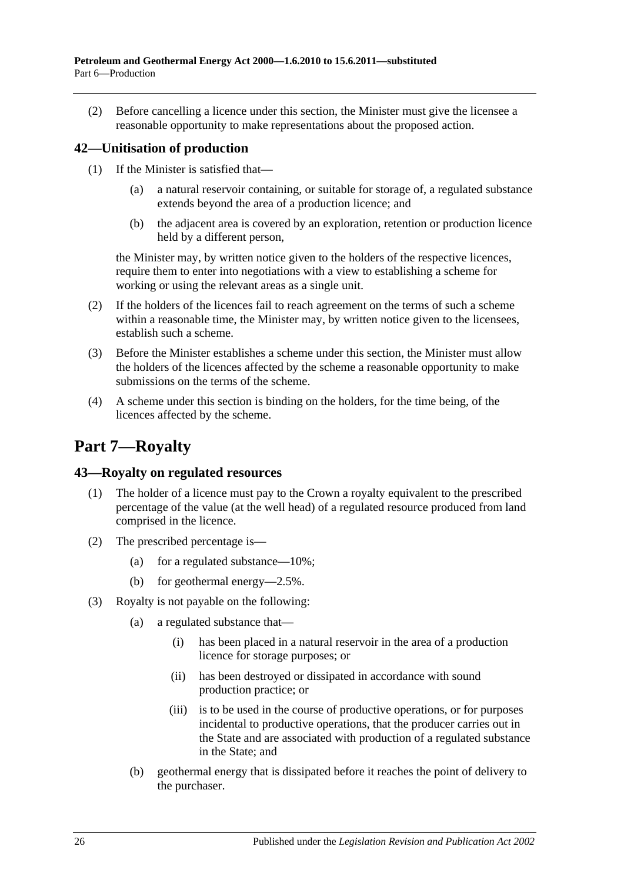(2) Before cancelling a licence under this section, the Minister must give the licensee a reasonable opportunity to make representations about the proposed action.

### 42—Unitisation of production

(1) If the Minister is satisfied that—

(a) a natural reservoir containing, or suitable for storage of, a regulated substance extends beyond the area of a production licence; and

(b) the adjacent area is covered by an exploration, retention or production licence held by a different person,

the Minister may, by written notice given to the holders of the respective licences, require them to enter into negotiations with a view to establishing a scheme for working or using the relevant areas as a single unit.

(2) If the holders of the licences fail to reach agreement on the terms of such a scheme within a reasonable time, the Minister may, by written notice given to the licensees, establish such a scheme.

(3) Before the Minister establishes a scheme under this section, the Minister must allow the holders of the licences affected by the scheme a reasonable opportunity to make submissions on the terms of the scheme.

(4) A scheme under this section is binding on the holders, for the time being, of the licences affected by the scheme.

## Part 7—Royalty

### 43—Royalty on regulated resources

(1) The holder of a licence must pay to the Crown a royalty equivalent to the prescribed percentage of the value (at the well head) of a regulated resource produced from land comprised in the licence.

(2) The prescribed percentage is—

(a) for a regulated substance—10%;

(b) for geothermal energy—2.5%.

(3) Royalty is not payable on the following:

(a) a regulated substance that—

(i) has been placed in a natural reservoir in the area of a production licence for storage purposes; or

(ii) has been destroyed or dissipated in accordance with sound production practice; or

(iii) is to be used in the course of productive operations, or for purposes incidental to productive operations, that the producer carries out in the State and are associated with production of a regulated substance in the State; and

(b) geothermal energy that is dissipated before it reaches the point of delivery to the purchaser.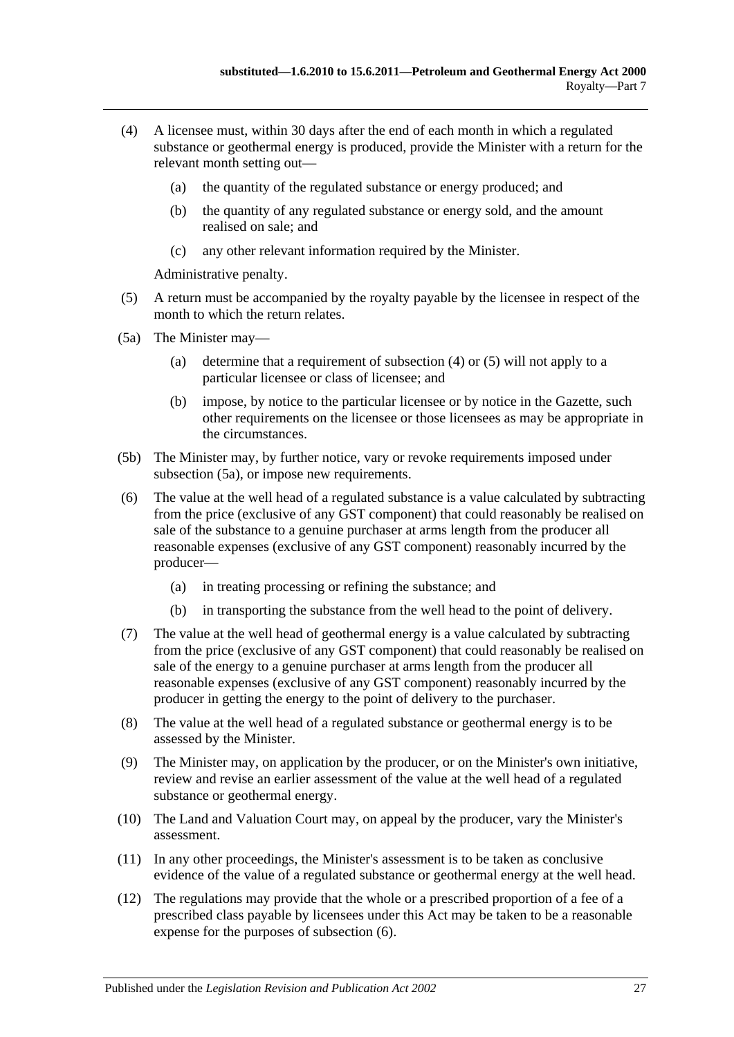(4) A licensee must, within 30 days after the end of each month in which a regulated substance or geothermal energy is produced, provide the Minister with a return for the relevant month setting out—

  (a) the quantity of the regulated substance or energy produced; and

  (b) the quantity of any regulated substance or energy sold, and the amount realised on sale; and

  (c) any other relevant information required by the Minister.

Administrative penalty.

(5) A return must be accompanied by the royalty payable by the licensee in respect of the month to which the return relates.

(5a) The Minister may—

  (a) determine that a requirement of subsection (4) or (5) will not apply to a particular licensee or class of licensee; and

  (b) impose, by notice to the particular licensee or by notice in the Gazette, such other requirements on the licensee or those licensees as may be appropriate in the circumstances.

(5b) The Minister may, by further notice, vary or revoke requirements imposed under subsection (5a), or impose new requirements.

(6) The value at the well head of a regulated substance is a value calculated by subtracting from the price (exclusive of any GST component) that could reasonably be realised on sale of the substance to a genuine purchaser at arms length from the producer all reasonable expenses (exclusive of any GST component) reasonably incurred by the producer—

  (a) in treating processing or refining the substance; and

  (b) in transporting the substance from the well head to the point of delivery.

(7) The value at the well head of geothermal energy is a value calculated by subtracting from the price (exclusive of any GST component) that could reasonably be realised on sale of the energy to a genuine purchaser at arms length from the producer all reasonable expenses (exclusive of any GST component) reasonably incurred by the producer in getting the energy to the point of delivery to the purchaser.

(8) The value at the well head of a regulated substance or geothermal energy is to be assessed by the Minister.

(9) The Minister may, on application by the producer, or on the Minister's own initiative, review and revise an earlier assessment of the value at the well head of a regulated substance or geothermal energy.

(10) The Land and Valuation Court may, on appeal by the producer, vary the Minister's assessment.

(11) In any other proceedings, the Minister's assessment is to be taken as conclusive evidence of the value of a regulated substance or geothermal energy at the well head.

(12) The regulations may provide that the whole or a prescribed proportion of a fee of a prescribed class payable by licensees under this Act may be taken to be a reasonable expense for the purposes of subsection (6).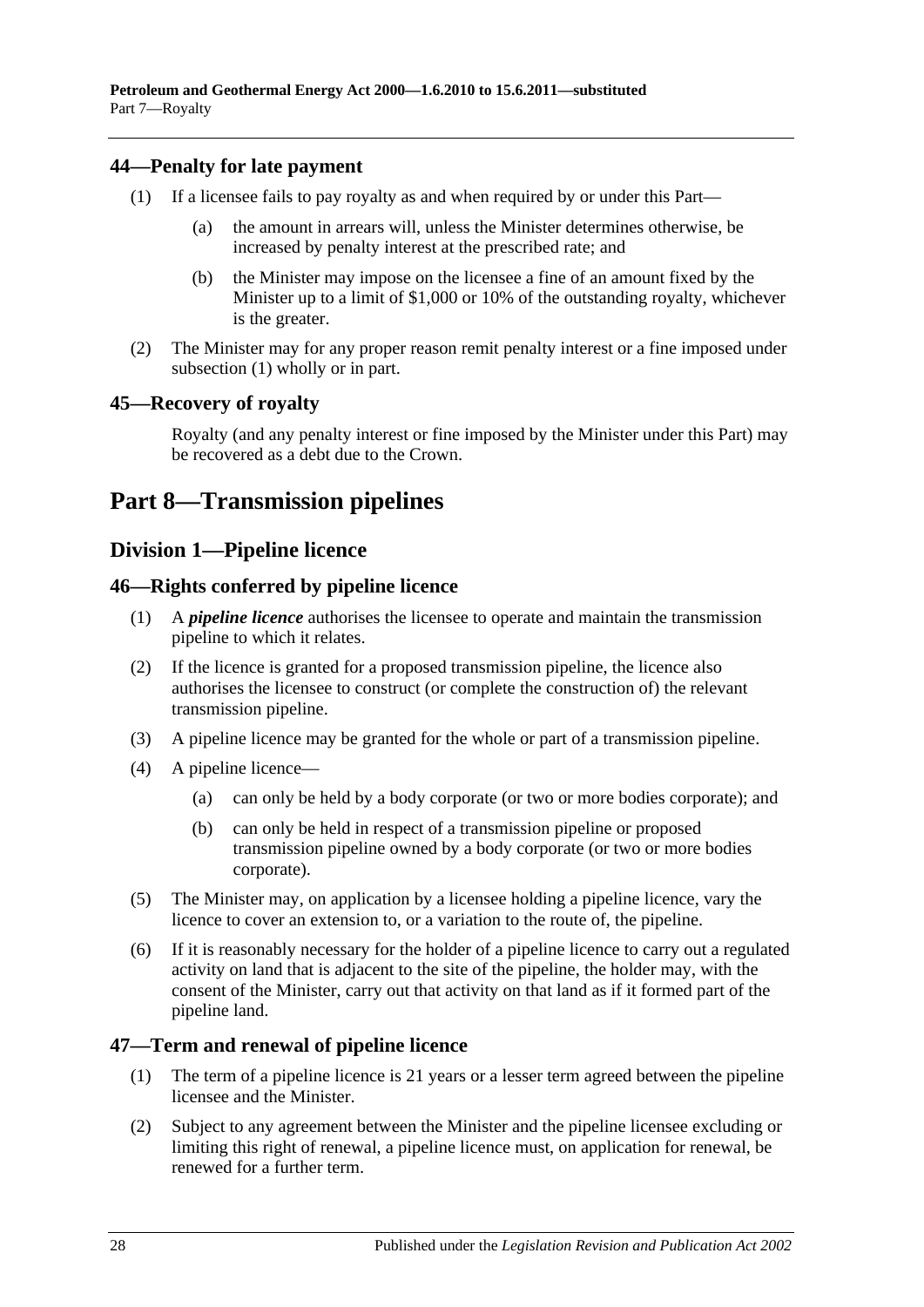### 44—Penalty for late payment

(1) If a licensee fails to pay royalty as and when required by or under this Part—

(a) the amount in arrears will, unless the Minister determines otherwise, be increased by penalty interest at the prescribed rate; and

(b) the Minister may impose on the licensee a fine of an amount fixed by the Minister up to a limit of $1,000 or 10% of the outstanding royalty, whichever is the greater.

(2) The Minister may for any proper reason remit penalty interest or a fine imposed under subsection (1) wholly or in part.

### 45—Recovery of royalty

Royalty (and any penalty interest or fine imposed by the Minister under this Part) may be recovered as a debt due to the Crown.

# Part 8—Transmission pipelines

## Division 1—Pipeline licence

### 46—Rights conferred by pipeline licence

(1) A ***pipeline licence*** authorises the licensee to operate and maintain the transmission pipeline to which it relates.

(2) If the licence is granted for a proposed transmission pipeline, the licence also authorises the licensee to construct (or complete the construction of) the relevant transmission pipeline.

(3) A pipeline licence may be granted for the whole or part of a transmission pipeline.

(4) A pipeline licence—

(a) can only be held by a body corporate (or two or more bodies corporate); and

(b) can only be held in respect of a transmission pipeline or proposed transmission pipeline owned by a body corporate (or two or more bodies corporate).

(5) The Minister may, on application by a licensee holding a pipeline licence, vary the licence to cover an extension to, or a variation to the route of, the pipeline.

(6) If it is reasonably necessary for the holder of a pipeline licence to carry out a regulated activity on land that is adjacent to the site of the pipeline, the holder may, with the consent of the Minister, carry out that activity on that land as if it formed part of the pipeline land.

### 47—Term and renewal of pipeline licence

(1) The term of a pipeline licence is 21 years or a lesser term agreed between the pipeline licensee and the Minister.

(2) Subject to any agreement between the Minister and the pipeline licensee excluding or limiting this right of renewal, a pipeline licence must, on application for renewal, be renewed for a further term.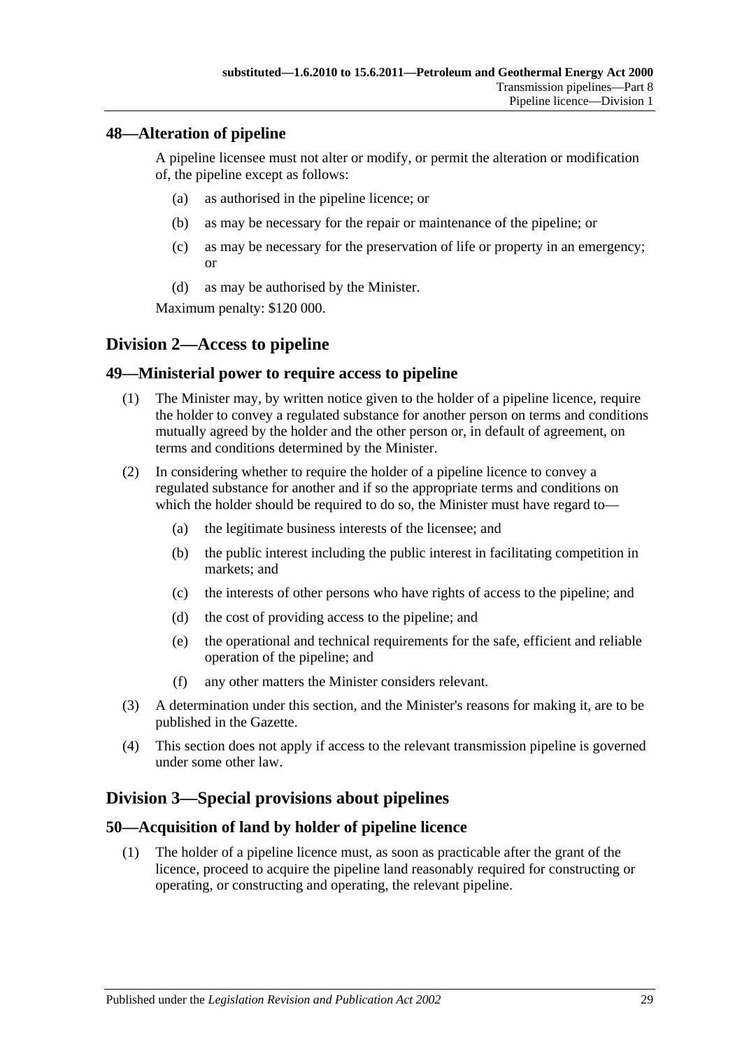## 48—Alteration of pipeline

A pipeline licensee must not alter or modify, or permit the alteration or modification of, the pipeline except as follows:

(a) as authorised in the pipeline licence; or

(b) as may be necessary for the repair or maintenance of the pipeline; or

(c) as may be necessary for the preservation of life or property in an emergency; or

(d) as may be authorised by the Minister.

Maximum penalty: $120 000.

# Division 2—Access to pipeline

## 49—Ministerial power to require access to pipeline

(1) The Minister may, by written notice given to the holder of a pipeline licence, require the holder to convey a regulated substance for another person on terms and conditions mutually agreed by the holder and the other person or, in default of agreement, on terms and conditions determined by the Minister.

(2) In considering whether to require the holder of a pipeline licence to convey a regulated substance for another and if so the appropriate terms and conditions on which the holder should be required to do so, the Minister must have regard to—

(a) the legitimate business interests of the licensee; and

(b) the public interest including the public interest in facilitating competition in markets; and

(c) the interests of other persons who have rights of access to the pipeline; and

(d) the cost of providing access to the pipeline; and

(e) the operational and technical requirements for the safe, efficient and reliable operation of the pipeline; and

(f) any other matters the Minister considers relevant.

(3) A determination under this section, and the Minister's reasons for making it, are to be published in the Gazette.

(4) This section does not apply if access to the relevant transmission pipeline is governed under some other law.

# Division 3—Special provisions about pipelines

## 50—Acquisition of land by holder of pipeline licence

(1) The holder of a pipeline licence must, as soon as practicable after the grant of the licence, proceed to acquire the pipeline land reasonably required for constructing or operating, or constructing and operating, the relevant pipeline.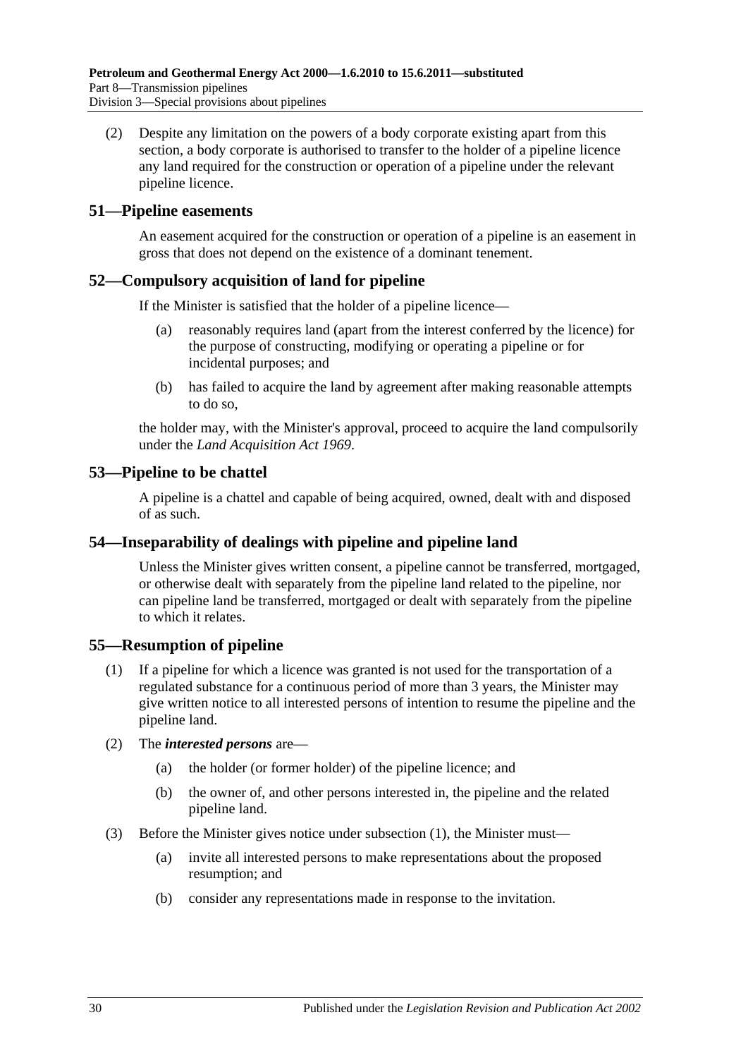(2) Despite any limitation on the powers of a body corporate existing apart from this section, a body corporate is authorised to transfer to the holder of a pipeline licence any land required for the construction or operation of a pipeline under the relevant pipeline licence.

## 51—Pipeline easements

An easement acquired for the construction or operation of a pipeline is an easement in gross that does not depend on the existence of a dominant tenement.

## 52—Compulsory acquisition of land for pipeline

If the Minister is satisfied that the holder of a pipeline licence—

(a) reasonably requires land (apart from the interest conferred by the licence) for the purpose of constructing, modifying or operating a pipeline or for incidental purposes; and

(b) has failed to acquire the land by agreement after making reasonable attempts to do so,

the holder may, with the Minister's approval, proceed to acquire the land compulsorily under the *Land Acquisition Act 1969*.

## 53—Pipeline to be chattel

A pipeline is a chattel and capable of being acquired, owned, dealt with and disposed of as such.

## 54—Inseparability of dealings with pipeline and pipeline land

Unless the Minister gives written consent, a pipeline cannot be transferred, mortgaged, or otherwise dealt with separately from the pipeline land related to the pipeline, nor can pipeline land be transferred, mortgaged or dealt with separately from the pipeline to which it relates.

## 55—Resumption of pipeline

(1) If a pipeline for which a licence was granted is not used for the transportation of a regulated substance for a continuous period of more than 3 years, the Minister may give written notice to all interested persons of intention to resume the pipeline and the pipeline land.

(2) The ***interested persons*** are—

(a) the holder (or former holder) of the pipeline licence; and

(b) the owner of, and other persons interested in, the pipeline and the related pipeline land.

(3) Before the Minister gives notice under subsection (1), the Minister must—

(a) invite all interested persons to make representations about the proposed resumption; and

(b) consider any representations made in response to the invitation.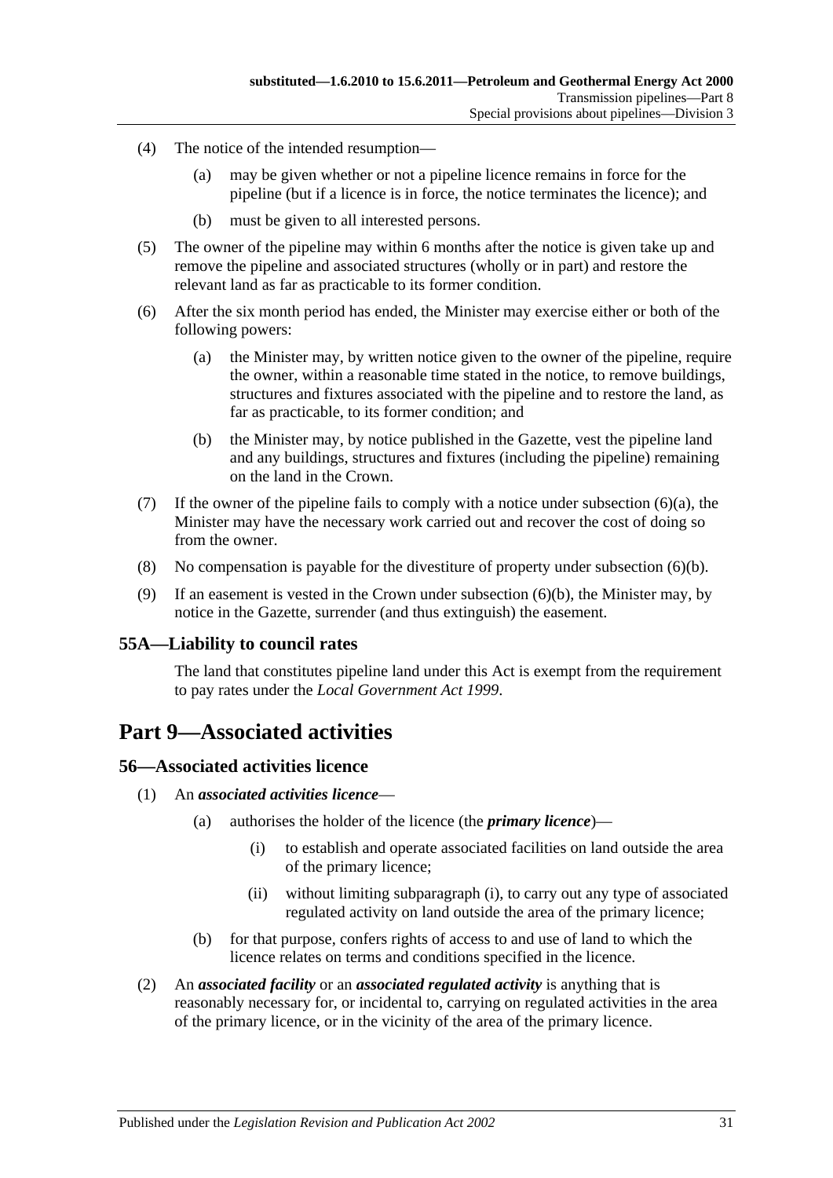(4) The notice of the intended resumption—

(a) may be given whether or not a pipeline licence remains in force for the pipeline (but if a licence is in force, the notice terminates the licence); and

(b) must be given to all interested persons.

(5) The owner of the pipeline may within 6 months after the notice is given take up and remove the pipeline and associated structures (wholly or in part) and restore the relevant land as far as practicable to its former condition.

(6) After the six month period has ended, the Minister may exercise either or both of the following powers:

(a) the Minister may, by written notice given to the owner of the pipeline, require the owner, within a reasonable time stated in the notice, to remove buildings, structures and fixtures associated with the pipeline and to restore the land, as far as practicable, to its former condition; and

(b) the Minister may, by notice published in the Gazette, vest the pipeline land and any buildings, structures and fixtures (including the pipeline) remaining on the land in the Crown.

(7) If the owner of the pipeline fails to comply with a notice under subsection (6)(a), the Minister may have the necessary work carried out and recover the cost of doing so from the owner.

(8) No compensation is payable for the divestiture of property under subsection (6)(b).

(9) If an easement is vested in the Crown under subsection (6)(b), the Minister may, by notice in the Gazette, surrender (and thus extinguish) the easement.

### 55A—Liability to council rates

The land that constitutes pipeline land under this Act is exempt from the requirement to pay rates under the *Local Government Act 1999*.

## Part 9—Associated activities

### 56—Associated activities licence

(1) An ***associated activities licence***—

(a) authorises the holder of the licence (the ***primary licence***)—

(i) to establish and operate associated facilities on land outside the area of the primary licence;

(ii) without limiting subparagraph (i), to carry out any type of associated regulated activity on land outside the area of the primary licence;

(b) for that purpose, confers rights of access to and use of land to which the licence relates on terms and conditions specified in the licence.

(2) An ***associated facility*** or an ***associated regulated activity*** is anything that is reasonably necessary for, or incidental to, carrying on regulated activities in the area of the primary licence, or in the vicinity of the area of the primary licence.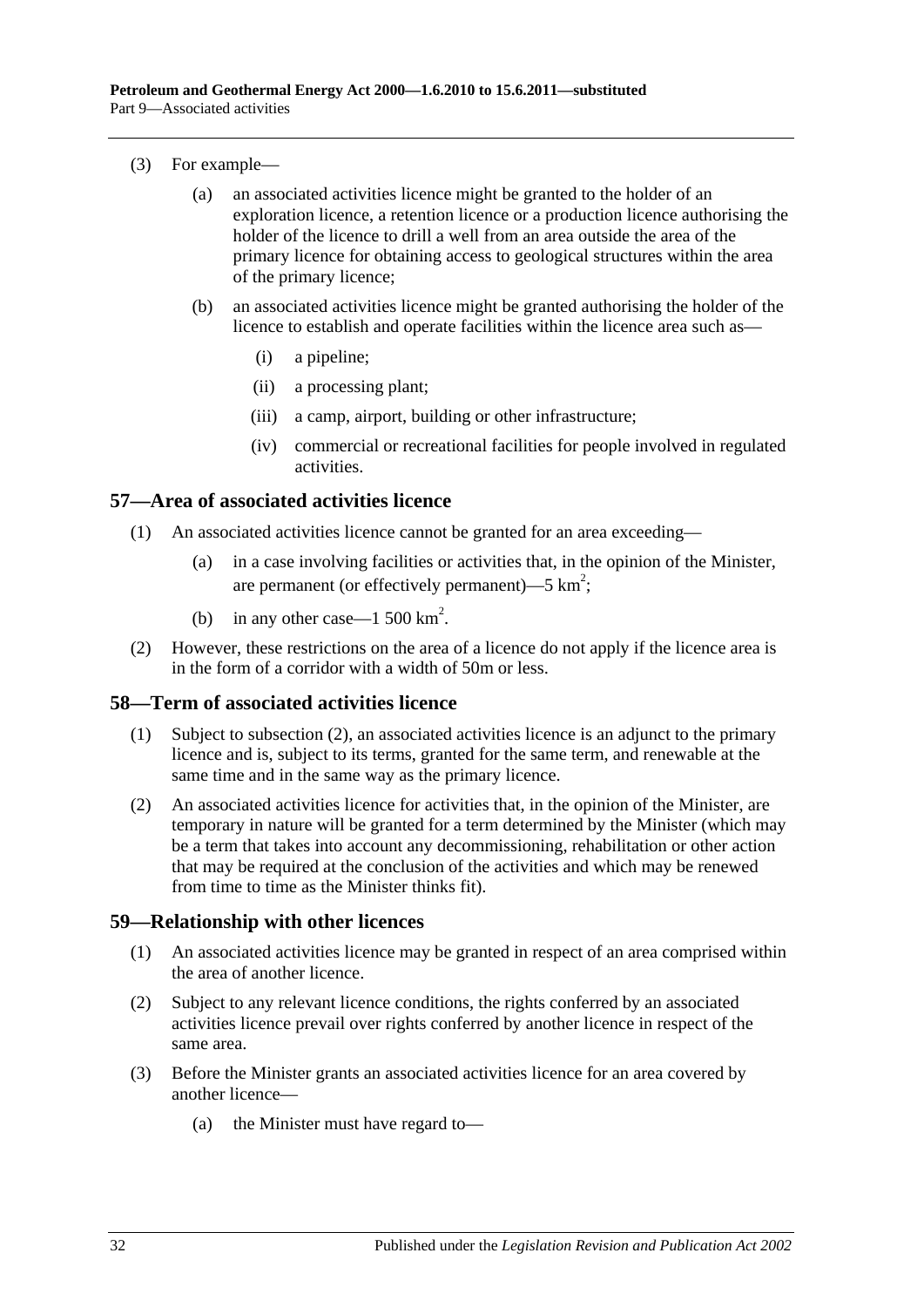(3) For example—

(a) an associated activities licence might be granted to the holder of an exploration licence, a retention licence or a production licence authorising the holder of the licence to drill a well from an area outside the area of the primary licence for obtaining access to geological structures within the area of the primary licence;

(b) an associated activities licence might be granted authorising the holder of the licence to establish and operate facilities within the licence area such as—

(i) a pipeline;

(ii) a processing plant;

(iii) a camp, airport, building or other infrastructure;

(iv) commercial or recreational facilities for people involved in regulated activities.

## 57—Area of associated activities licence

(1) An associated activities licence cannot be granted for an area exceeding—

(a) in a case involving facilities or activities that, in the opinion of the Minister, are permanent (or effectively permanent)—5 $km^2$;

(b) in any other case—1 500 $km^2$.

(2) However, these restrictions on the area of a licence do not apply if the licence area is in the form of a corridor with a width of 50m or less.

## 58—Term of associated activities licence

(1) Subject to subsection (2), an associated activities licence is an adjunct to the primary licence and is, subject to its terms, granted for the same term, and renewable at the same time and in the same way as the primary licence.

(2) An associated activities licence for activities that, in the opinion of the Minister, are temporary in nature will be granted for a term determined by the Minister (which may be a term that takes into account any decommissioning, rehabilitation or other action that may be required at the conclusion of the activities and which may be renewed from time to time as the Minister thinks fit).

## 59—Relationship with other licences

(1) An associated activities licence may be granted in respect of an area comprised within the area of another licence.

(2) Subject to any relevant licence conditions, the rights conferred by an associated activities licence prevail over rights conferred by another licence in respect of the same area.

(3) Before the Minister grants an associated activities licence for an area covered by another licence—

(a) the Minister must have regard to—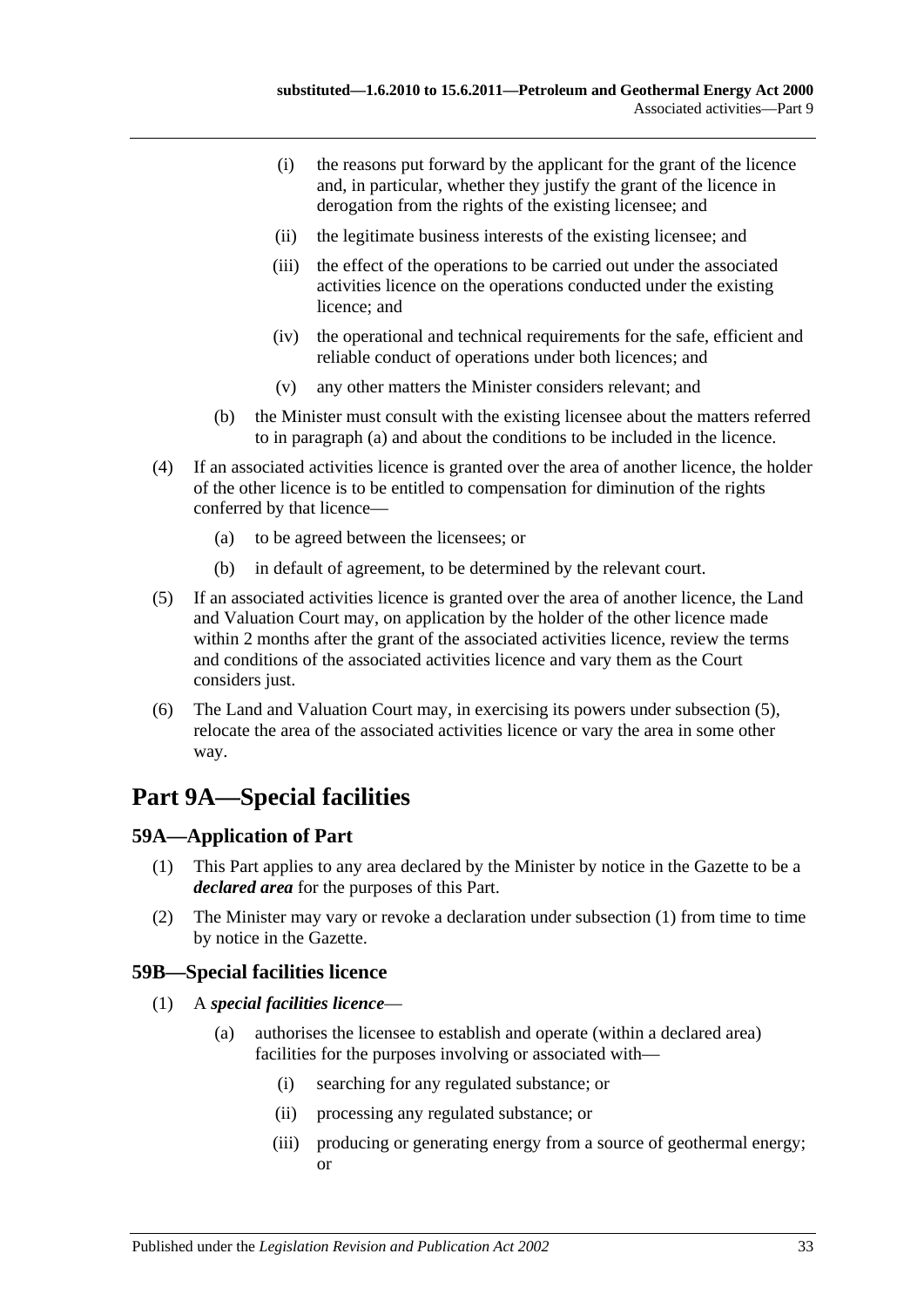- (i) the reasons put forward by the applicant for the grant of the licence and, in particular, whether they justify the grant of the licence in derogation from the rights of the existing licensee; and
- (ii) the legitimate business interests of the existing licensee; and
- (iii) the effect of the operations to be carried out under the associated activities licence on the operations conducted under the existing licence; and
- (iv) the operational and technical requirements for the safe, efficient and reliable conduct of operations under both licences; and
- (v) any other matters the Minister considers relevant; and

- (b) the Minister must consult with the existing licensee about the matters referred to in paragraph (a) and about the conditions to be included in the licence.

(4) If an associated activities licence is granted over the area of another licence, the holder of the other licence is to be entitled to compensation for diminution of the rights conferred by that licence—

- (a) to be agreed between the licensees; or
- (b) in default of agreement, to be determined by the relevant court.

(5) If an associated activities licence is granted over the area of another licence, the Land and Valuation Court may, on application by the holder of the other licence made within 2 months after the grant of the associated activities licence, review the terms and conditions of the associated activities licence and vary them as the Court considers just.

(6) The Land and Valuation Court may, in exercising its powers under subsection (5), relocate the area of the associated activities licence or vary the area in some other way.

# Part 9A—Special facilities

## 59A—Application of Part

(1) This Part applies to any area declared by the Minister by notice in the Gazette to be a ***declared area*** for the purposes of this Part.

(2) The Minister may vary or revoke a declaration under subsection (1) from time to time by notice in the Gazette.

## 59B—Special facilities licence

(1) A ***special facilities licence***—

- (a) authorises the licensee to establish and operate (within a declared area) facilities for the purposes involving or associated with—
  - (i) searching for any regulated substance; or
  - (ii) processing any regulated substance; or
  - (iii) producing or generating energy from a source of geothermal energy; or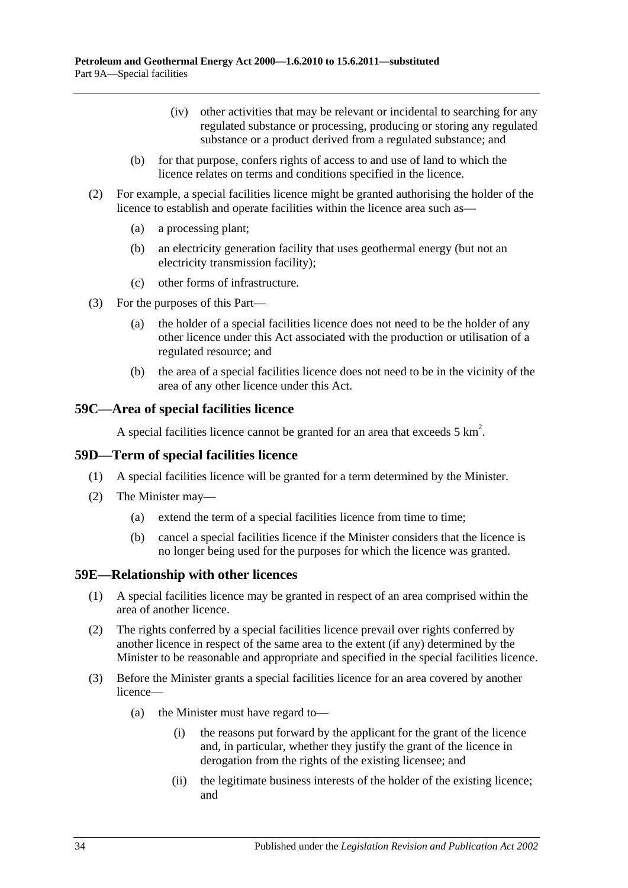(iv) other activities that may be relevant or incidental to searching for any regulated substance or processing, producing or storing any regulated substance or a product derived from a regulated substance; and

(b) for that purpose, confers rights of access to and use of land to which the licence relates on terms and conditions specified in the licence.

(2) For example, a special facilities licence might be granted authorising the holder of the licence to establish and operate facilities within the licence area such as—

(a) a processing plant;

(b) an electricity generation facility that uses geothermal energy (but not an electricity transmission facility);

(c) other forms of infrastructure.

(3) For the purposes of this Part—

(a) the holder of a special facilities licence does not need to be the holder of any other licence under this Act associated with the production or utilisation of a regulated resource; and

(b) the area of a special facilities licence does not need to be in the vicinity of the area of any other licence under this Act.

## 59C—Area of special facilities licence

A special facilities licence cannot be granted for an area that exceeds 5 $km^2$.

## 59D—Term of special facilities licence

(1) A special facilities licence will be granted for a term determined by the Minister.

(2) The Minister may—

(a) extend the term of a special facilities licence from time to time;

(b) cancel a special facilities licence if the Minister considers that the licence is no longer being used for the purposes for which the licence was granted.

## 59E—Relationship with other licences

(1) A special facilities licence may be granted in respect of an area comprised within the area of another licence.

(2) The rights conferred by a special facilities licence prevail over rights conferred by another licence in respect of the same area to the extent (if any) determined by the Minister to be reasonable and appropriate and specified in the special facilities licence.

(3) Before the Minister grants a special facilities licence for an area covered by another licence—

(a) the Minister must have regard to—

(i) the reasons put forward by the applicant for the grant of the licence and, in particular, whether they justify the grant of the licence in derogation from the rights of the existing licensee; and

(ii) the legitimate business interests of the holder of the existing licence; and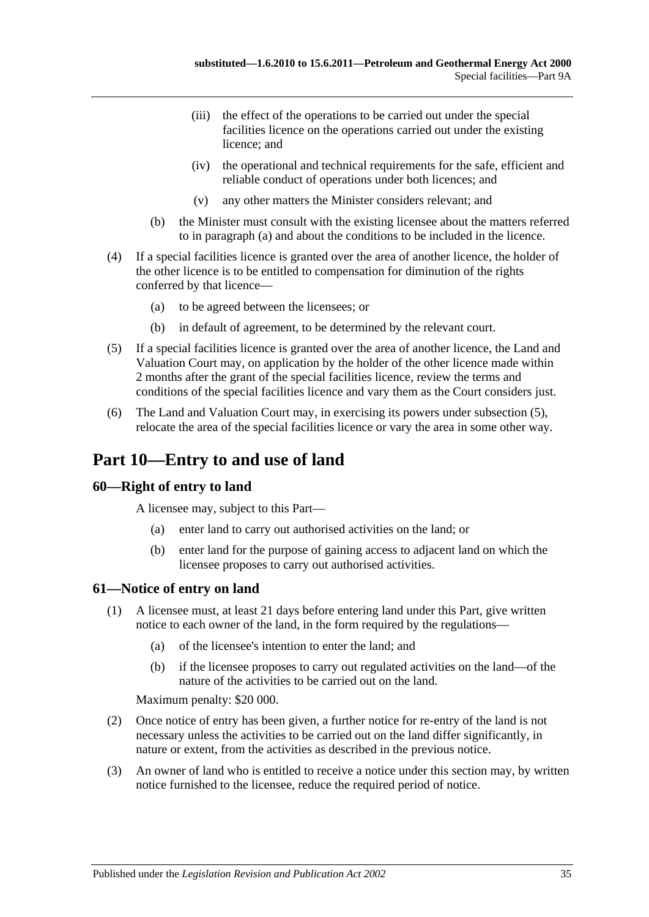(iii) the effect of the operations to be carried out under the special facilities licence on the operations carried out under the existing licence; and

(iv) the operational and technical requirements for the safe, efficient and reliable conduct of operations under both licences; and

(v) any other matters the Minister considers relevant; and

(b) the Minister must consult with the existing licensee about the matters referred to in paragraph (a) and about the conditions to be included in the licence.

(4) If a special facilities licence is granted over the area of another licence, the holder of the other licence is to be entitled to compensation for diminution of the rights conferred by that licence—

(a) to be agreed between the licensees; or

(b) in default of agreement, to be determined by the relevant court.

(5) If a special facilities licence is granted over the area of another licence, the Land and Valuation Court may, on application by the holder of the other licence made within 2 months after the grant of the special facilities licence, review the terms and conditions of the special facilities licence and vary them as the Court considers just.

(6) The Land and Valuation Court may, in exercising its powers under subsection (5), relocate the area of the special facilities licence or vary the area in some other way.

# Part 10—Entry to and use of land

## 60—Right of entry to land

A licensee may, subject to this Part—

(a) enter land to carry out authorised activities on the land; or

(b) enter land for the purpose of gaining access to adjacent land on which the licensee proposes to carry out authorised activities.

## 61—Notice of entry on land

(1) A licensee must, at least 21 days before entering land under this Part, give written notice to each owner of the land, in the form required by the regulations—

(a) of the licensee's intention to enter the land; and

(b) if the licensee proposes to carry out regulated activities on the land—of the nature of the activities to be carried out on the land.

Maximum penalty: $20 000.

(2) Once notice of entry has been given, a further notice for re-entry of the land is not necessary unless the activities to be carried out on the land differ significantly, in nature or extent, from the activities as described in the previous notice.

(3) An owner of land who is entitled to receive a notice under this section may, by written notice furnished to the licensee, reduce the required period of notice.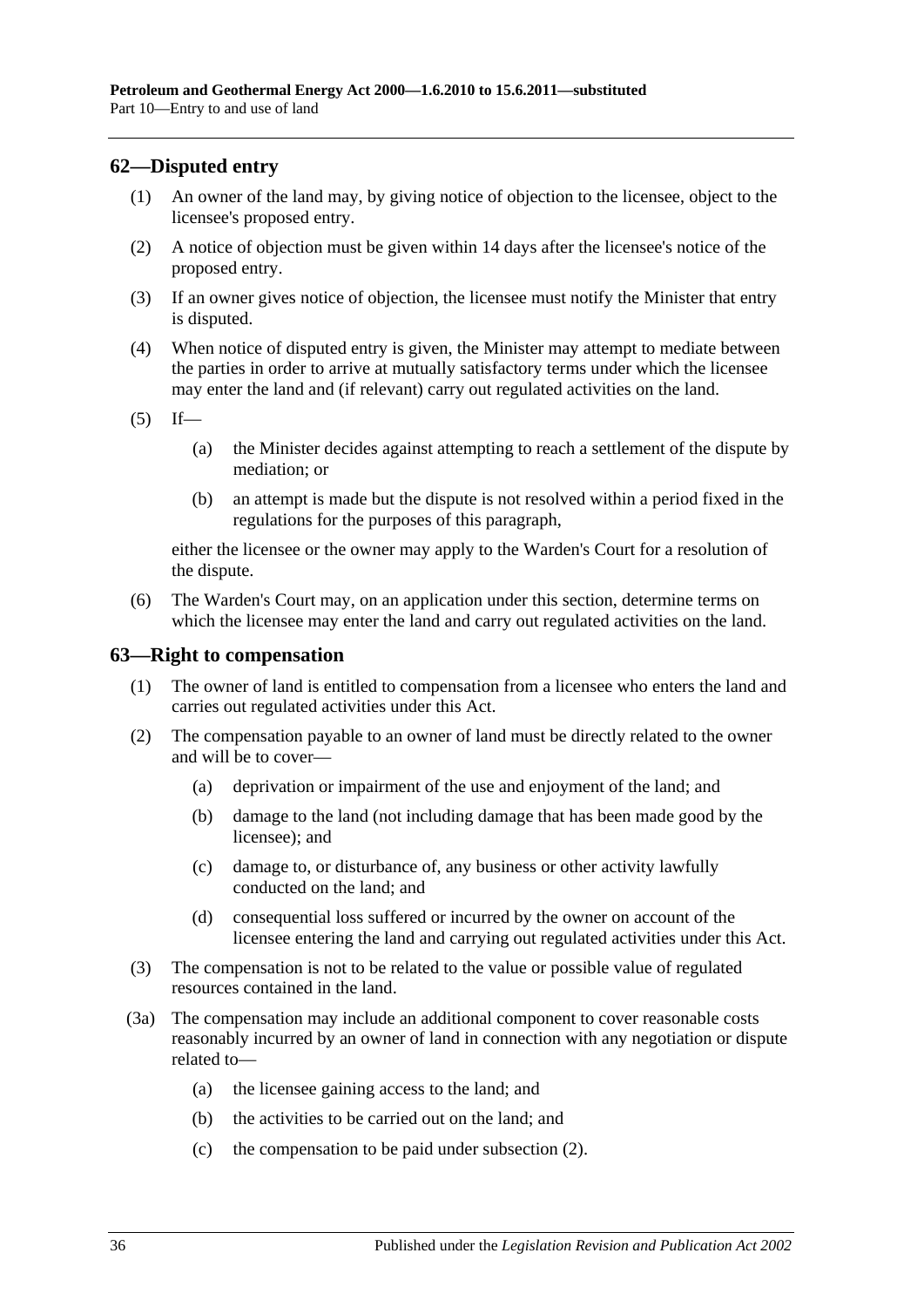## 62—Disputed entry

(1) An owner of the land may, by giving notice of objection to the licensee, object to the licensee's proposed entry.

(2) A notice of objection must be given within 14 days after the licensee's notice of the proposed entry.

(3) If an owner gives notice of objection, the licensee must notify the Minister that entry is disputed.

(4) When notice of disputed entry is given, the Minister may attempt to mediate between the parties in order to arrive at mutually satisfactory terms under which the licensee may enter the land and (if relevant) carry out regulated activities on the land.

(5) If—

(a) the Minister decides against attempting to reach a settlement of the dispute by mediation; or

(b) an attempt is made but the dispute is not resolved within a period fixed in the regulations for the purposes of this paragraph,

either the licensee or the owner may apply to the Warden's Court for a resolution of the dispute.

(6) The Warden's Court may, on an application under this section, determine terms on which the licensee may enter the land and carry out regulated activities on the land.

## 63—Right to compensation

(1) The owner of land is entitled to compensation from a licensee who enters the land and carries out regulated activities under this Act.

(2) The compensation payable to an owner of land must be directly related to the owner and will be to cover—

(a) deprivation or impairment of the use and enjoyment of the land; and

(b) damage to the land (not including damage that has been made good by the licensee); and

(c) damage to, or disturbance of, any business or other activity lawfully conducted on the land; and

(d) consequential loss suffered or incurred by the owner on account of the licensee entering the land and carrying out regulated activities under this Act.

(3) The compensation is not to be related to the value or possible value of regulated resources contained in the land.

(3a) The compensation may include an additional component to cover reasonable costs reasonably incurred by an owner of land in connection with any negotiation or dispute related to—

(a) the licensee gaining access to the land; and

(b) the activities to be carried out on the land; and

(c) the compensation to be paid under subsection (2).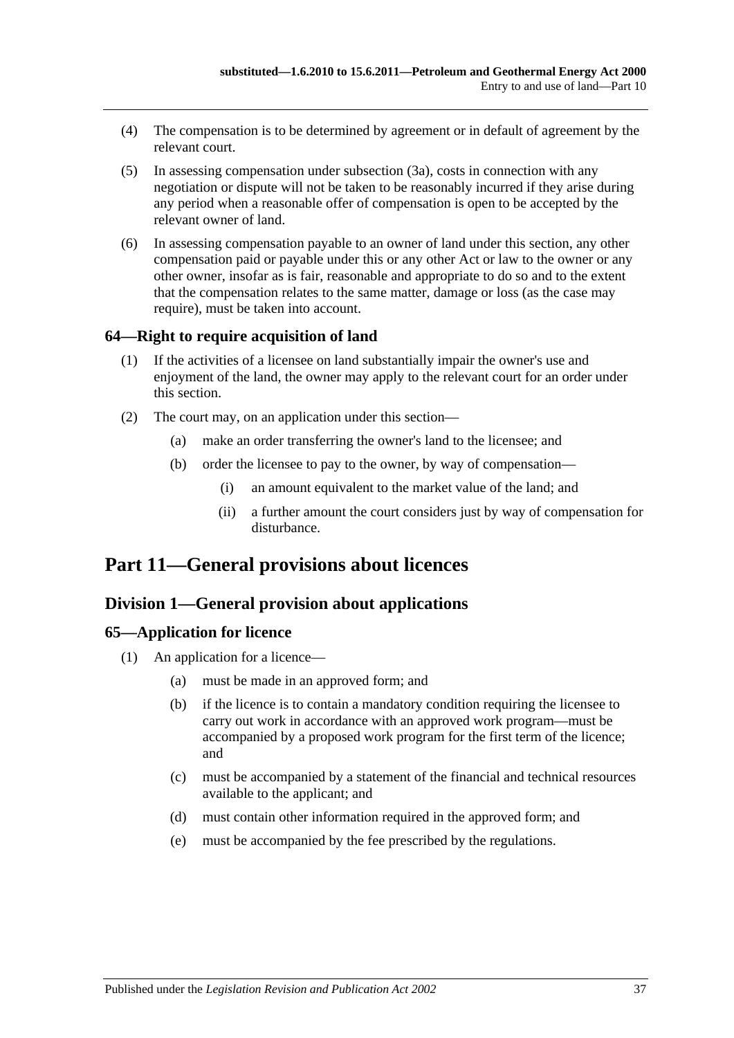(4) The compensation is to be determined by agreement or in default of agreement by the relevant court.

(5) In assessing compensation under subsection (3a), costs in connection with any negotiation or dispute will not be taken to be reasonably incurred if they arise during any period when a reasonable offer of compensation is open to be accepted by the relevant owner of land.

(6) In assessing compensation payable to an owner of land under this section, any other compensation paid or payable under this or any other Act or law to the owner or any other owner, insofar as is fair, reasonable and appropriate to do so and to the extent that the compensation relates to the same matter, damage or loss (as the case may require), must be taken into account.

### 64—Right to require acquisition of land

(1) If the activities of a licensee on land substantially impair the owner's use and enjoyment of the land, the owner may apply to the relevant court for an order under this section.

(2) The court may, on an application under this section—

- (a) make an order transferring the owner's land to the licensee; and
- (b) order the licensee to pay to the owner, by way of compensation—
  - (i) an amount equivalent to the market value of the land; and
  - (ii) a further amount the court considers just by way of compensation for disturbance.

# Part 11—General provisions about licences

## Division 1—General provision about applications

### 65—Application for licence

(1) An application for a licence—

- (a) must be made in an approved form; and
- (b) if the licence is to contain a mandatory condition requiring the licensee to carry out work in accordance with an approved work program—must be accompanied by a proposed work program for the first term of the licence; and
- (c) must be accompanied by a statement of the financial and technical resources available to the applicant; and
- (d) must contain other information required in the approved form; and
- (e) must be accompanied by the fee prescribed by the regulations.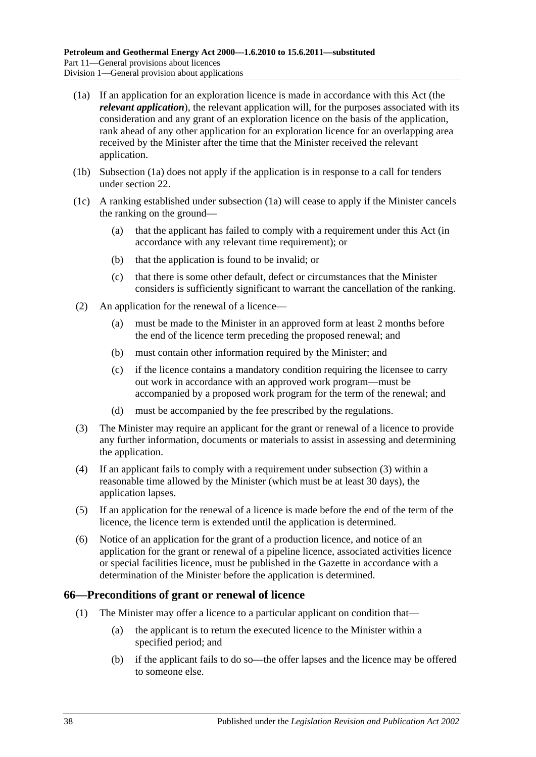(1a) If an application for an exploration licence is made in accordance with this Act (the ***relevant application***), the relevant application will, for the purposes associated with its consideration and any grant of an exploration licence on the basis of the application, rank ahead of any other application for an exploration licence for an overlapping area received by the Minister after the time that the Minister received the relevant application.

(1b) Subsection (1a) does not apply if the application is in response to a call for tenders under section 22.

(1c) A ranking established under subsection (1a) will cease to apply if the Minister cancels the ranking on the ground—

(a) that the applicant has failed to comply with a requirement under this Act (in accordance with any relevant time requirement); or

(b) that the application is found to be invalid; or

(c) that there is some other default, defect or circumstances that the Minister considers is sufficiently significant to warrant the cancellation of the ranking.

(2) An application for the renewal of a licence—

(a) must be made to the Minister in an approved form at least 2 months before the end of the licence term preceding the proposed renewal; and

(b) must contain other information required by the Minister; and

(c) if the licence contains a mandatory condition requiring the licensee to carry out work in accordance with an approved work program—must be accompanied by a proposed work program for the term of the renewal; and

(d) must be accompanied by the fee prescribed by the regulations.

(3) The Minister may require an applicant for the grant or renewal of a licence to provide any further information, documents or materials to assist in assessing and determining the application.

(4) If an applicant fails to comply with a requirement under subsection (3) within a reasonable time allowed by the Minister (which must be at least 30 days), the application lapses.

(5) If an application for the renewal of a licence is made before the end of the term of the licence, the licence term is extended until the application is determined.

(6) Notice of an application for the grant of a production licence, and notice of an application for the grant or renewal of a pipeline licence, associated activities licence or special facilities licence, must be published in the Gazette in accordance with a determination of the Minister before the application is determined.

## 66—Preconditions of grant or renewal of licence

(1) The Minister may offer a licence to a particular applicant on condition that—

(a) the applicant is to return the executed licence to the Minister within a specified period; and

(b) if the applicant fails to do so—the offer lapses and the licence may be offered to someone else.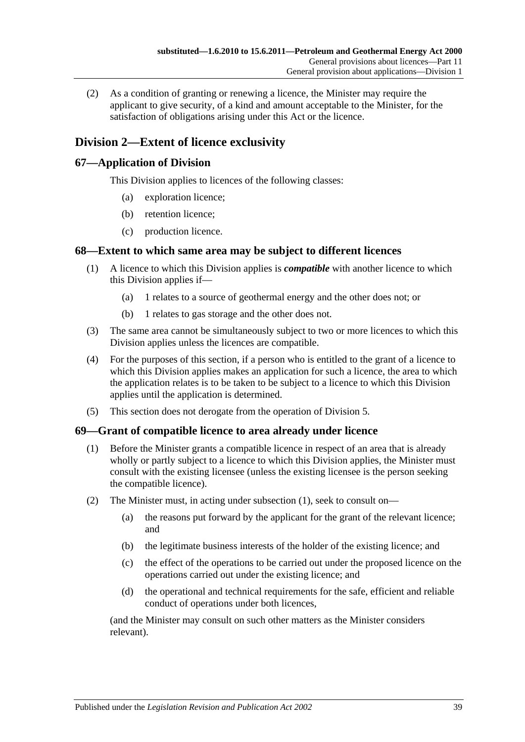(2) As a condition of granting or renewing a licence, the Minister may require the applicant to give security, of a kind and amount acceptable to the Minister, for the satisfaction of obligations arising under this Act or the licence.

## Division 2—Extent of licence exclusivity

### 67—Application of Division

This Division applies to licences of the following classes:

(a) exploration licence;

(b) retention licence;

(c) production licence.

### 68—Extent to which same area may be subject to different licences

(1) A licence to which this Division applies is ***compatible*** with another licence to which this Division applies if—

(a) 1 relates to a source of geothermal energy and the other does not; or

(b) 1 relates to gas storage and the other does not.

(3) The same area cannot be simultaneously subject to two or more licences to which this Division applies unless the licences are compatible.

(4) For the purposes of this section, if a person who is entitled to the grant of a licence to which this Division applies makes an application for such a licence, the area to which the application relates is to be taken to be subject to a licence to which this Division applies until the application is determined.

(5) This section does not derogate from the operation of Division 5.

### 69—Grant of compatible licence to area already under licence

(1) Before the Minister grants a compatible licence in respect of an area that is already wholly or partly subject to a licence to which this Division applies, the Minister must consult with the existing licensee (unless the existing licensee is the person seeking the compatible licence).

(2) The Minister must, in acting under subsection (1), seek to consult on—

(a) the reasons put forward by the applicant for the grant of the relevant licence; and

(b) the legitimate business interests of the holder of the existing licence; and

(c) the effect of the operations to be carried out under the proposed licence on the operations carried out under the existing licence; and

(d) the operational and technical requirements for the safe, efficient and reliable conduct of operations under both licences,

(and the Minister may consult on such other matters as the Minister considers relevant).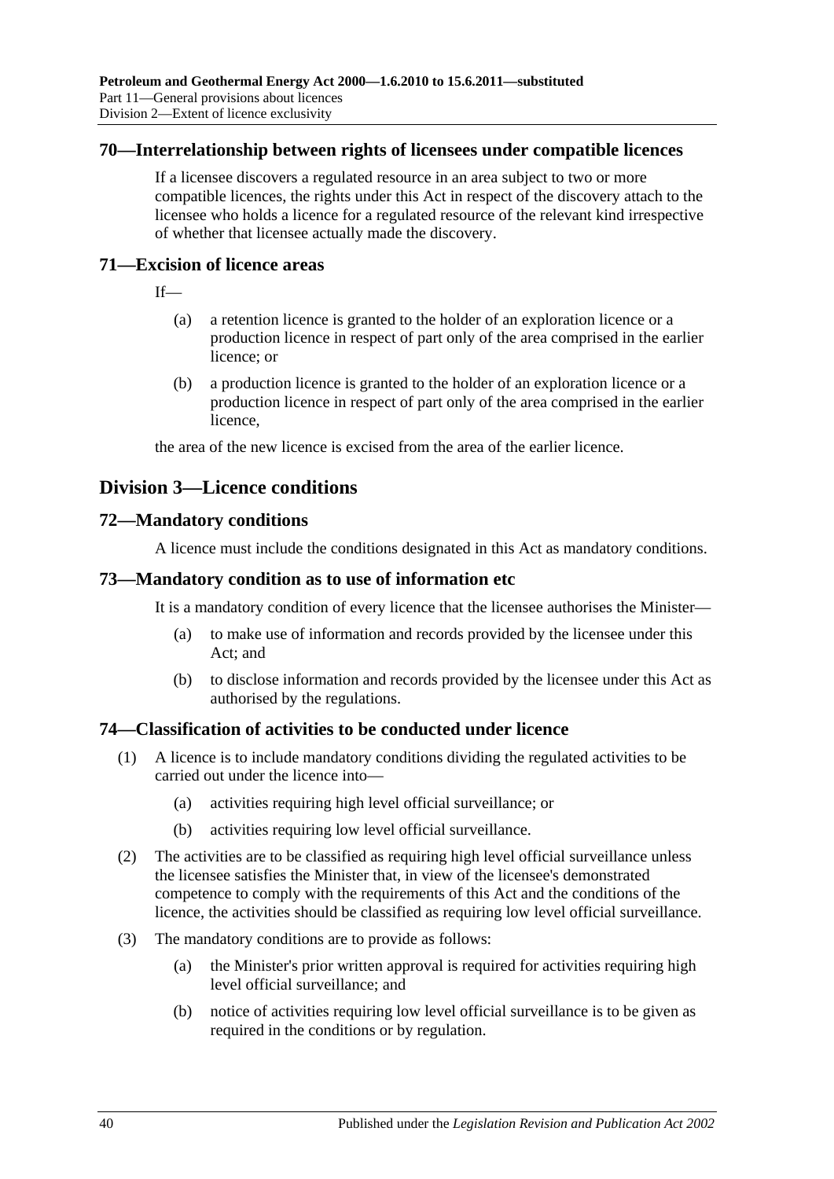### 70—Interrelationship between rights of licensees under compatible licences

If a licensee discovers a regulated resource in an area subject to two or more compatible licences, the rights under this Act in respect of the discovery attach to the licensee who holds a licence for a regulated resource of the relevant kind irrespective of whether that licensee actually made the discovery.

### 71—Excision of licence areas

If—

(a) a retention licence is granted to the holder of an exploration licence or a production licence in respect of part only of the area comprised in the earlier licence; or

(b) a production licence is granted to the holder of an exploration licence or a production licence in respect of part only of the area comprised in the earlier licence,

the area of the new licence is excised from the area of the earlier licence.

## Division 3—Licence conditions

### 72—Mandatory conditions

A licence must include the conditions designated in this Act as mandatory conditions.

### 73—Mandatory condition as to use of information etc

It is a mandatory condition of every licence that the licensee authorises the Minister—

(a) to make use of information and records provided by the licensee under this Act; and

(b) to disclose information and records provided by the licensee under this Act as authorised by the regulations.

### 74—Classification of activities to be conducted under licence

(1) A licence is to include mandatory conditions dividing the regulated activities to be carried out under the licence into—

(a) activities requiring high level official surveillance; or

(b) activities requiring low level official surveillance.

(2) The activities are to be classified as requiring high level official surveillance unless the licensee satisfies the Minister that, in view of the licensee's demonstrated competence to comply with the requirements of this Act and the conditions of the licence, the activities should be classified as requiring low level official surveillance.

(3) The mandatory conditions are to provide as follows:

(a) the Minister's prior written approval is required for activities requiring high level official surveillance; and

(b) notice of activities requiring low level official surveillance is to be given as required in the conditions or by regulation.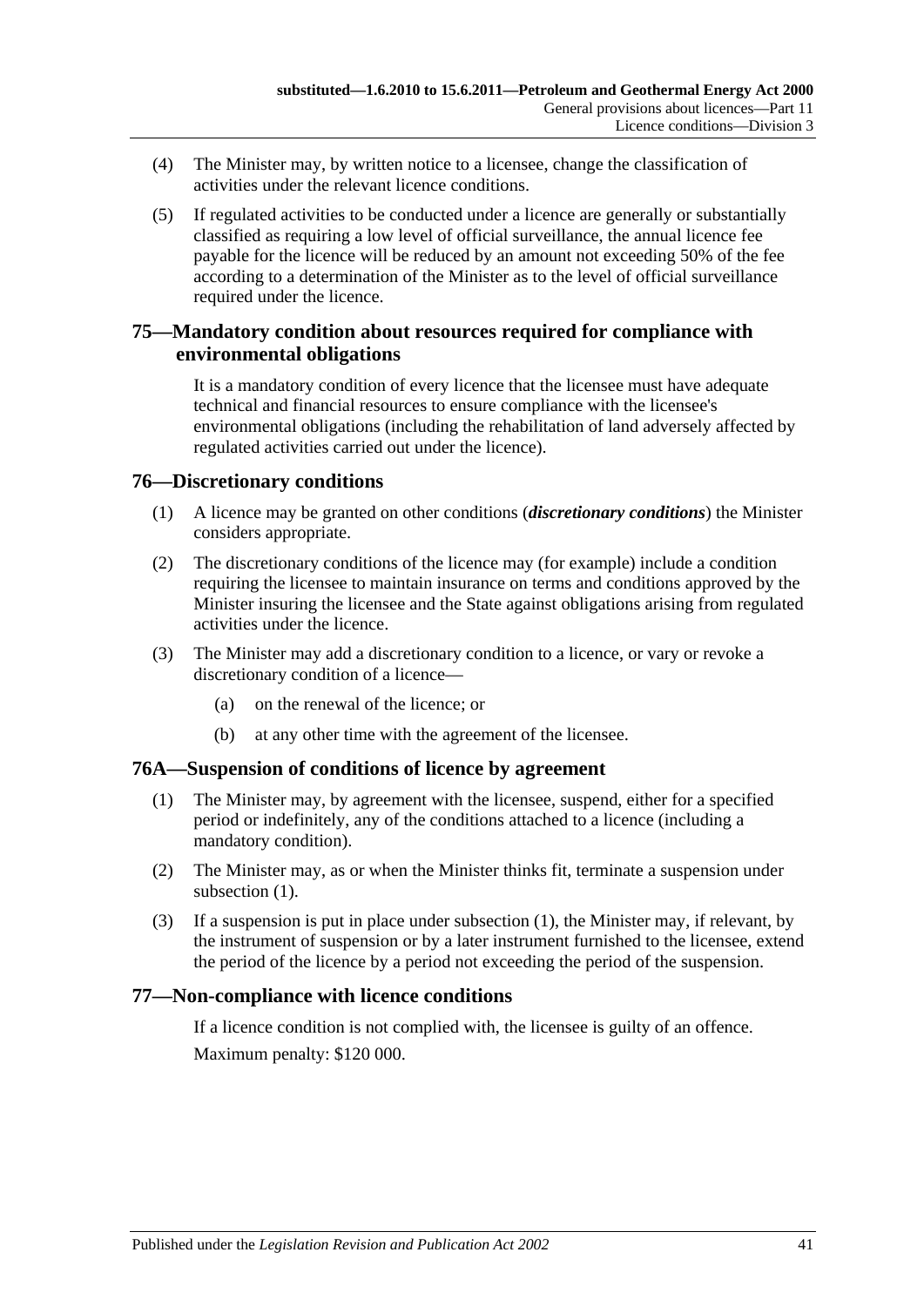(4) The Minister may, by written notice to a licensee, change the classification of activities under the relevant licence conditions.

(5) If regulated activities to be conducted under a licence are generally or substantially classified as requiring a low level of official surveillance, the annual licence fee payable for the licence will be reduced by an amount not exceeding 50% of the fee according to a determination of the Minister as to the level of official surveillance required under the licence.

## 75—Mandatory condition about resources required for compliance with environmental obligations

It is a mandatory condition of every licence that the licensee must have adequate technical and financial resources to ensure compliance with the licensee's environmental obligations (including the rehabilitation of land adversely affected by regulated activities carried out under the licence).

## 76—Discretionary conditions

(1) A licence may be granted on other conditions (***discretionary conditions***) the Minister considers appropriate.

(2) The discretionary conditions of the licence may (for example) include a condition requiring the licensee to maintain insurance on terms and conditions approved by the Minister insuring the licensee and the State against obligations arising from regulated activities under the licence.

(3) The Minister may add a discretionary condition to a licence, or vary or revoke a discretionary condition of a licence—

- (a) on the renewal of the licence; or
- (b) at any other time with the agreement of the licensee.

## 76A—Suspension of conditions of licence by agreement

(1) The Minister may, by agreement with the licensee, suspend, either for a specified period or indefinitely, any of the conditions attached to a licence (including a mandatory condition).

(2) The Minister may, as or when the Minister thinks fit, terminate a suspension under subsection (1).

(3) If a suspension is put in place under subsection (1), the Minister may, if relevant, by the instrument of suspension or by a later instrument furnished to the licensee, extend the period of the licence by a period not exceeding the period of the suspension.

## 77—Non-compliance with licence conditions

If a licence condition is not complied with, the licensee is guilty of an offence.

Maximum penalty: $120 000.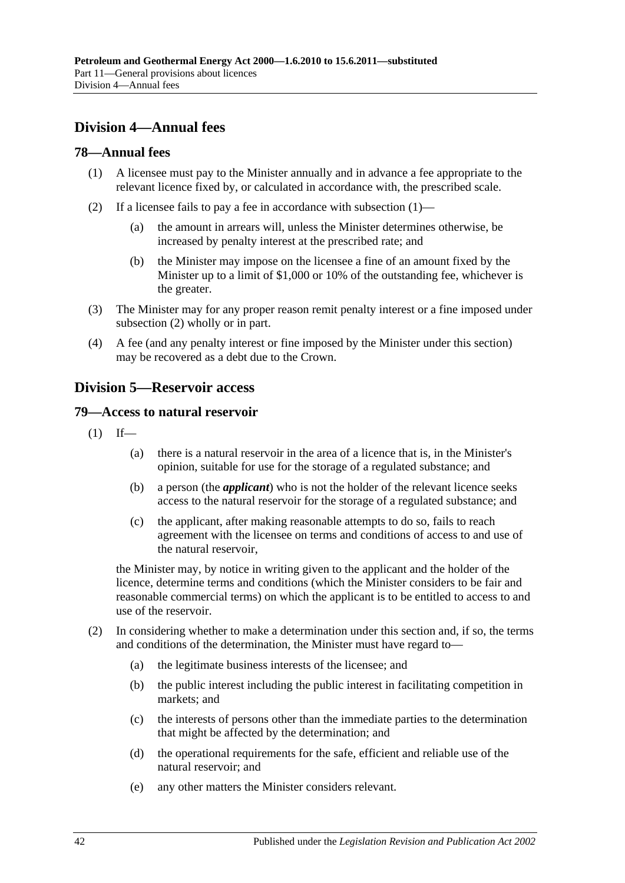## Division 4—Annual fees

### 78—Annual fees

(1) A licensee must pay to the Minister annually and in advance a fee appropriate to the relevant licence fixed by, or calculated in accordance with, the prescribed scale.

(2) If a licensee fails to pay a fee in accordance with subsection (1)—

(a) the amount in arrears will, unless the Minister determines otherwise, be increased by penalty interest at the prescribed rate; and

(b) the Minister may impose on the licensee a fine of an amount fixed by the Minister up to a limit of $1,000 or 10% of the outstanding fee, whichever is the greater.

(3) The Minister may for any proper reason remit penalty interest or a fine imposed under subsection (2) wholly or in part.

(4) A fee (and any penalty interest or fine imposed by the Minister under this section) may be recovered as a debt due to the Crown.

## Division 5—Reservoir access

### 79—Access to natural reservoir

(1) If—

(a) there is a natural reservoir in the area of a licence that is, in the Minister's opinion, suitable for use for the storage of a regulated substance; and

(b) a person (the ***applicant***) who is not the holder of the relevant licence seeks access to the natural reservoir for the storage of a regulated substance; and

(c) the applicant, after making reasonable attempts to do so, fails to reach agreement with the licensee on terms and conditions of access to and use of the natural reservoir,

the Minister may, by notice in writing given to the applicant and the holder of the licence, determine terms and conditions (which the Minister considers to be fair and reasonable commercial terms) on which the applicant is to be entitled to access to and use of the reservoir.

(2) In considering whether to make a determination under this section and, if so, the terms and conditions of the determination, the Minister must have regard to—

(a) the legitimate business interests of the licensee; and

(b) the public interest including the public interest in facilitating competition in markets; and

(c) the interests of persons other than the immediate parties to the determination that might be affected by the determination; and

(d) the operational requirements for the safe, efficient and reliable use of the natural reservoir; and

(e) any other matters the Minister considers relevant.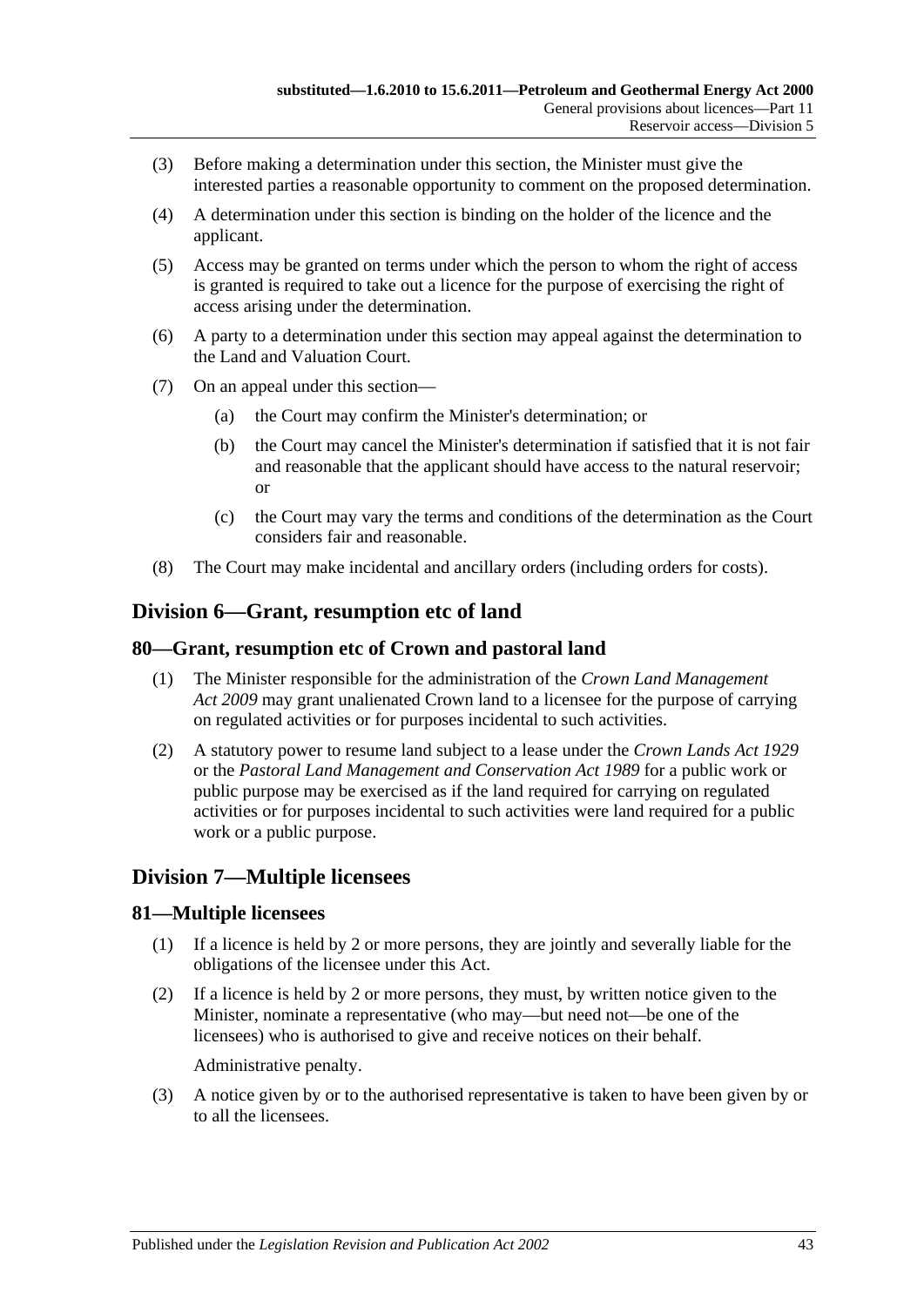(3) Before making a determination under this section, the Minister must give the interested parties a reasonable opportunity to comment on the proposed determination.

(4) A determination under this section is binding on the holder of the licence and the applicant.

(5) Access may be granted on terms under which the person to whom the right of access is granted is required to take out a licence for the purpose of exercising the right of access arising under the determination.

(6) A party to a determination under this section may appeal against the determination to the Land and Valuation Court.

(7) On an appeal under this section—

(a) the Court may confirm the Minister's determination; or

(b) the Court may cancel the Minister's determination if satisfied that it is not fair and reasonable that the applicant should have access to the natural reservoir; or

(c) the Court may vary the terms and conditions of the determination as the Court considers fair and reasonable.

(8) The Court may make incidental and ancillary orders (including orders for costs).

## Division 6—Grant, resumption etc of land

### 80—Grant, resumption etc of Crown and pastoral land

(1) The Minister responsible for the administration of the *Crown Land Management Act 2009* may grant unalienated Crown land to a licensee for the purpose of carrying on regulated activities or for purposes incidental to such activities.

(2) A statutory power to resume land subject to a lease under the *Crown Lands Act 1929* or the *Pastoral Land Management and Conservation Act 1989* for a public work or public purpose may be exercised as if the land required for carrying on regulated activities or for purposes incidental to such activities were land required for a public work or a public purpose.

## Division 7—Multiple licensees

### 81—Multiple licensees

(1) If a licence is held by 2 or more persons, they are jointly and severally liable for the obligations of the licensee under this Act.

(2) If a licence is held by 2 or more persons, they must, by written notice given to the Minister, nominate a representative (who may—but need not—be one of the licensees) who is authorised to give and receive notices on their behalf.

Administrative penalty.

(3) A notice given by or to the authorised representative is taken to have been given by or to all the licensees.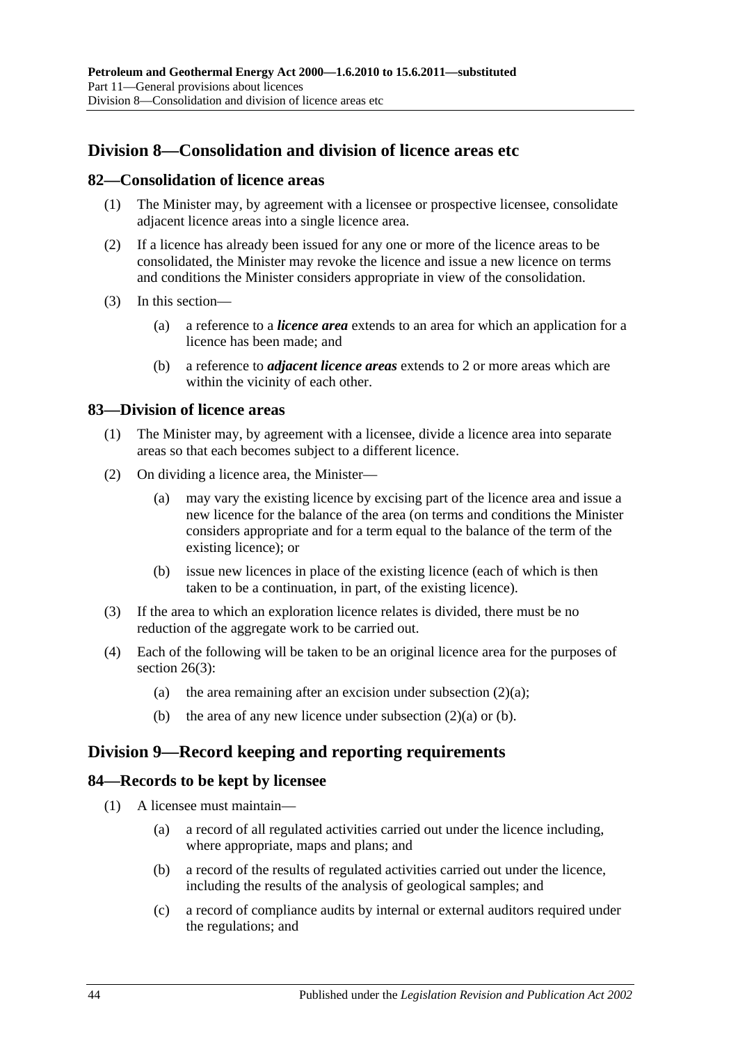## Division 8—Consolidation and division of licence areas etc

### 82—Consolidation of licence areas

(1) The Minister may, by agreement with a licensee or prospective licensee, consolidate adjacent licence areas into a single licence area.

(2) If a licence has already been issued for any one or more of the licence areas to be consolidated, the Minister may revoke the licence and issue a new licence on terms and conditions the Minister considers appropriate in view of the consolidation.

(3) In this section—

(a) a reference to a ***licence area*** extends to an area for which an application for a licence has been made; and

(b) a reference to ***adjacent licence areas*** extends to 2 or more areas which are within the vicinity of each other.

### 83—Division of licence areas

(1) The Minister may, by agreement with a licensee, divide a licence area into separate areas so that each becomes subject to a different licence.

(2) On dividing a licence area, the Minister—

(a) may vary the existing licence by excising part of the licence area and issue a new licence for the balance of the area (on terms and conditions the Minister considers appropriate and for a term equal to the balance of the term of the existing licence); or

(b) issue new licences in place of the existing licence (each of which is then taken to be a continuation, in part, of the existing licence).

(3) If the area to which an exploration licence relates is divided, there must be no reduction of the aggregate work to be carried out.

(4) Each of the following will be taken to be an original licence area for the purposes of section 26(3):

(a) the area remaining after an excision under subsection (2)(a);

(b) the area of any new licence under subsection (2)(a) or (b).

## Division 9—Record keeping and reporting requirements

### 84—Records to be kept by licensee

(1) A licensee must maintain—

(a) a record of all regulated activities carried out under the licence including, where appropriate, maps and plans; and

(b) a record of the results of regulated activities carried out under the licence, including the results of the analysis of geological samples; and

(c) a record of compliance audits by internal or external auditors required under the regulations; and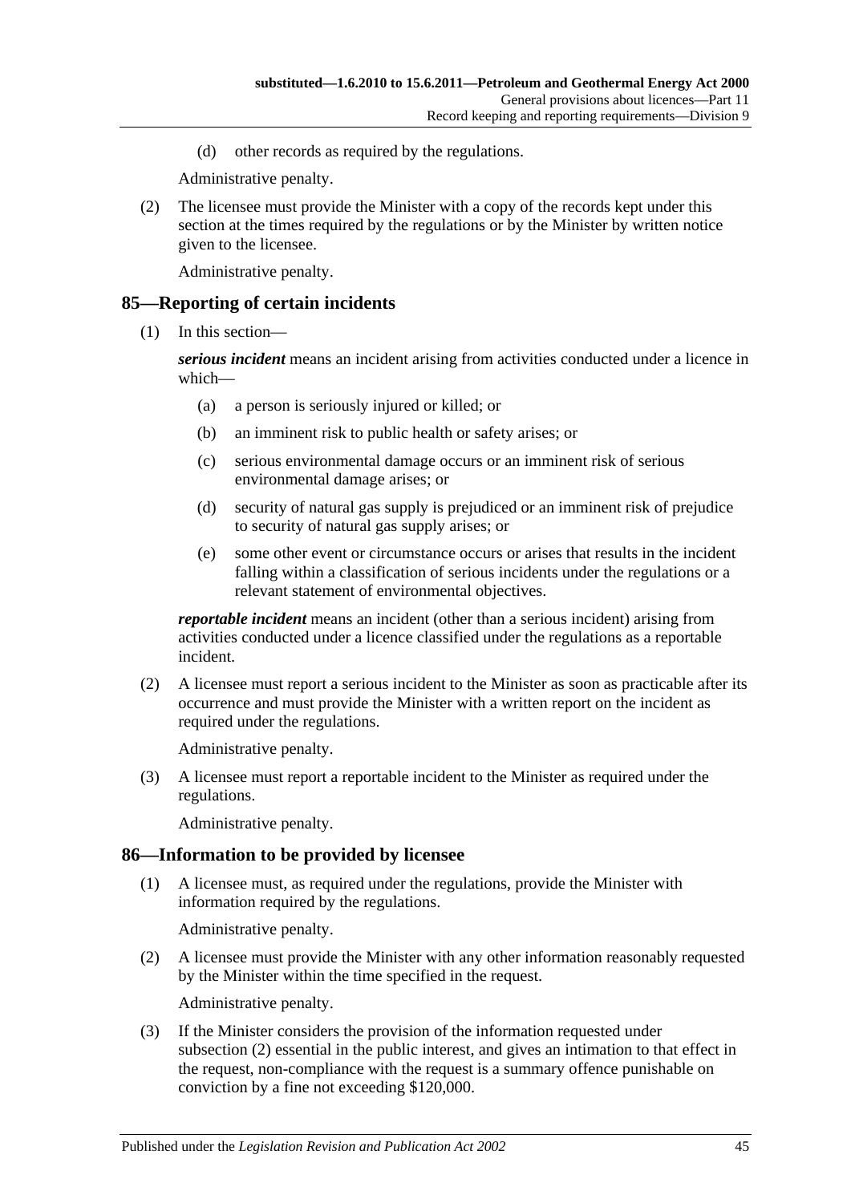(d) other records as required by the regulations.

Administrative penalty.

(2) The licensee must provide the Minister with a copy of the records kept under this section at the times required by the regulations or by the Minister by written notice given to the licensee.

Administrative penalty.

## 85—Reporting of certain incidents

(1) In this section—

***serious incident*** means an incident arising from activities conducted under a licence in which—

(a) a person is seriously injured or killed; or

(b) an imminent risk to public health or safety arises; or

(c) serious environmental damage occurs or an imminent risk of serious environmental damage arises; or

(d) security of natural gas supply is prejudiced or an imminent risk of prejudice to security of natural gas supply arises; or

(e) some other event or circumstance occurs or arises that results in the incident falling within a classification of serious incidents under the regulations or a relevant statement of environmental objectives.

***reportable incident*** means an incident (other than a serious incident) arising from activities conducted under a licence classified under the regulations as a reportable incident.

(2) A licensee must report a serious incident to the Minister as soon as practicable after its occurrence and must provide the Minister with a written report on the incident as required under the regulations.

Administrative penalty.

(3) A licensee must report a reportable incident to the Minister as required under the regulations.

Administrative penalty.

## 86—Information to be provided by licensee

(1) A licensee must, as required under the regulations, provide the Minister with information required by the regulations.

Administrative penalty.

(2) A licensee must provide the Minister with any other information reasonably requested by the Minister within the time specified in the request.

Administrative penalty.

(3) If the Minister considers the provision of the information requested under subsection (2) essential in the public interest, and gives an intimation to that effect in the request, non-compliance with the request is a summary offence punishable on conviction by a fine not exceeding $120,000.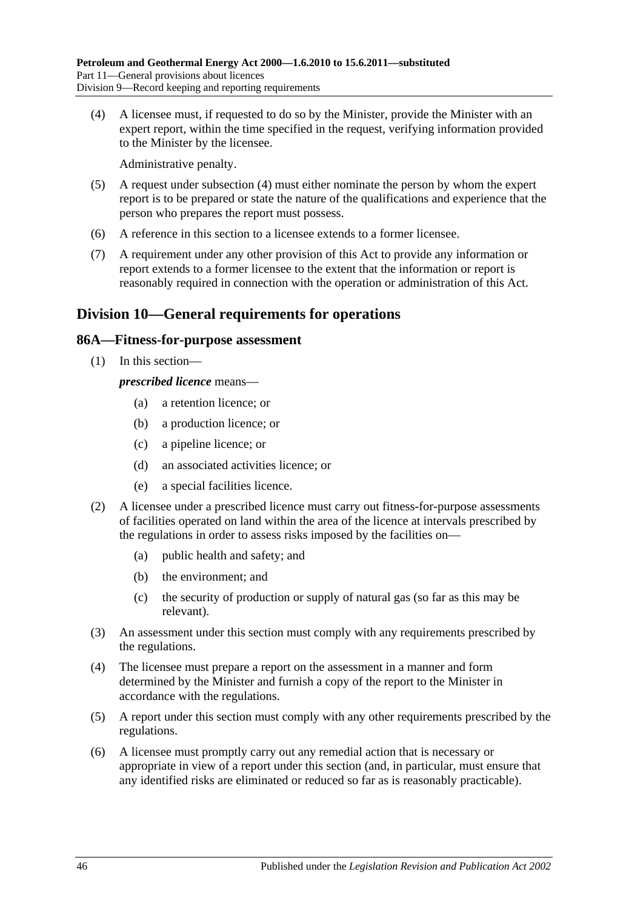(4) A licensee must, if requested to do so by the Minister, provide the Minister with an expert report, within the time specified in the request, verifying information provided to the Minister by the licensee.

Administrative penalty.

(5) A request under subsection (4) must either nominate the person by whom the expert report is to be prepared or state the nature of the qualifications and experience that the person who prepares the report must possess.

(6) A reference in this section to a licensee extends to a former licensee.

(7) A requirement under any other provision of this Act to provide any information or report extends to a former licensee to the extent that the information or report is reasonably required in connection with the operation or administration of this Act.

## Division 10—General requirements for operations

### 86A—Fitness-for-purpose assessment

(1) In this section—

***prescribed licence*** means—

- (a) a retention licence; or
- (b) a production licence; or
- (c) a pipeline licence; or
- (d) an associated activities licence; or
- (e) a special facilities licence.

(2) A licensee under a prescribed licence must carry out fitness-for-purpose assessments of facilities operated on land within the area of the licence at intervals prescribed by the regulations in order to assess risks imposed by the facilities on—

- (a) public health and safety; and
- (b) the environment; and
- (c) the security of production or supply of natural gas (so far as this may be relevant).

(3) An assessment under this section must comply with any requirements prescribed by the regulations.

(4) The licensee must prepare a report on the assessment in a manner and form determined by the Minister and furnish a copy of the report to the Minister in accordance with the regulations.

(5) A report under this section must comply with any other requirements prescribed by the regulations.

(6) A licensee must promptly carry out any remedial action that is necessary or appropriate in view of a report under this section (and, in particular, must ensure that any identified risks are eliminated or reduced so far as is reasonably practicable).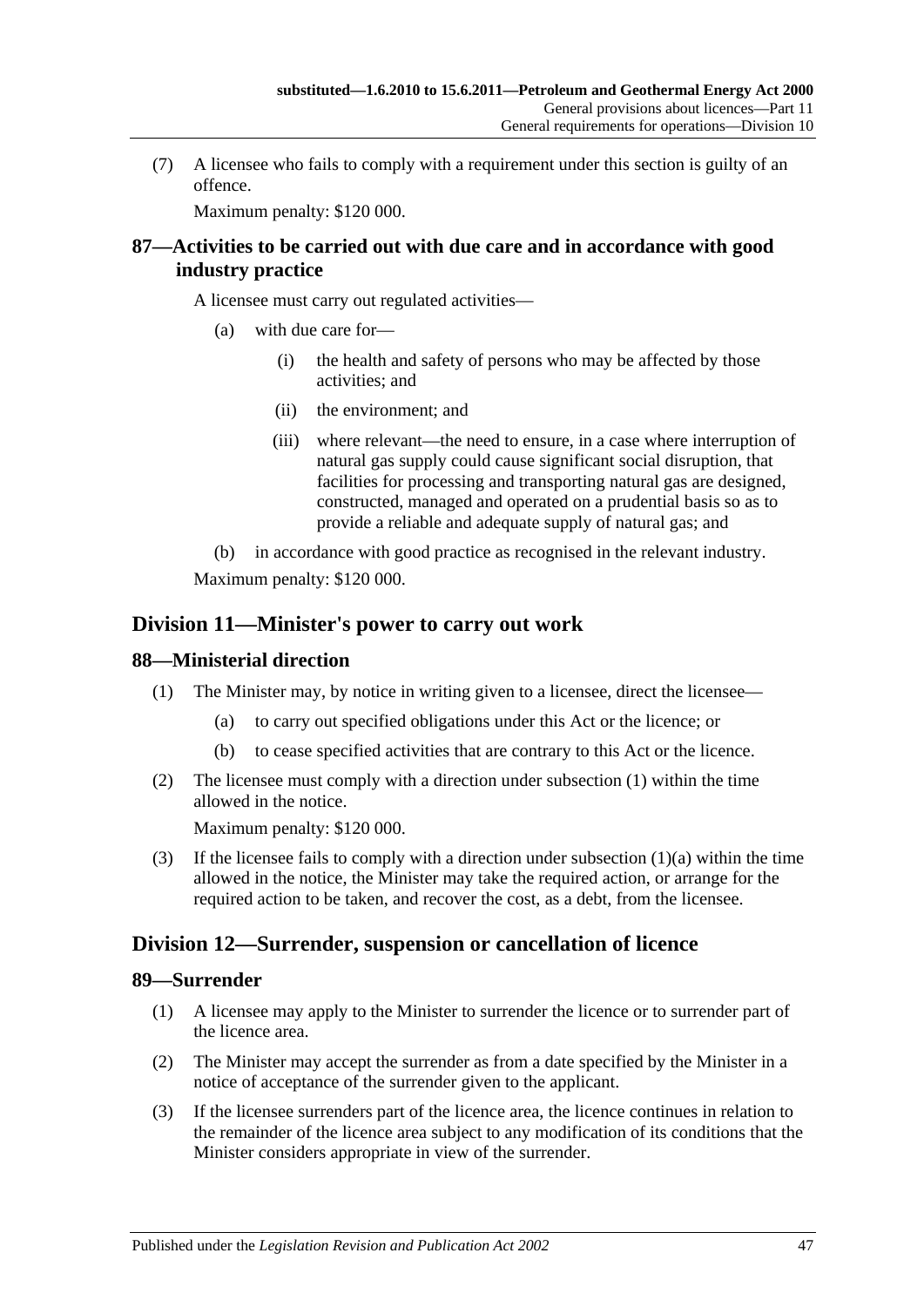(7) A licensee who fails to comply with a requirement under this section is guilty of an offence.

Maximum penalty: $120 000.

### 87—Activities to be carried out with due care and in accordance with good industry practice

A licensee must carry out regulated activities—

(a) with due care for—

(i) the health and safety of persons who may be affected by those activities; and

(ii) the environment; and

(iii) where relevant—the need to ensure, in a case where interruption of natural gas supply could cause significant social disruption, that facilities for processing and transporting natural gas are designed, constructed, managed and operated on a prudential basis so as to provide a reliable and adequate supply of natural gas; and

(b) in accordance with good practice as recognised in the relevant industry.

Maximum penalty: $120 000.

## Division 11—Minister's power to carry out work

### 88—Ministerial direction

(1) The Minister may, by notice in writing given to a licensee, direct the licensee—

(a) to carry out specified obligations under this Act or the licence; or

(b) to cease specified activities that are contrary to this Act or the licence.

(2) The licensee must comply with a direction under subsection (1) within the time allowed in the notice.

Maximum penalty: $120 000.

(3) If the licensee fails to comply with a direction under subsection (1)(a) within the time allowed in the notice, the Minister may take the required action, or arrange for the required action to be taken, and recover the cost, as a debt, from the licensee.

## Division 12—Surrender, suspension or cancellation of licence

### 89—Surrender

(1) A licensee may apply to the Minister to surrender the licence or to surrender part of the licence area.

(2) The Minister may accept the surrender as from a date specified by the Minister in a notice of acceptance of the surrender given to the applicant.

(3) If the licensee surrenders part of the licence area, the licence continues in relation to the remainder of the licence area subject to any modification of its conditions that the Minister considers appropriate in view of the surrender.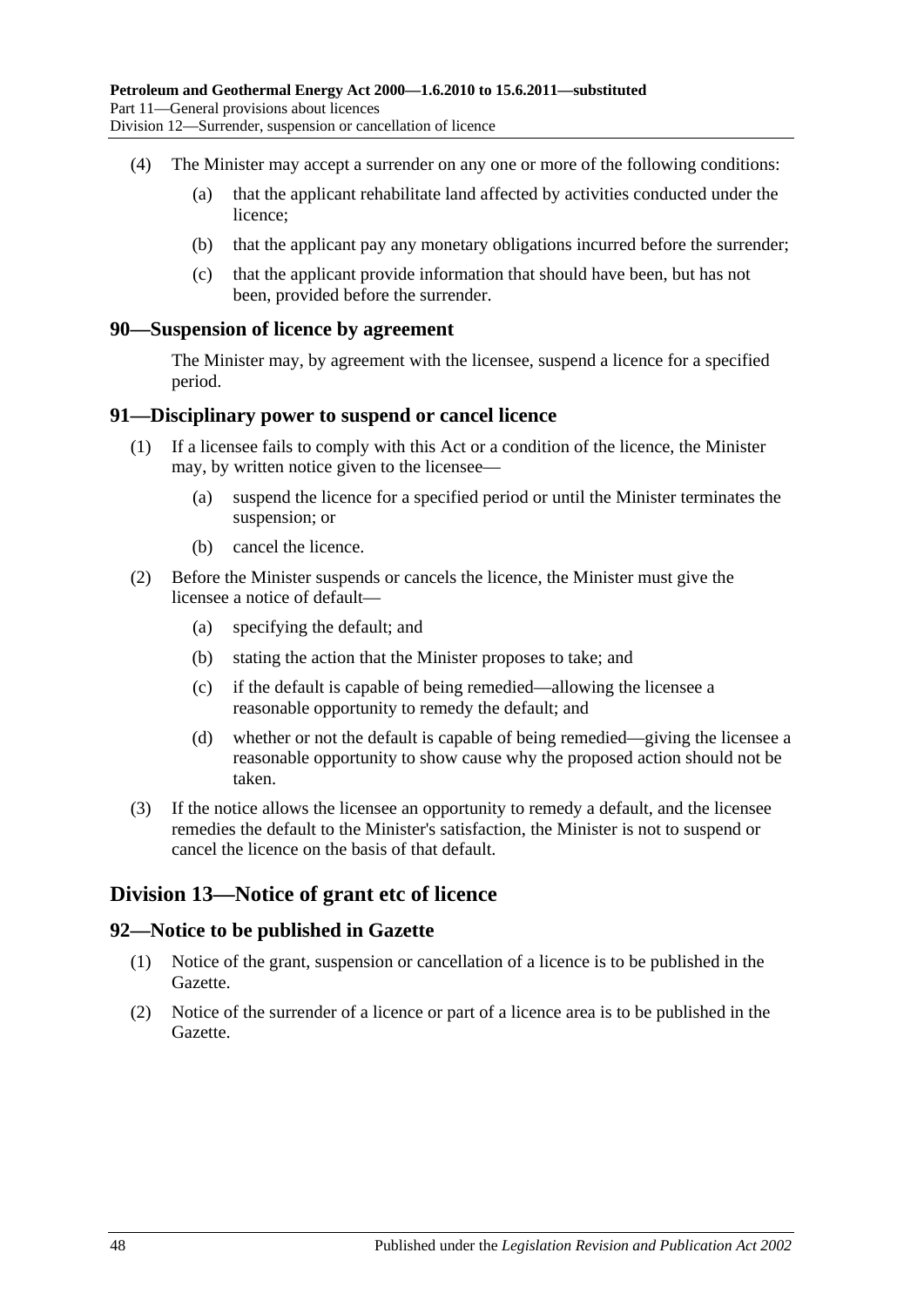(4) The Minister may accept a surrender on any one or more of the following conditions:

(a) that the applicant rehabilitate land affected by activities conducted under the licence;

(b) that the applicant pay any monetary obligations incurred before the surrender;

(c) that the applicant provide information that should have been, but has not been, provided before the surrender.

## 90—Suspension of licence by agreement

The Minister may, by agreement with the licensee, suspend a licence for a specified period.

## 91—Disciplinary power to suspend or cancel licence

(1) If a licensee fails to comply with this Act or a condition of the licence, the Minister may, by written notice given to the licensee—

(a) suspend the licence for a specified period or until the Minister terminates the suspension; or

(b) cancel the licence.

(2) Before the Minister suspends or cancels the licence, the Minister must give the licensee a notice of default—

(a) specifying the default; and

(b) stating the action that the Minister proposes to take; and

(c) if the default is capable of being remedied—allowing the licensee a reasonable opportunity to remedy the default; and

(d) whether or not the default is capable of being remedied—giving the licensee a reasonable opportunity to show cause why the proposed action should not be taken.

(3) If the notice allows the licensee an opportunity to remedy a default, and the licensee remedies the default to the Minister's satisfaction, the Minister is not to suspend or cancel the licence on the basis of that default.

# Division 13—Notice of grant etc of licence

## 92—Notice to be published in Gazette

(1) Notice of the grant, suspension or cancellation of a licence is to be published in the Gazette.

(2) Notice of the surrender of a licence or part of a licence area is to be published in the Gazette.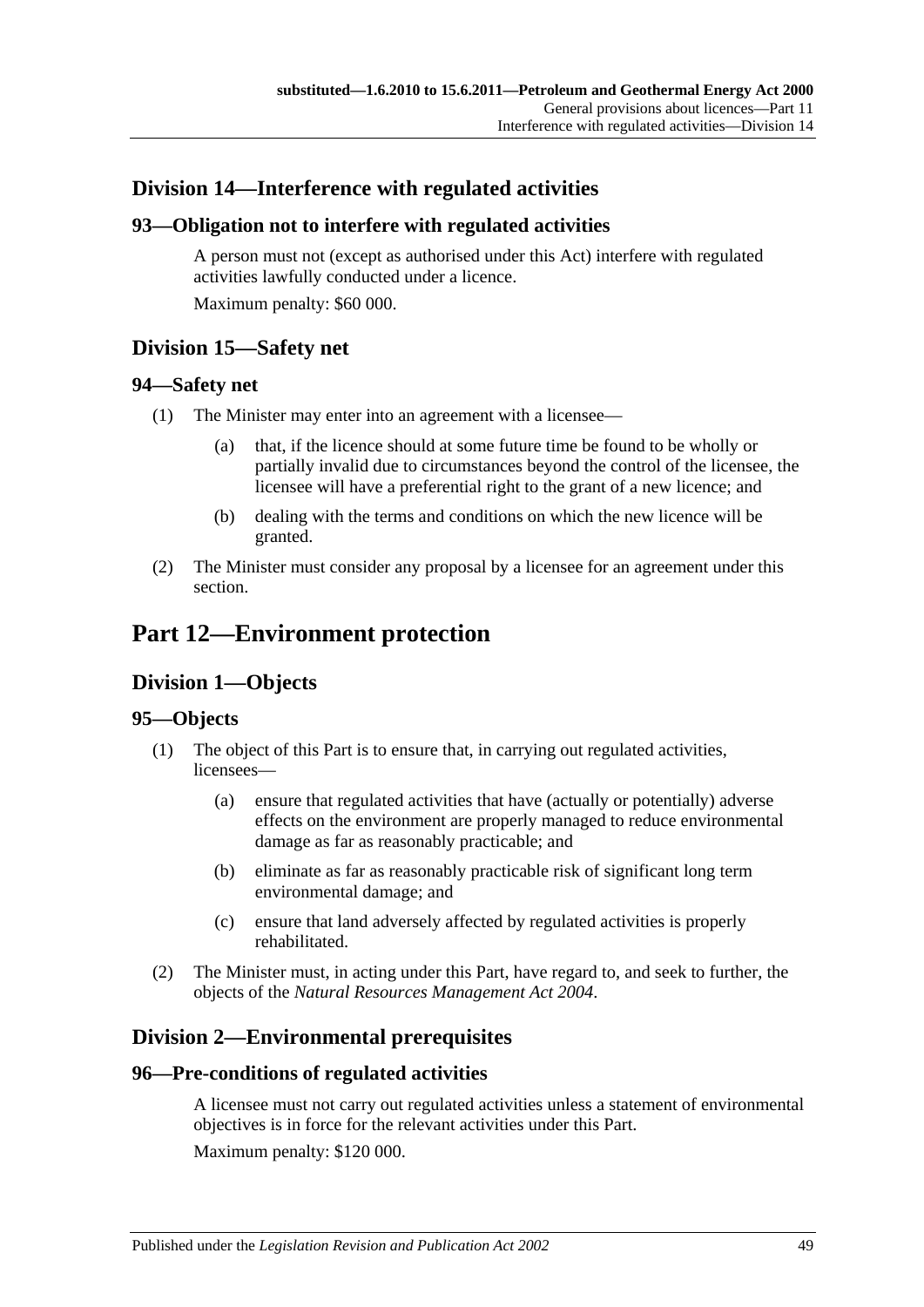## Division 14—Interference with regulated activities

### 93—Obligation not to interfere with regulated activities

A person must not (except as authorised under this Act) interfere with regulated activities lawfully conducted under a licence.

Maximum penalty: $60 000.

## Division 15—Safety net

### 94—Safety net

(1) The Minister may enter into an agreement with a licensee—

(a) that, if the licence should at some future time be found to be wholly or partially invalid due to circumstances beyond the control of the licensee, the licensee will have a preferential right to the grant of a new licence; and

(b) dealing with the terms and conditions on which the new licence will be granted.

(2) The Minister must consider any proposal by a licensee for an agreement under this section.

# Part 12—Environment protection

## Division 1—Objects

### 95—Objects

(1) The object of this Part is to ensure that, in carrying out regulated activities, licensees—

(a) ensure that regulated activities that have (actually or potentially) adverse effects on the environment are properly managed to reduce environmental damage as far as reasonably practicable; and

(b) eliminate as far as reasonably practicable risk of significant long term environmental damage; and

(c) ensure that land adversely affected by regulated activities is properly rehabilitated.

(2) The Minister must, in acting under this Part, have regard to, and seek to further, the objects of the *Natural Resources Management Act 2004*.

## Division 2—Environmental prerequisites

### 96—Pre-conditions of regulated activities

A licensee must not carry out regulated activities unless a statement of environmental objectives is in force for the relevant activities under this Part.

Maximum penalty: $120 000.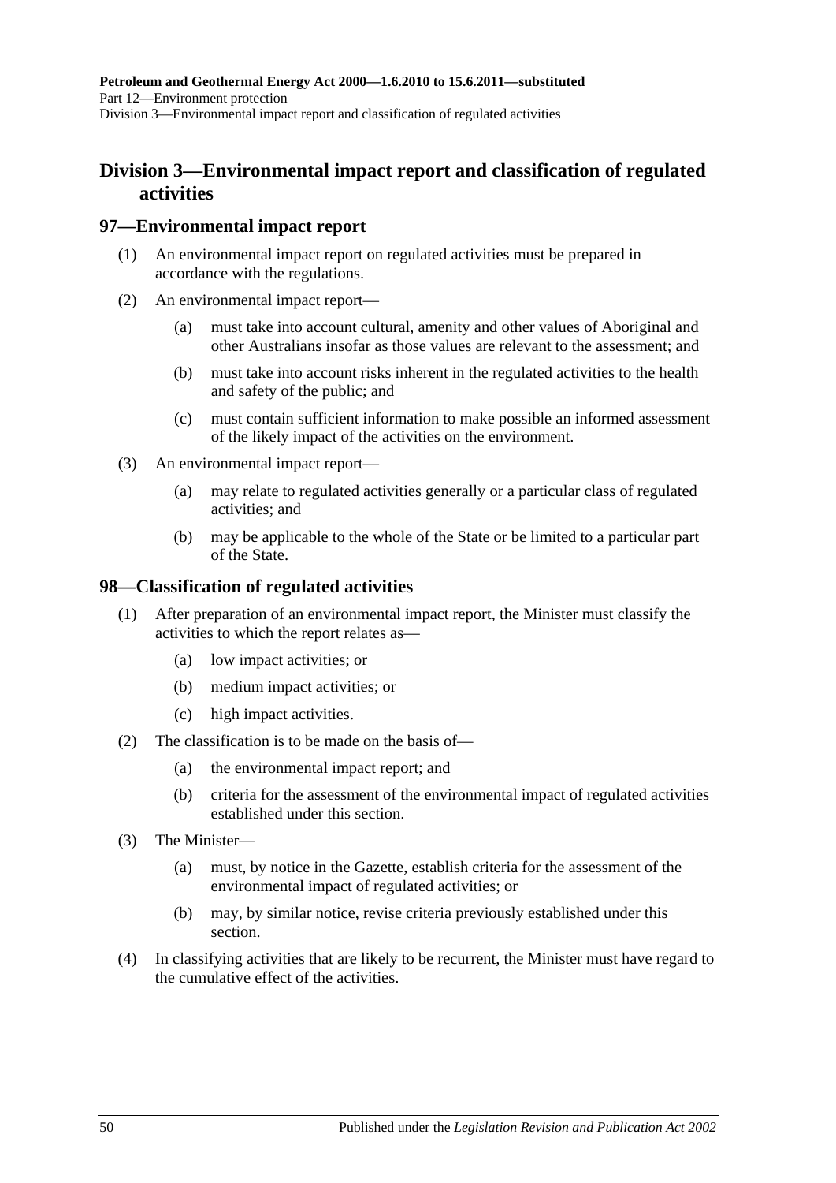## Division 3—Environmental impact report and classification of regulated activities

### 97—Environmental impact report

(1) An environmental impact report on regulated activities must be prepared in accordance with the regulations.

(2) An environmental impact report—

(a) must take into account cultural, amenity and other values of Aboriginal and other Australians insofar as those values are relevant to the assessment; and

(b) must take into account risks inherent in the regulated activities to the health and safety of the public; and

(c) must contain sufficient information to make possible an informed assessment of the likely impact of the activities on the environment.

(3) An environmental impact report—

(a) may relate to regulated activities generally or a particular class of regulated activities; and

(b) may be applicable to the whole of the State or be limited to a particular part of the State.

### 98—Classification of regulated activities

(1) After preparation of an environmental impact report, the Minister must classify the activities to which the report relates as—

(a) low impact activities; or

(b) medium impact activities; or

(c) high impact activities.

(2) The classification is to be made on the basis of—

(a) the environmental impact report; and

(b) criteria for the assessment of the environmental impact of regulated activities established under this section.

(3) The Minister—

(a) must, by notice in the Gazette, establish criteria for the assessment of the environmental impact of regulated activities; or

(b) may, by similar notice, revise criteria previously established under this section.

(4) In classifying activities that are likely to be recurrent, the Minister must have regard to the cumulative effect of the activities.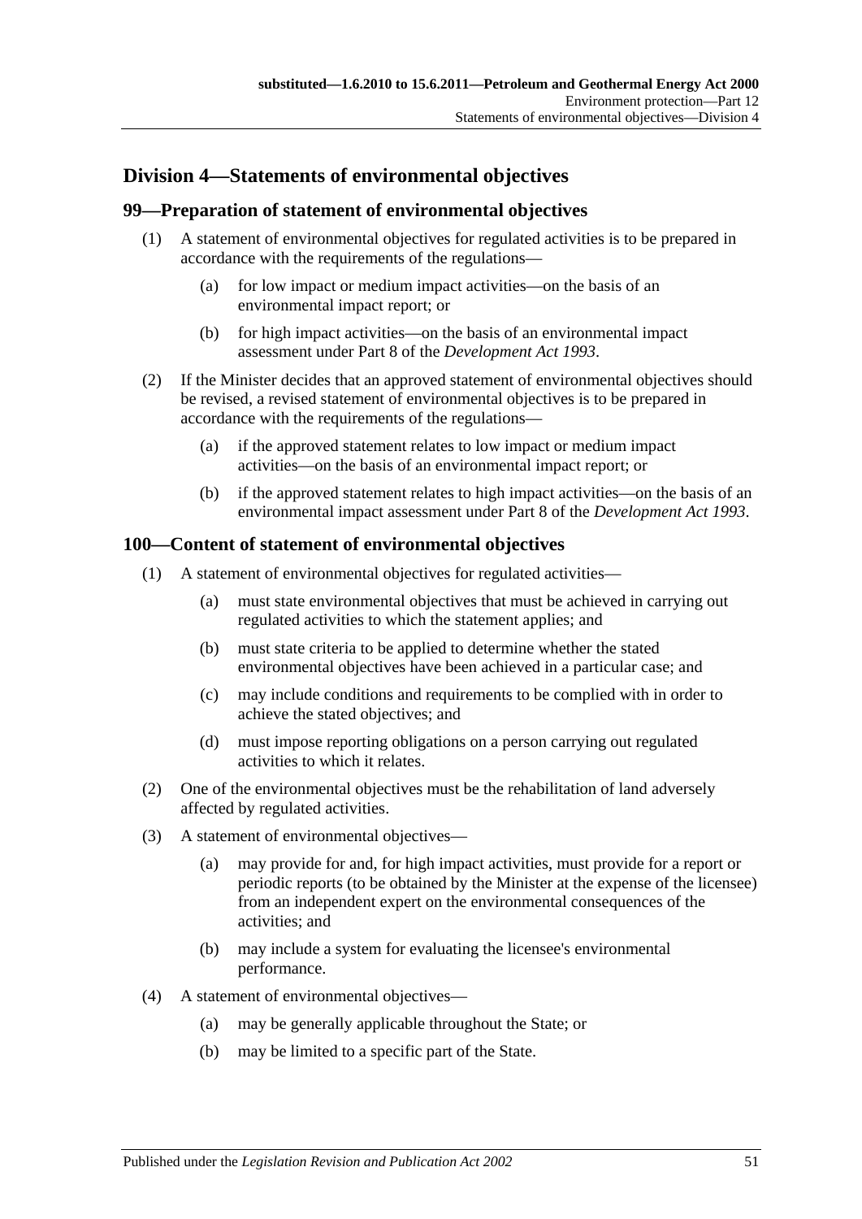## Division 4—Statements of environmental objectives

### 99—Preparation of statement of environmental objectives

(1) A statement of environmental objectives for regulated activities is to be prepared in accordance with the requirements of the regulations—

(a) for low impact or medium impact activities—on the basis of an environmental impact report; or

(b) for high impact activities—on the basis of an environmental impact assessment under Part 8 of the *Development Act 1993*.

(2) If the Minister decides that an approved statement of environmental objectives should be revised, a revised statement of environmental objectives is to be prepared in accordance with the requirements of the regulations—

(a) if the approved statement relates to low impact or medium impact activities—on the basis of an environmental impact report; or

(b) if the approved statement relates to high impact activities—on the basis of an environmental impact assessment under Part 8 of the *Development Act 1993*.

### 100—Content of statement of environmental objectives

(1) A statement of environmental objectives for regulated activities—

(a) must state environmental objectives that must be achieved in carrying out regulated activities to which the statement applies; and

(b) must state criteria to be applied to determine whether the stated environmental objectives have been achieved in a particular case; and

(c) may include conditions and requirements to be complied with in order to achieve the stated objectives; and

(d) must impose reporting obligations on a person carrying out regulated activities to which it relates.

(2) One of the environmental objectives must be the rehabilitation of land adversely affected by regulated activities.

(3) A statement of environmental objectives—

(a) may provide for and, for high impact activities, must provide for a report or periodic reports (to be obtained by the Minister at the expense of the licensee) from an independent expert on the environmental consequences of the activities; and

(b) may include a system for evaluating the licensee's environmental performance.

(4) A statement of environmental objectives—

(a) may be generally applicable throughout the State; or

(b) may be limited to a specific part of the State.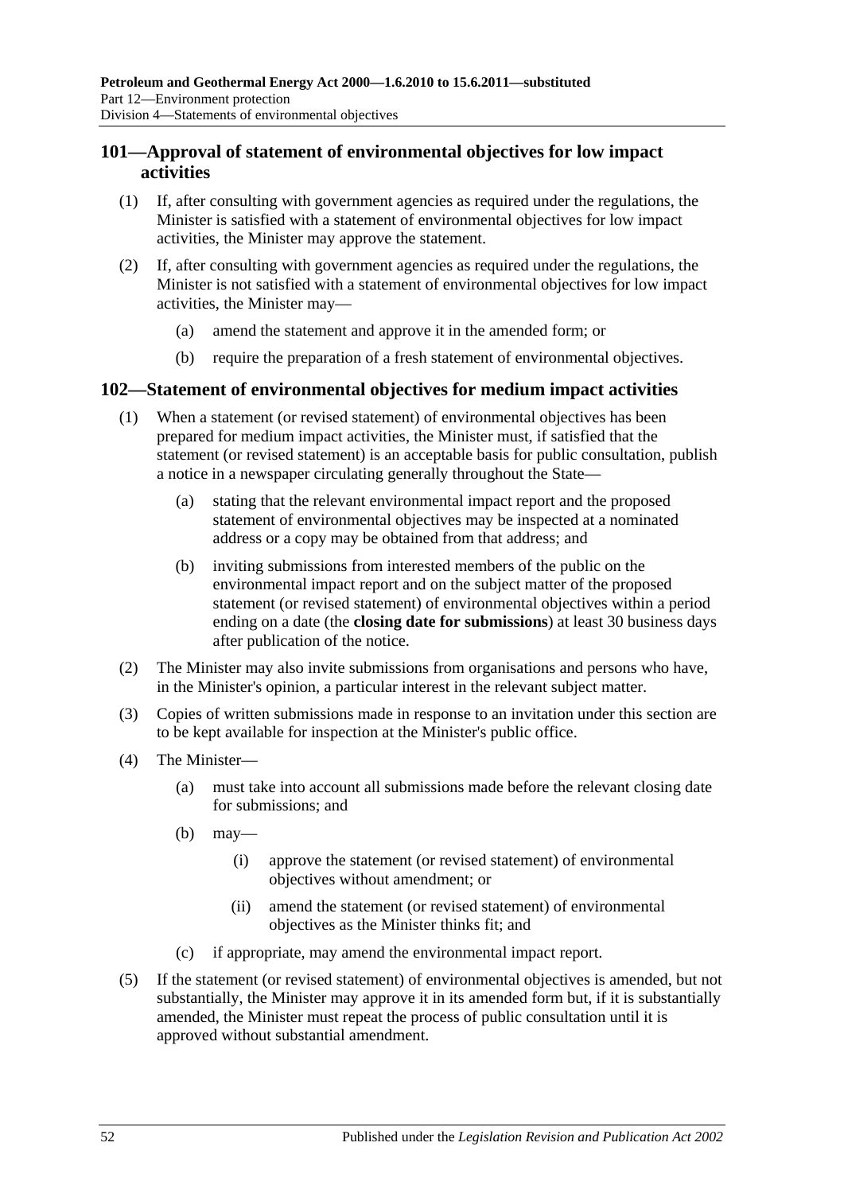## 101—Approval of statement of environmental objectives for low impact activities

(1) If, after consulting with government agencies as required under the regulations, the Minister is satisfied with a statement of environmental objectives for low impact activities, the Minister may approve the statement.

(2) If, after consulting with government agencies as required under the regulations, the Minister is not satisfied with a statement of environmental objectives for low impact activities, the Minister may—

(a) amend the statement and approve it in the amended form; or

(b) require the preparation of a fresh statement of environmental objectives.

## 102—Statement of environmental objectives for medium impact activities

(1) When a statement (or revised statement) of environmental objectives has been prepared for medium impact activities, the Minister must, if satisfied that the statement (or revised statement) is an acceptable basis for public consultation, publish a notice in a newspaper circulating generally throughout the State—

(a) stating that the relevant environmental impact report and the proposed statement of environmental objectives may be inspected at a nominated address or a copy may be obtained from that address; and

(b) inviting submissions from interested members of the public on the environmental impact report and on the subject matter of the proposed statement (or revised statement) of environmental objectives within a period ending on a date (the **closing date for submissions**) at least 30 business days after publication of the notice.

(2) The Minister may also invite submissions from organisations and persons who have, in the Minister's opinion, a particular interest in the relevant subject matter.

(3) Copies of written submissions made in response to an invitation under this section are to be kept available for inspection at the Minister's public office.

(4) The Minister—

(a) must take into account all submissions made before the relevant closing date for submissions; and

(b) may—

(i) approve the statement (or revised statement) of environmental objectives without amendment; or

(ii) amend the statement (or revised statement) of environmental objectives as the Minister thinks fit; and

(c) if appropriate, may amend the environmental impact report.

(5) If the statement (or revised statement) of environmental objectives is amended, but not substantially, the Minister may approve it in its amended form but, if it is substantially amended, the Minister must repeat the process of public consultation until it is approved without substantial amendment.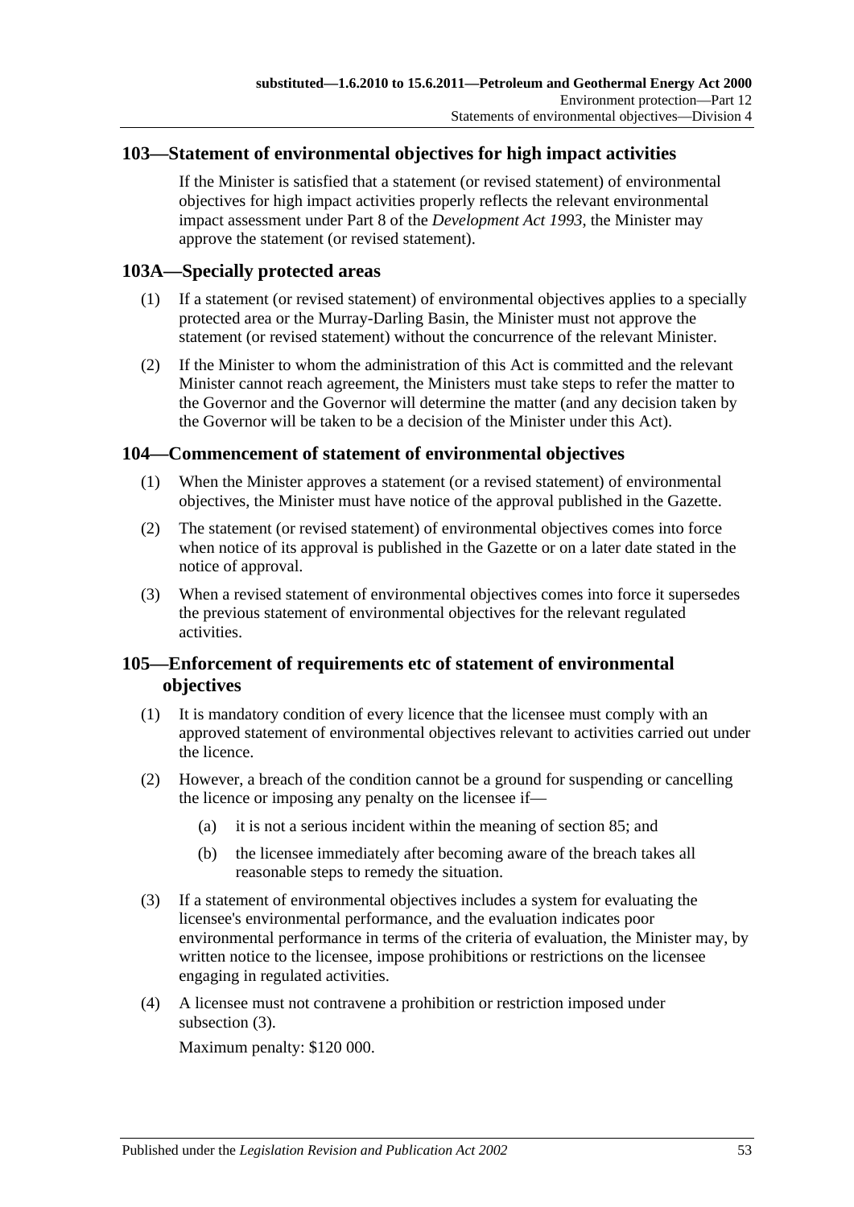## 103—Statement of environmental objectives for high impact activities

If the Minister is satisfied that a statement (or revised statement) of environmental objectives for high impact activities properly reflects the relevant environmental impact assessment under Part 8 of the *Development Act 1993*, the Minister may approve the statement (or revised statement).

## 103A—Specially protected areas

(1) If a statement (or revised statement) of environmental objectives applies to a specially protected area or the Murray-Darling Basin, the Minister must not approve the statement (or revised statement) without the concurrence of the relevant Minister.

(2) If the Minister to whom the administration of this Act is committed and the relevant Minister cannot reach agreement, the Ministers must take steps to refer the matter to the Governor and the Governor will determine the matter (and any decision taken by the Governor will be taken to be a decision of the Minister under this Act).

## 104—Commencement of statement of environmental objectives

(1) When the Minister approves a statement (or a revised statement) of environmental objectives, the Minister must have notice of the approval published in the Gazette.

(2) The statement (or revised statement) of environmental objectives comes into force when notice of its approval is published in the Gazette or on a later date stated in the notice of approval.

(3) When a revised statement of environmental objectives comes into force it supersedes the previous statement of environmental objectives for the relevant regulated activities.

## 105—Enforcement of requirements etc of statement of environmental objectives

(1) It is mandatory condition of every licence that the licensee must comply with an approved statement of environmental objectives relevant to activities carried out under the licence.

(2) However, a breach of the condition cannot be a ground for suspending or cancelling the licence or imposing any penalty on the licensee if—

   (a) it is not a serious incident within the meaning of section 85; and

   (b) the licensee immediately after becoming aware of the breach takes all reasonable steps to remedy the situation.

(3) If a statement of environmental objectives includes a system for evaluating the licensee's environmental performance, and the evaluation indicates poor environmental performance in terms of the criteria of evaluation, the Minister may, by written notice to the licensee, impose prohibitions or restrictions on the licensee engaging in regulated activities.

(4) A licensee must not contravene a prohibition or restriction imposed under subsection (3).

Maximum penalty: $120 000.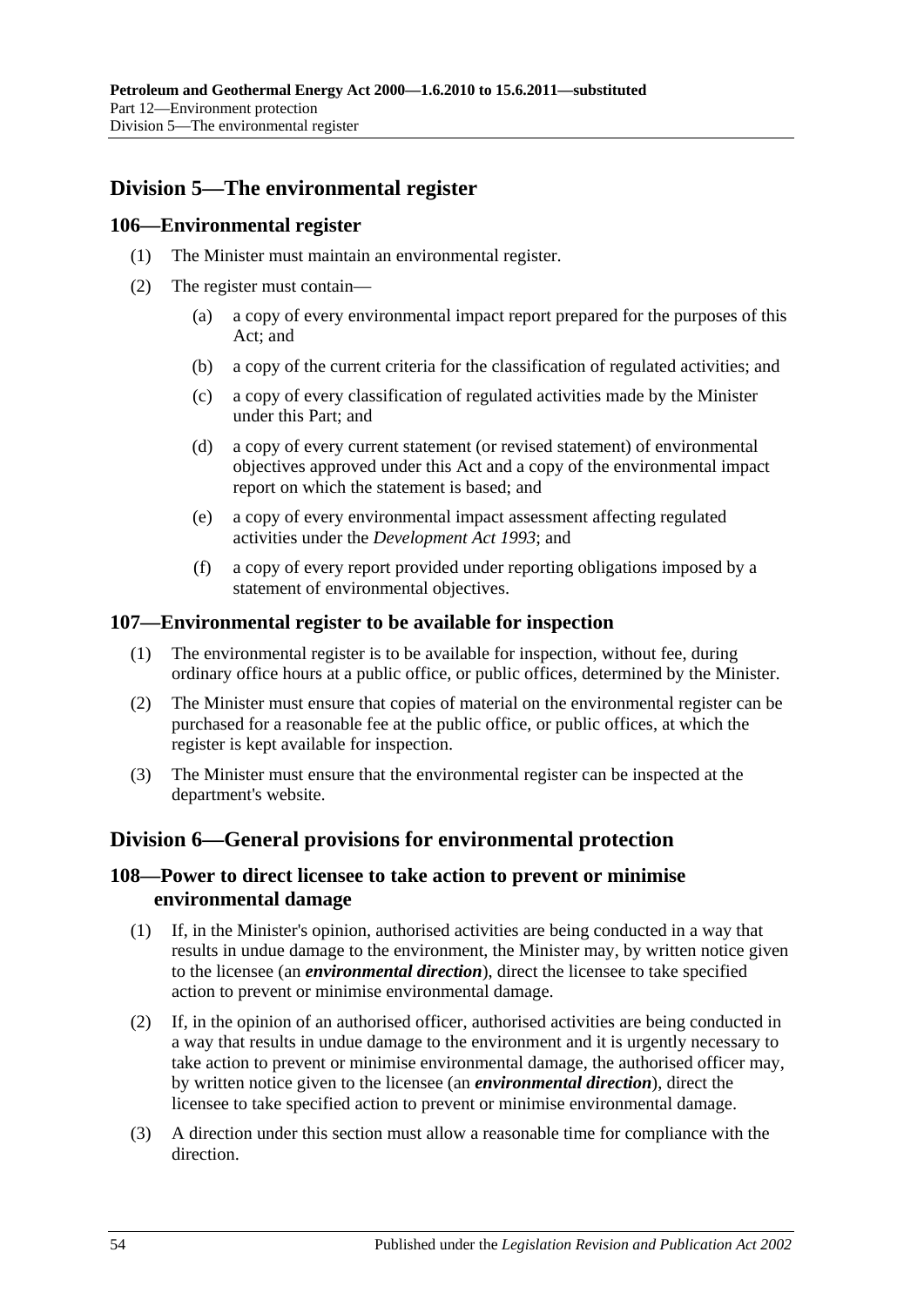## Division 5—The environmental register

### 106—Environmental register

(1) The Minister must maintain an environmental register.

(2) The register must contain—

(a) a copy of every environmental impact report prepared for the purposes of this Act; and

(b) a copy of the current criteria for the classification of regulated activities; and

(c) a copy of every classification of regulated activities made by the Minister under this Part; and

(d) a copy of every current statement (or revised statement) of environmental objectives approved under this Act and a copy of the environmental impact report on which the statement is based; and

(e) a copy of every environmental impact assessment affecting regulated activities under the *Development Act 1993*; and

(f) a copy of every report provided under reporting obligations imposed by a statement of environmental objectives.

### 107—Environmental register to be available for inspection

(1) The environmental register is to be available for inspection, without fee, during ordinary office hours at a public office, or public offices, determined by the Minister.

(2) The Minister must ensure that copies of material on the environmental register can be purchased for a reasonable fee at the public office, or public offices, at which the register is kept available for inspection.

(3) The Minister must ensure that the environmental register can be inspected at the department's website.

## Division 6—General provisions for environmental protection

### 108—Power to direct licensee to take action to prevent or minimise environmental damage

(1) If, in the Minister's opinion, authorised activities are being conducted in a way that results in undue damage to the environment, the Minister may, by written notice given to the licensee (an ***environmental direction***), direct the licensee to take specified action to prevent or minimise environmental damage.

(2) If, in the opinion of an authorised officer, authorised activities are being conducted in a way that results in undue damage to the environment and it is urgently necessary to take action to prevent or minimise environmental damage, the authorised officer may, by written notice given to the licensee (an ***environmental direction***), direct the licensee to take specified action to prevent or minimise environmental damage.

(3) A direction under this section must allow a reasonable time for compliance with the direction.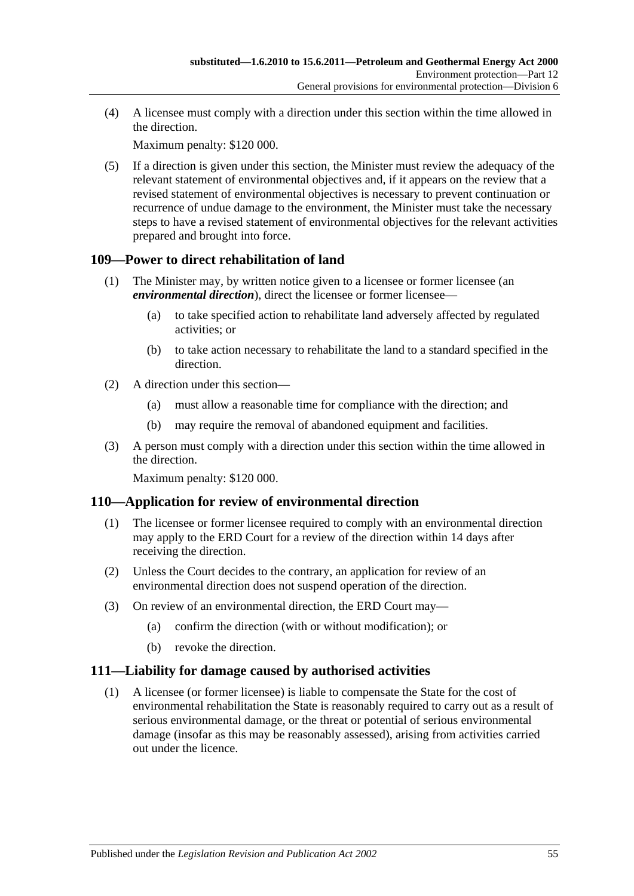(4) A licensee must comply with a direction under this section within the time allowed in the direction.

Maximum penalty: $120 000.

(5) If a direction is given under this section, the Minister must review the adequacy of the relevant statement of environmental objectives and, if it appears on the review that a revised statement of environmental objectives is necessary to prevent continuation or recurrence of undue damage to the environment, the Minister must take the necessary steps to have a revised statement of environmental objectives for the relevant activities prepared and brought into force.

## 109—Power to direct rehabilitation of land

(1) The Minister may, by written notice given to a licensee or former licensee (an ***environmental direction***), direct the licensee or former licensee—

- (a) to take specified action to rehabilitate land adversely affected by regulated activities; or
- (b) to take action necessary to rehabilitate the land to a standard specified in the direction.

(2) A direction under this section—

- (a) must allow a reasonable time for compliance with the direction; and
- (b) may require the removal of abandoned equipment and facilities.

(3) A person must comply with a direction under this section within the time allowed in the direction.

Maximum penalty: $120 000.

## 110—Application for review of environmental direction

(1) The licensee or former licensee required to comply with an environmental direction may apply to the ERD Court for a review of the direction within 14 days after receiving the direction.

(2) Unless the Court decides to the contrary, an application for review of an environmental direction does not suspend operation of the direction.

(3) On review of an environmental direction, the ERD Court may—

- (a) confirm the direction (with or without modification); or
- (b) revoke the direction.

## 111—Liability for damage caused by authorised activities

(1) A licensee (or former licensee) is liable to compensate the State for the cost of environmental rehabilitation the State is reasonably required to carry out as a result of serious environmental damage, or the threat or potential of serious environmental damage (insofar as this may be reasonably assessed), arising from activities carried out under the licence.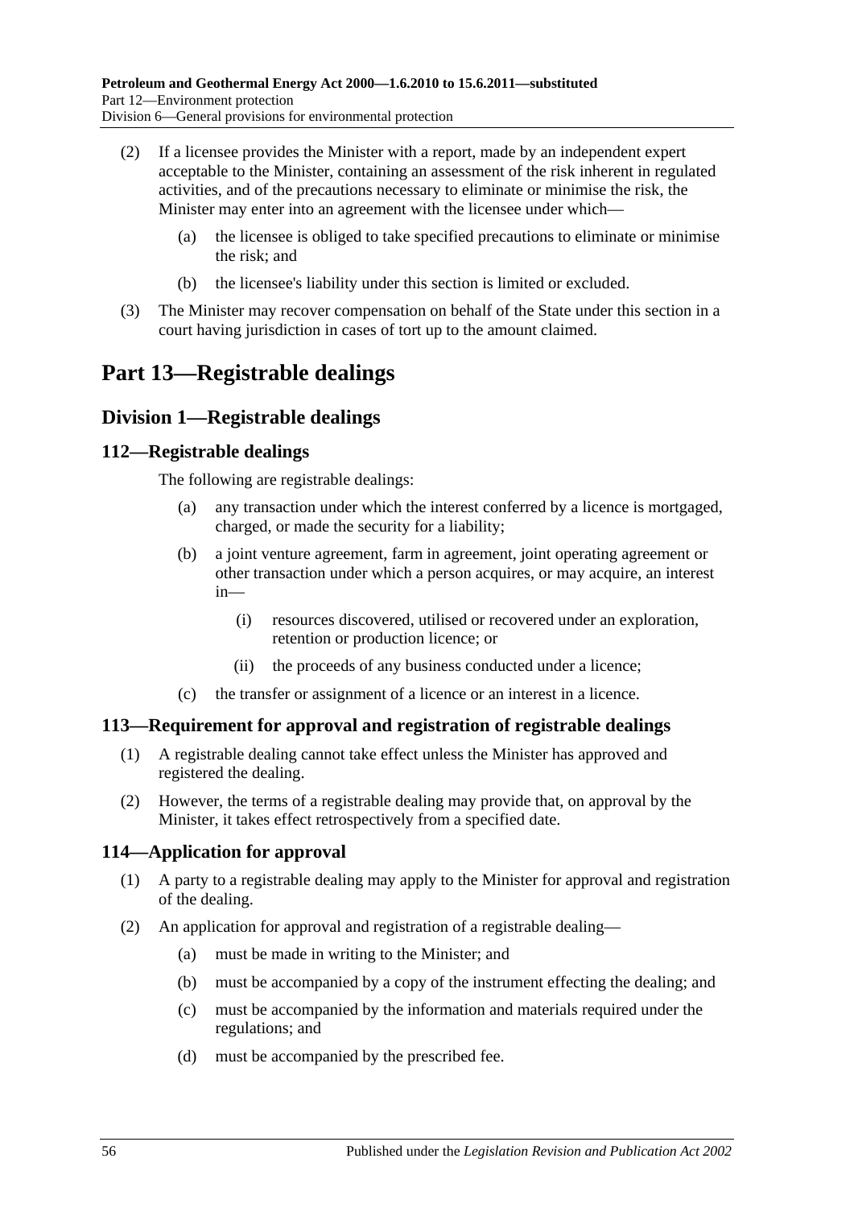(2) If a licensee provides the Minister with a report, made by an independent expert acceptable to the Minister, containing an assessment of the risk inherent in regulated activities, and of the precautions necessary to eliminate or minimise the risk, the Minister may enter into an agreement with the licensee under which—

 (a) the licensee is obliged to take specified precautions to eliminate or minimise the risk; and

 (b) the licensee's liability under this section is limited or excluded.

(3) The Minister may recover compensation on behalf of the State under this section in a court having jurisdiction in cases of tort up to the amount claimed.

# Part 13—Registrable dealings

## Division 1—Registrable dealings

### 112—Registrable dealings

The following are registrable dealings:

 (a) any transaction under which the interest conferred by a licence is mortgaged, charged, or made the security for a liability;

 (b) a joint venture agreement, farm in agreement, joint operating agreement or other transaction under which a person acquires, or may acquire, an interest in—

  (i) resources discovered, utilised or recovered under an exploration, retention or production licence; or

  (ii) the proceeds of any business conducted under a licence;

 (c) the transfer or assignment of a licence or an interest in a licence.

### 113—Requirement for approval and registration of registrable dealings

(1) A registrable dealing cannot take effect unless the Minister has approved and registered the dealing.

(2) However, the terms of a registrable dealing may provide that, on approval by the Minister, it takes effect retrospectively from a specified date.

### 114—Application for approval

(1) A party to a registrable dealing may apply to the Minister for approval and registration of the dealing.

(2) An application for approval and registration of a registrable dealing—

 (a) must be made in writing to the Minister; and

 (b) must be accompanied by a copy of the instrument effecting the dealing; and

 (c) must be accompanied by the information and materials required under the regulations; and

 (d) must be accompanied by the prescribed fee.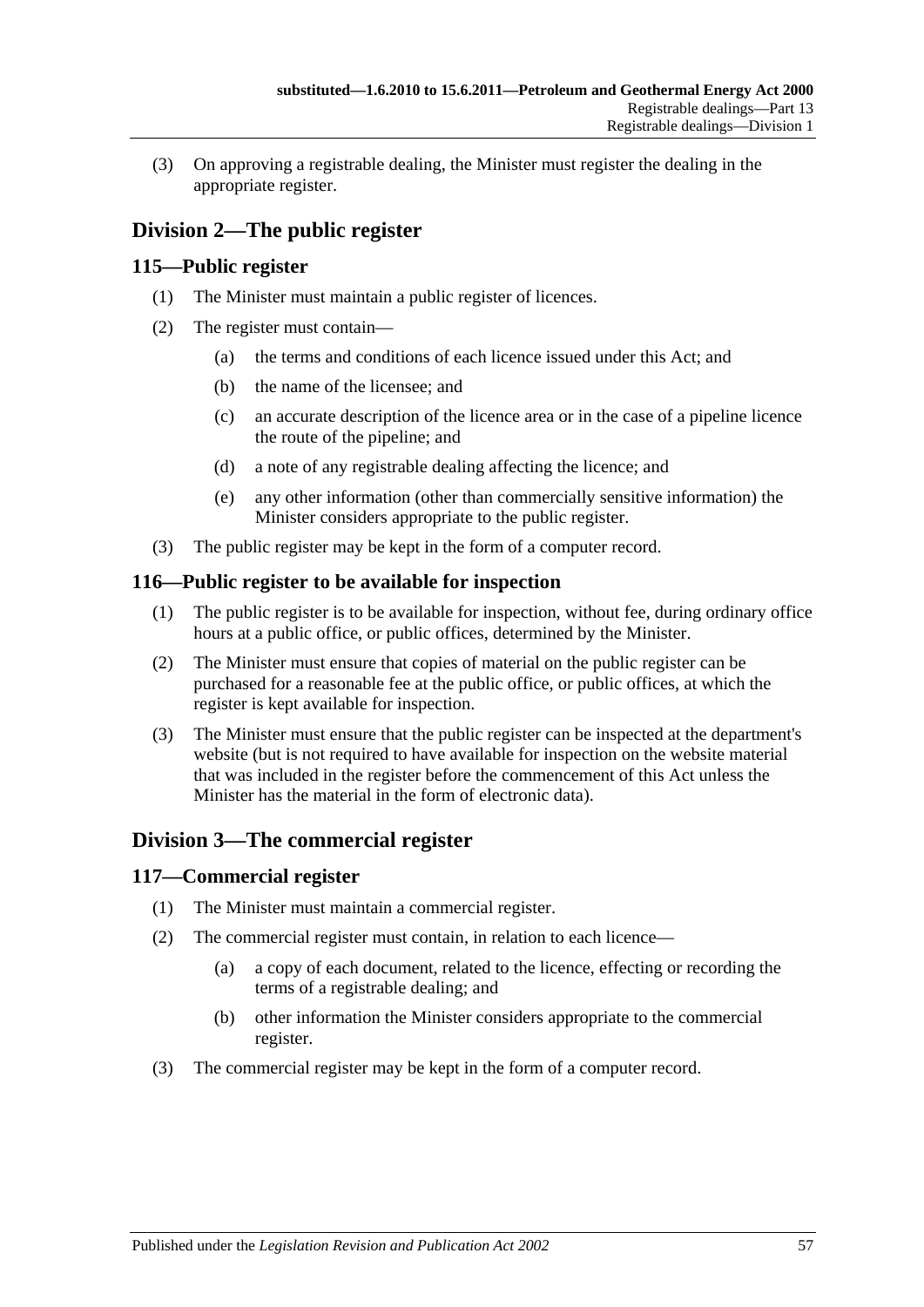(3) On approving a registrable dealing, the Minister must register the dealing in the appropriate register.

## Division 2—The public register

### 115—Public register

(1) The Minister must maintain a public register of licences.

(2) The register must contain—

  (a) the terms and conditions of each licence issued under this Act; and

  (b) the name of the licensee; and

  (c) an accurate description of the licence area or in the case of a pipeline licence the route of the pipeline; and

  (d) a note of any registrable dealing affecting the licence; and

  (e) any other information (other than commercially sensitive information) the Minister considers appropriate to the public register.

(3) The public register may be kept in the form of a computer record.

### 116—Public register to be available for inspection

(1) The public register is to be available for inspection, without fee, during ordinary office hours at a public office, or public offices, determined by the Minister.

(2) The Minister must ensure that copies of material on the public register can be purchased for a reasonable fee at the public office, or public offices, at which the register is kept available for inspection.

(3) The Minister must ensure that the public register can be inspected at the department's website (but is not required to have available for inspection on the website material that was included in the register before the commencement of this Act unless the Minister has the material in the form of electronic data).

## Division 3—The commercial register

### 117—Commercial register

(1) The Minister must maintain a commercial register.

(2) The commercial register must contain, in relation to each licence—

  (a) a copy of each document, related to the licence, effecting or recording the terms of a registrable dealing; and

  (b) other information the Minister considers appropriate to the commercial register.

(3) The commercial register may be kept in the form of a computer record.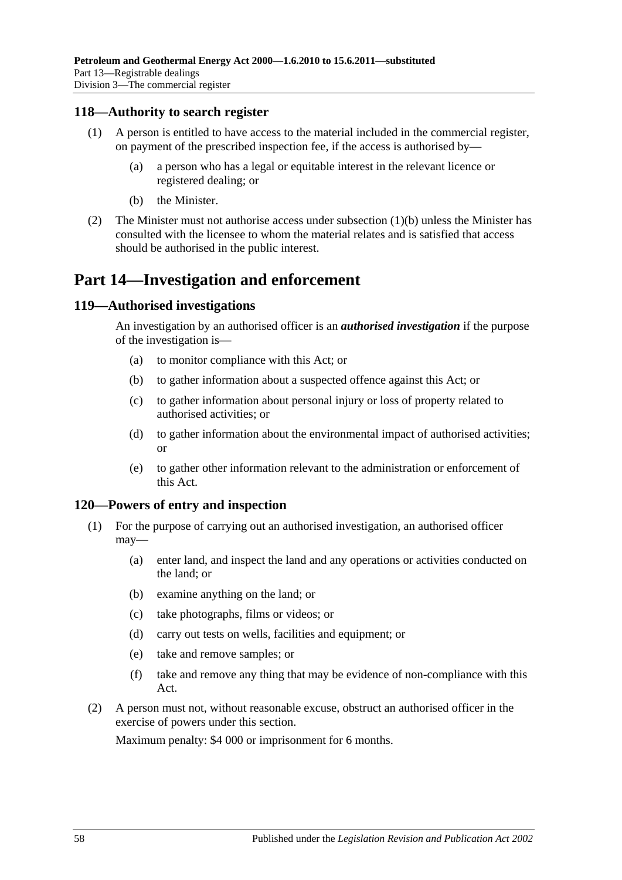## 118—Authority to search register

(1) A person is entitled to have access to the material included in the commercial register, on payment of the prescribed inspection fee, if the access is authorised by—

(a) a person who has a legal or equitable interest in the relevant licence or registered dealing; or

(b) the Minister.

(2) The Minister must not authorise access under subsection (1)(b) unless the Minister has consulted with the licensee to whom the material relates and is satisfied that access should be authorised in the public interest.

# Part 14—Investigation and enforcement

## 119—Authorised investigations

An investigation by an authorised officer is an ***authorised investigation*** if the purpose of the investigation is—

(a) to monitor compliance with this Act; or

(b) to gather information about a suspected offence against this Act; or

(c) to gather information about personal injury or loss of property related to authorised activities; or

(d) to gather information about the environmental impact of authorised activities; or

(e) to gather other information relevant to the administration or enforcement of this Act.

## 120—Powers of entry and inspection

(1) For the purpose of carrying out an authorised investigation, an authorised officer may—

(a) enter land, and inspect the land and any operations or activities conducted on the land; or

(b) examine anything on the land; or

(c) take photographs, films or videos; or

(d) carry out tests on wells, facilities and equipment; or

(e) take and remove samples; or

(f) take and remove any thing that may be evidence of non-compliance with this Act.

(2) A person must not, without reasonable excuse, obstruct an authorised officer in the exercise of powers under this section.

Maximum penalty: $4 000 or imprisonment for 6 months.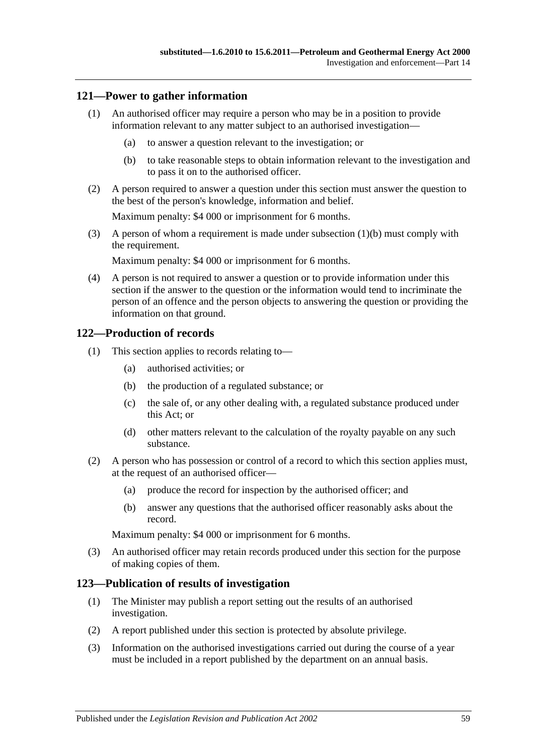## 121—Power to gather information

(1) An authorised officer may require a person who may be in a position to provide information relevant to any matter subject to an authorised investigation—

(a) to answer a question relevant to the investigation; or

(b) to take reasonable steps to obtain information relevant to the investigation and to pass it on to the authorised officer.

(2) A person required to answer a question under this section must answer the question to the best of the person's knowledge, information and belief.

Maximum penalty: $4 000 or imprisonment for 6 months.

(3) A person of whom a requirement is made under subsection (1)(b) must comply with the requirement.

Maximum penalty: $4 000 or imprisonment for 6 months.

(4) A person is not required to answer a question or to provide information under this section if the answer to the question or the information would tend to incriminate the person of an offence and the person objects to answering the question or providing the information on that ground.

## 122—Production of records

(1) This section applies to records relating to—

(a) authorised activities; or

(b) the production of a regulated substance; or

(c) the sale of, or any other dealing with, a regulated substance produced under this Act; or

(d) other matters relevant to the calculation of the royalty payable on any such substance.

(2) A person who has possession or control of a record to which this section applies must, at the request of an authorised officer—

(a) produce the record for inspection by the authorised officer; and

(b) answer any questions that the authorised officer reasonably asks about the record.

Maximum penalty: $4 000 or imprisonment for 6 months.

(3) An authorised officer may retain records produced under this section for the purpose of making copies of them.

## 123—Publication of results of investigation

(1) The Minister may publish a report setting out the results of an authorised investigation.

(2) A report published under this section is protected by absolute privilege.

(3) Information on the authorised investigations carried out during the course of a year must be included in a report published by the department on an annual basis.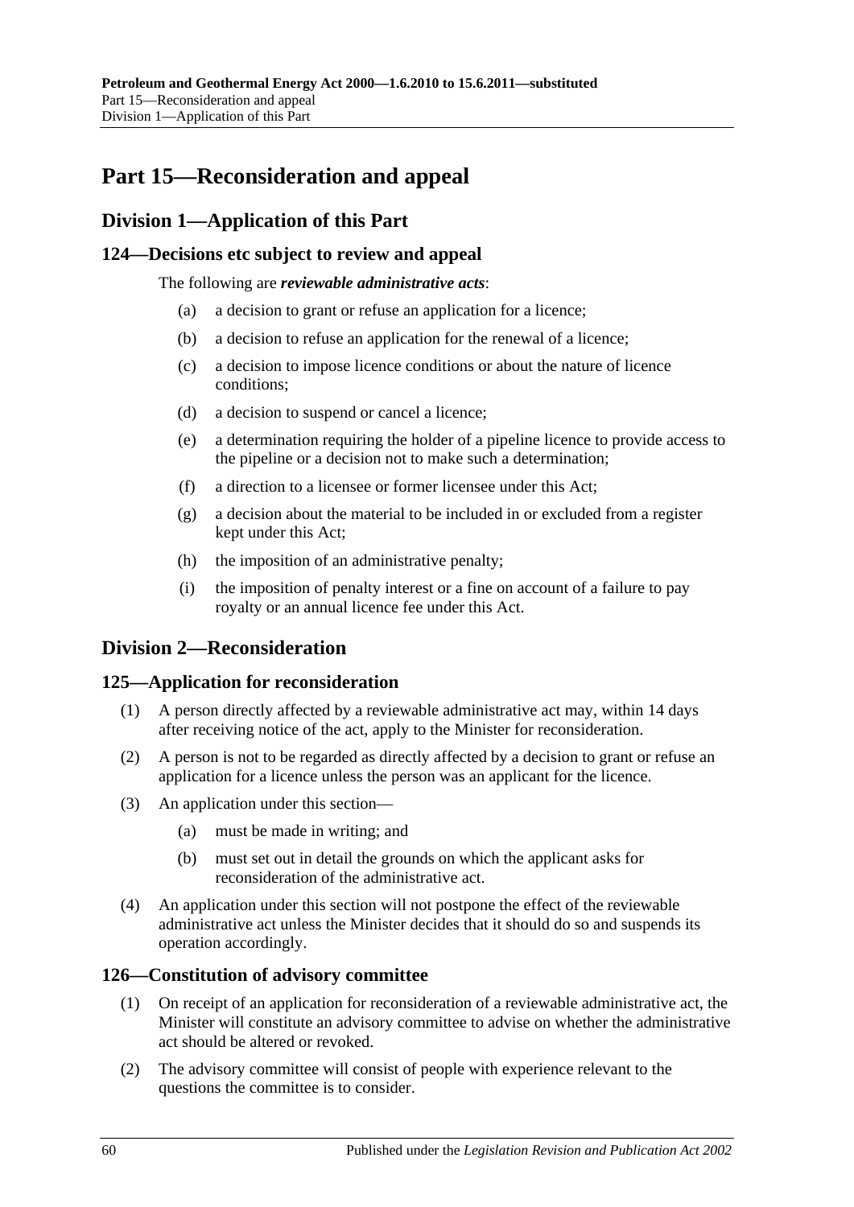# Part 15—Reconsideration and appeal

## Division 1—Application of this Part

### 124—Decisions etc subject to review and appeal

The following are ***reviewable administrative acts***:

(a) a decision to grant or refuse an application for a licence;

(b) a decision to refuse an application for the renewal of a licence;

(c) a decision to impose licence conditions or about the nature of licence conditions;

(d) a decision to suspend or cancel a licence;

(e) a determination requiring the holder of a pipeline licence to provide access to the pipeline or a decision not to make such a determination;

(f) a direction to a licensee or former licensee under this Act;

(g) a decision about the material to be included in or excluded from a register kept under this Act;

(h) the imposition of an administrative penalty;

(i) the imposition of penalty interest or a fine on account of a failure to pay royalty or an annual licence fee under this Act.

## Division 2—Reconsideration

### 125—Application for reconsideration

(1) A person directly affected by a reviewable administrative act may, within 14 days after receiving notice of the act, apply to the Minister for reconsideration.

(2) A person is not to be regarded as directly affected by a decision to grant or refuse an application for a licence unless the person was an applicant for the licence.

(3) An application under this section—

(a) must be made in writing; and

(b) must set out in detail the grounds on which the applicant asks for reconsideration of the administrative act.

(4) An application under this section will not postpone the effect of the reviewable administrative act unless the Minister decides that it should do so and suspends its operation accordingly.

### 126—Constitution of advisory committee

(1) On receipt of an application for reconsideration of a reviewable administrative act, the Minister will constitute an advisory committee to advise on whether the administrative act should be altered or revoked.

(2) The advisory committee will consist of people with experience relevant to the questions the committee is to consider.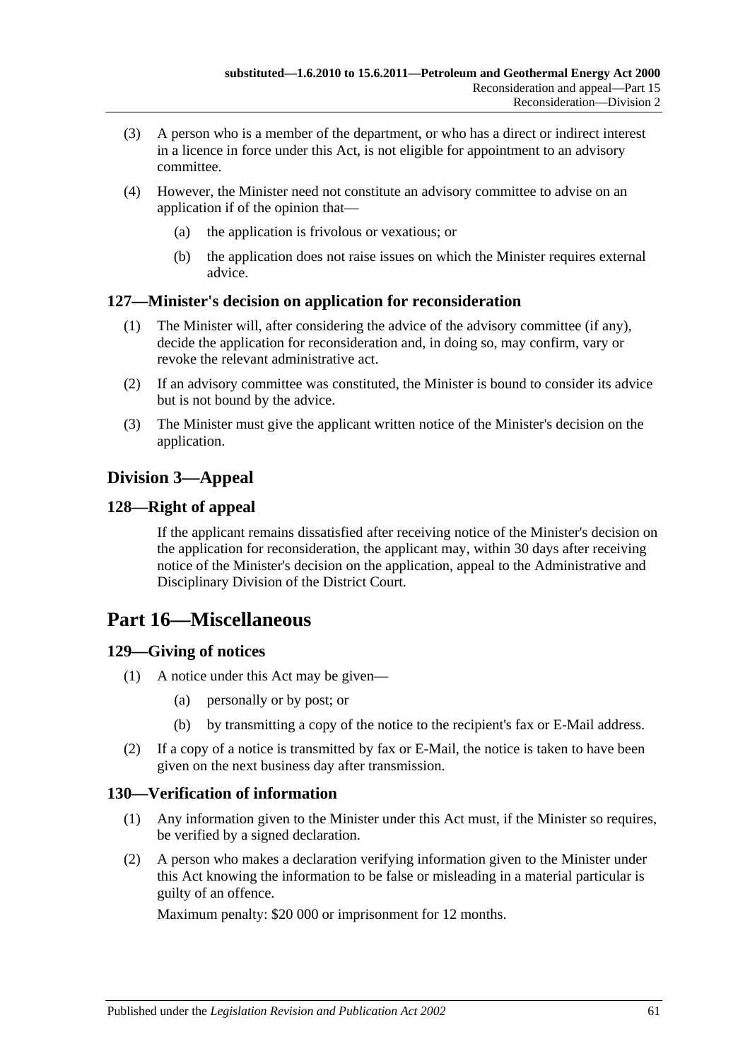(3) A person who is a member of the department, or who has a direct or indirect interest in a licence in force under this Act, is not eligible for appointment to an advisory committee.

(4) However, the Minister need not constitute an advisory committee to advise on an application if of the opinion that—

(a) the application is frivolous or vexatious; or

(b) the application does not raise issues on which the Minister requires external advice.

### 127—Minister's decision on application for reconsideration

(1) The Minister will, after considering the advice of the advisory committee (if any), decide the application for reconsideration and, in doing so, may confirm, vary or revoke the relevant administrative act.

(2) If an advisory committee was constituted, the Minister is bound to consider its advice but is not bound by the advice.

(3) The Minister must give the applicant written notice of the Minister's decision on the application.

## Division 3—Appeal

### 128—Right of appeal

If the applicant remains dissatisfied after receiving notice of the Minister's decision on the application for reconsideration, the applicant may, within 30 days after receiving notice of the Minister's decision on the application, appeal to the Administrative and Disciplinary Division of the District Court.

# Part 16—Miscellaneous

### 129—Giving of notices

(1) A notice under this Act may be given—

(a) personally or by post; or

(b) by transmitting a copy of the notice to the recipient's fax or E-Mail address.

(2) If a copy of a notice is transmitted by fax or E-Mail, the notice is taken to have been given on the next business day after transmission.

### 130—Verification of information

(1) Any information given to the Minister under this Act must, if the Minister so requires, be verified by a signed declaration.

(2) A person who makes a declaration verifying information given to the Minister under this Act knowing the information to be false or misleading in a material particular is guilty of an offence.

Maximum penalty: $20 000 or imprisonment for 12 months.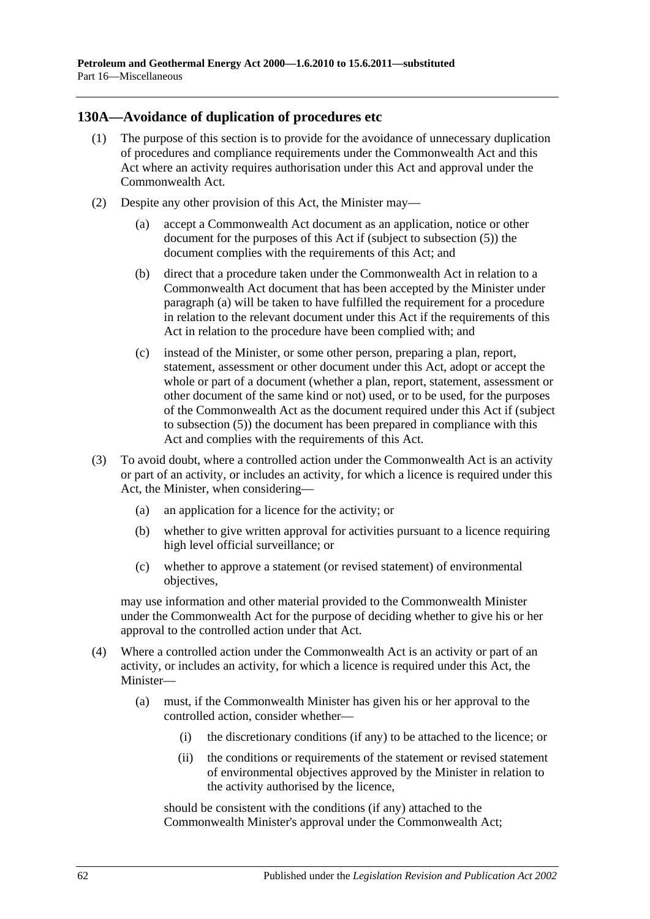## 130A—Avoidance of duplication of procedures etc

(1) The purpose of this section is to provide for the avoidance of unnecessary duplication of procedures and compliance requirements under the Commonwealth Act and this Act where an activity requires authorisation under this Act and approval under the Commonwealth Act.

(2) Despite any other provision of this Act, the Minister may—

(a) accept a Commonwealth Act document as an application, notice or other document for the purposes of this Act if (subject to subsection (5)) the document complies with the requirements of this Act; and

(b) direct that a procedure taken under the Commonwealth Act in relation to a Commonwealth Act document that has been accepted by the Minister under paragraph (a) will be taken to have fulfilled the requirement for a procedure in relation to the relevant document under this Act if the requirements of this Act in relation to the procedure have been complied with; and

(c) instead of the Minister, or some other person, preparing a plan, report, statement, assessment or other document under this Act, adopt or accept the whole or part of a document (whether a plan, report, statement, assessment or other document of the same kind or not) used, or to be used, for the purposes of the Commonwealth Act as the document required under this Act if (subject to subsection (5)) the document has been prepared in compliance with this Act and complies with the requirements of this Act.

(3) To avoid doubt, where a controlled action under the Commonwealth Act is an activity or part of an activity, or includes an activity, for which a licence is required under this Act, the Minister, when considering—

(a) an application for a licence for the activity; or

(b) whether to give written approval for activities pursuant to a licence requiring high level official surveillance; or

(c) whether to approve a statement (or revised statement) of environmental objectives,

may use information and other material provided to the Commonwealth Minister under the Commonwealth Act for the purpose of deciding whether to give his or her approval to the controlled action under that Act.

(4) Where a controlled action under the Commonwealth Act is an activity or part of an activity, or includes an activity, for which a licence is required under this Act, the Minister—

(a) must, if the Commonwealth Minister has given his or her approval to the controlled action, consider whether—

(i) the discretionary conditions (if any) to be attached to the licence; or

(ii) the conditions or requirements of the statement or revised statement of environmental objectives approved by the Minister in relation to the activity authorised by the licence,

should be consistent with the conditions (if any) attached to the Commonwealth Minister's approval under the Commonwealth Act;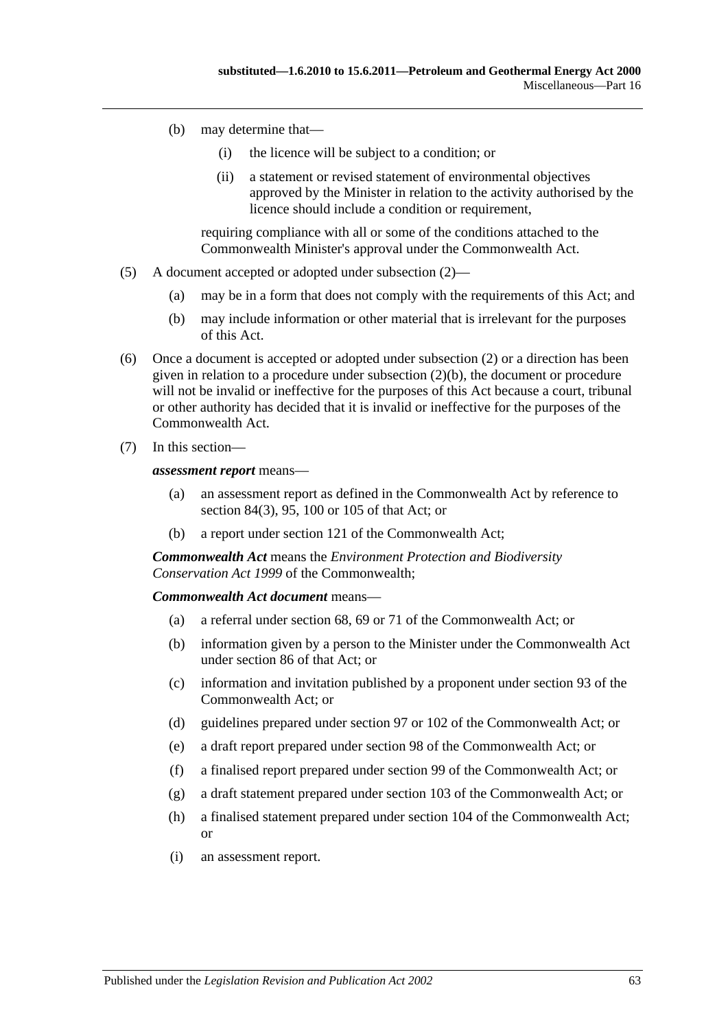(b) may determine that—

(i) the licence will be subject to a condition; or

(ii) a statement or revised statement of environmental objectives approved by the Minister in relation to the activity authorised by the licence should include a condition or requirement,

requiring compliance with all or some of the conditions attached to the Commonwealth Minister's approval under the Commonwealth Act.

(5) A document accepted or adopted under subsection (2)—

(a) may be in a form that does not comply with the requirements of this Act; and

(b) may include information or other material that is irrelevant for the purposes of this Act.

(6) Once a document is accepted or adopted under subsection (2) or a direction has been given in relation to a procedure under subsection (2)(b), the document or procedure will not be invalid or ineffective for the purposes of this Act because a court, tribunal or other authority has decided that it is invalid or ineffective for the purposes of the Commonwealth Act.

(7) In this section—

***assessment report*** means—

(a) an assessment report as defined in the Commonwealth Act by reference to section 84(3), 95, 100 or 105 of that Act; or

(b) a report under section 121 of the Commonwealth Act;

***Commonwealth Act*** means the *Environment Protection and Biodiversity Conservation Act 1999* of the Commonwealth;

***Commonwealth Act document*** means—

(a) a referral under section 68, 69 or 71 of the Commonwealth Act; or

(b) information given by a person to the Minister under the Commonwealth Act under section 86 of that Act; or

(c) information and invitation published by a proponent under section 93 of the Commonwealth Act; or

(d) guidelines prepared under section 97 or 102 of the Commonwealth Act; or

(e) a draft report prepared under section 98 of the Commonwealth Act; or

(f) a finalised report prepared under section 99 of the Commonwealth Act; or

(g) a draft statement prepared under section 103 of the Commonwealth Act; or

(h) a finalised statement prepared under section 104 of the Commonwealth Act; or

(i) an assessment report.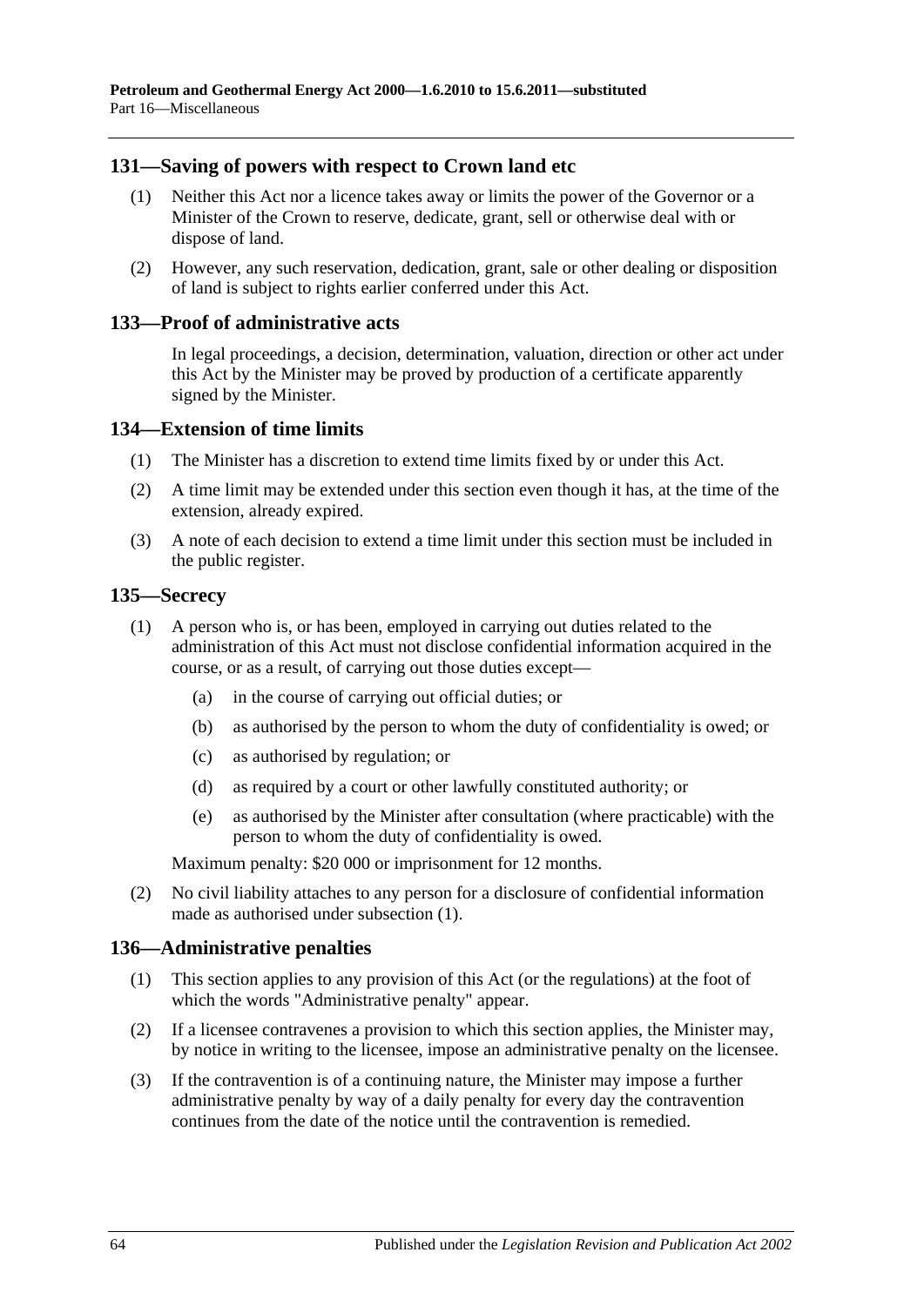## 131—Saving of powers with respect to Crown land etc

(1) Neither this Act nor a licence takes away or limits the power of the Governor or a Minister of the Crown to reserve, dedicate, grant, sell or otherwise deal with or dispose of land.

(2) However, any such reservation, dedication, grant, sale or other dealing or disposition of land is subject to rights earlier conferred under this Act.

## 133—Proof of administrative acts

In legal proceedings, a decision, determination, valuation, direction or other act under this Act by the Minister may be proved by production of a certificate apparently signed by the Minister.

## 134—Extension of time limits

(1) The Minister has a discretion to extend time limits fixed by or under this Act.

(2) A time limit may be extended under this section even though it has, at the time of the extension, already expired.

(3) A note of each decision to extend a time limit under this section must be included in the public register.

## 135—Secrecy

(1) A person who is, or has been, employed in carrying out duties related to the administration of this Act must not disclose confidential information acquired in the course, or as a result, of carrying out those duties except—

- (a) in the course of carrying out official duties; or
- (b) as authorised by the person to whom the duty of confidentiality is owed; or
- (c) as authorised by regulation; or
- (d) as required by a court or other lawfully constituted authority; or
- (e) as authorised by the Minister after consultation (where practicable) with the person to whom the duty of confidentiality is owed.

Maximum penalty: $20 000 or imprisonment for 12 months.

(2) No civil liability attaches to any person for a disclosure of confidential information made as authorised under subsection (1).

## 136—Administrative penalties

(1) This section applies to any provision of this Act (or the regulations) at the foot of which the words "Administrative penalty" appear.

(2) If a licensee contravenes a provision to which this section applies, the Minister may, by notice in writing to the licensee, impose an administrative penalty on the licensee.

(3) If the contravention is of a continuing nature, the Minister may impose a further administrative penalty by way of a daily penalty for every day the contravention continues from the date of the notice until the contravention is remedied.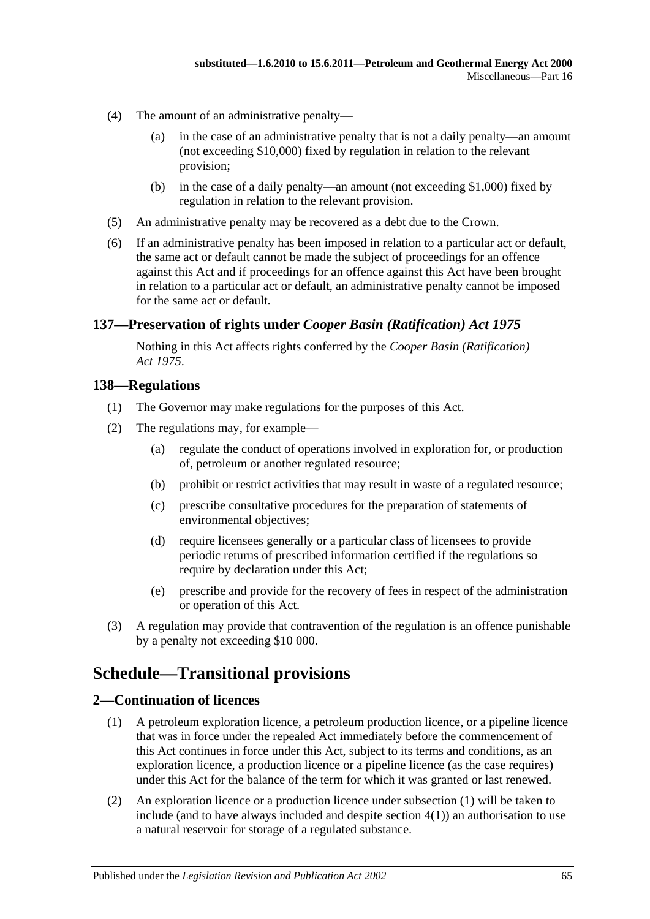(4) The amount of an administrative penalty—

(a) in the case of an administrative penalty that is not a daily penalty—an amount (not exceeding $10,000) fixed by regulation in relation to the relevant provision;

(b) in the case of a daily penalty—an amount (not exceeding $1,000) fixed by regulation in relation to the relevant provision.

(5) An administrative penalty may be recovered as a debt due to the Crown.

(6) If an administrative penalty has been imposed in relation to a particular act or default, the same act or default cannot be made the subject of proceedings for an offence against this Act and if proceedings for an offence against this Act have been brought in relation to a particular act or default, an administrative penalty cannot be imposed for the same act or default.

### 137—Preservation of rights under *Cooper Basin (Ratification) Act 1975*

Nothing in this Act affects rights conferred by the *Cooper Basin (Ratification) Act 1975*.

### 138—Regulations

(1) The Governor may make regulations for the purposes of this Act.

(2) The regulations may, for example—

(a) regulate the conduct of operations involved in exploration for, or production of, petroleum or another regulated resource;

(b) prohibit or restrict activities that may result in waste of a regulated resource;

(c) prescribe consultative procedures for the preparation of statements of environmental objectives;

(d) require licensees generally or a particular class of licensees to provide periodic returns of prescribed information certified if the regulations so require by declaration under this Act;

(e) prescribe and provide for the recovery of fees in respect of the administration or operation of this Act.

(3) A regulation may provide that contravention of the regulation is an offence punishable by a penalty not exceeding $10 000.

## Schedule—Transitional provisions

### 2—Continuation of licences

(1) A petroleum exploration licence, a petroleum production licence, or a pipeline licence that was in force under the repealed Act immediately before the commencement of this Act continues in force under this Act, subject to its terms and conditions, as an exploration licence, a production licence or a pipeline licence (as the case requires) under this Act for the balance of the term for which it was granted or last renewed.

(2) An exploration licence or a production licence under subsection (1) will be taken to include (and to have always included and despite section 4(1)) an authorisation to use a natural reservoir for storage of a regulated substance.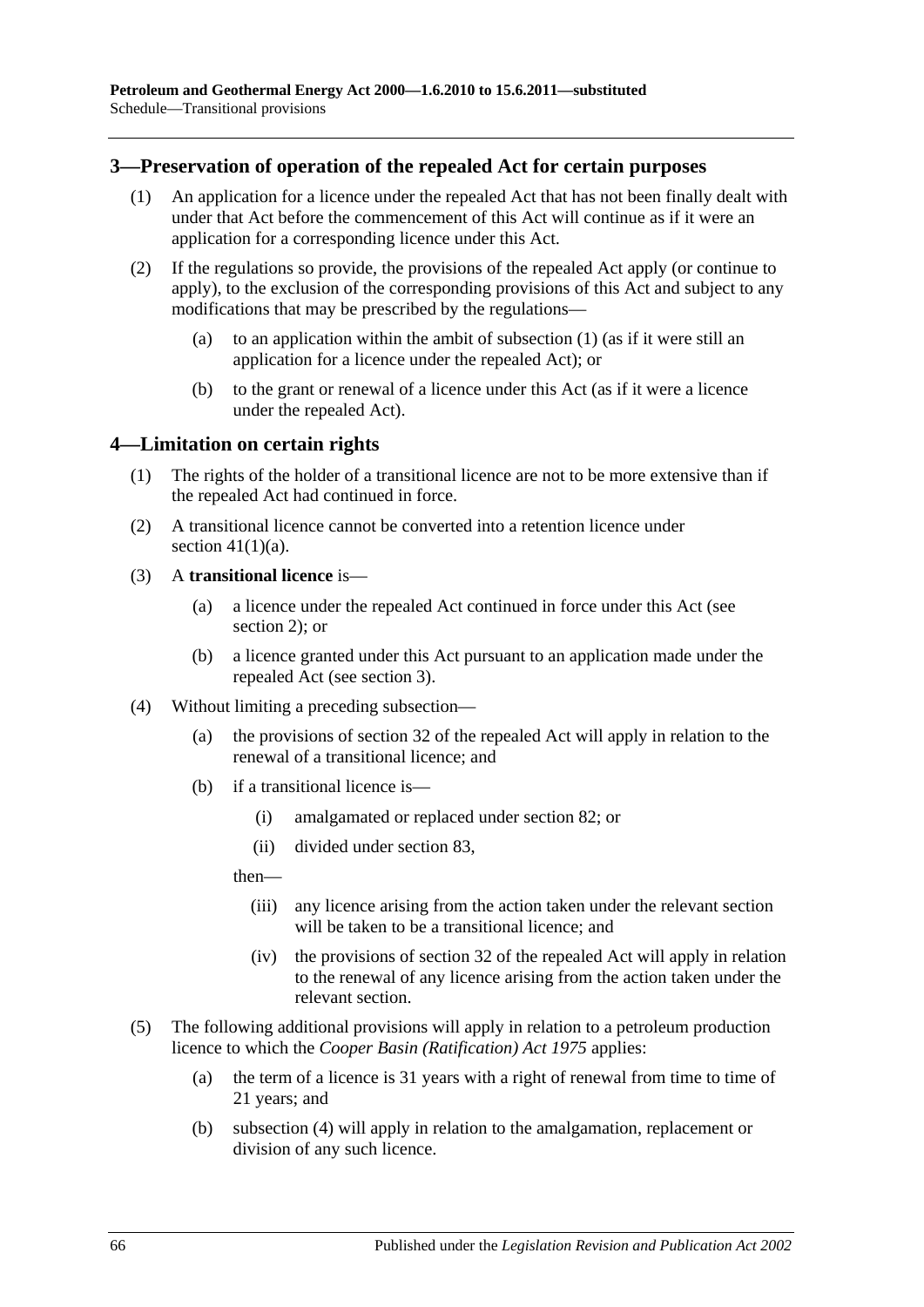## 3—Preservation of operation of the repealed Act for certain purposes

(1) An application for a licence under the repealed Act that has not been finally dealt with under that Act before the commencement of this Act will continue as if it were an application for a corresponding licence under this Act.

(2) If the regulations so provide, the provisions of the repealed Act apply (or continue to apply), to the exclusion of the corresponding provisions of this Act and subject to any modifications that may be prescribed by the regulations—

(a) to an application within the ambit of subsection (1) (as if it were still an application for a licence under the repealed Act); or

(b) to the grant or renewal of a licence under this Act (as if it were a licence under the repealed Act).

## 4—Limitation on certain rights

(1) The rights of the holder of a transitional licence are not to be more extensive than if the repealed Act had continued in force.

(2) A transitional licence cannot be converted into a retention licence under section 41(1)(a).

(3) A **transitional licence** is—

(a) a licence under the repealed Act continued in force under this Act (see section 2); or

(b) a licence granted under this Act pursuant to an application made under the repealed Act (see section 3).

(4) Without limiting a preceding subsection—

(a) the provisions of section 32 of the repealed Act will apply in relation to the renewal of a transitional licence; and

(b) if a transitional licence is—

(i) amalgamated or replaced under section 82; or

(ii) divided under section 83,

then—

(iii) any licence arising from the action taken under the relevant section will be taken to be a transitional licence; and

(iv) the provisions of section 32 of the repealed Act will apply in relation to the renewal of any licence arising from the action taken under the relevant section.

(5) The following additional provisions will apply in relation to a petroleum production licence to which the *Cooper Basin (Ratification) Act 1975* applies:

(a) the term of a licence is 31 years with a right of renewal from time to time of 21 years; and

(b) subsection (4) will apply in relation to the amalgamation, replacement or division of any such licence.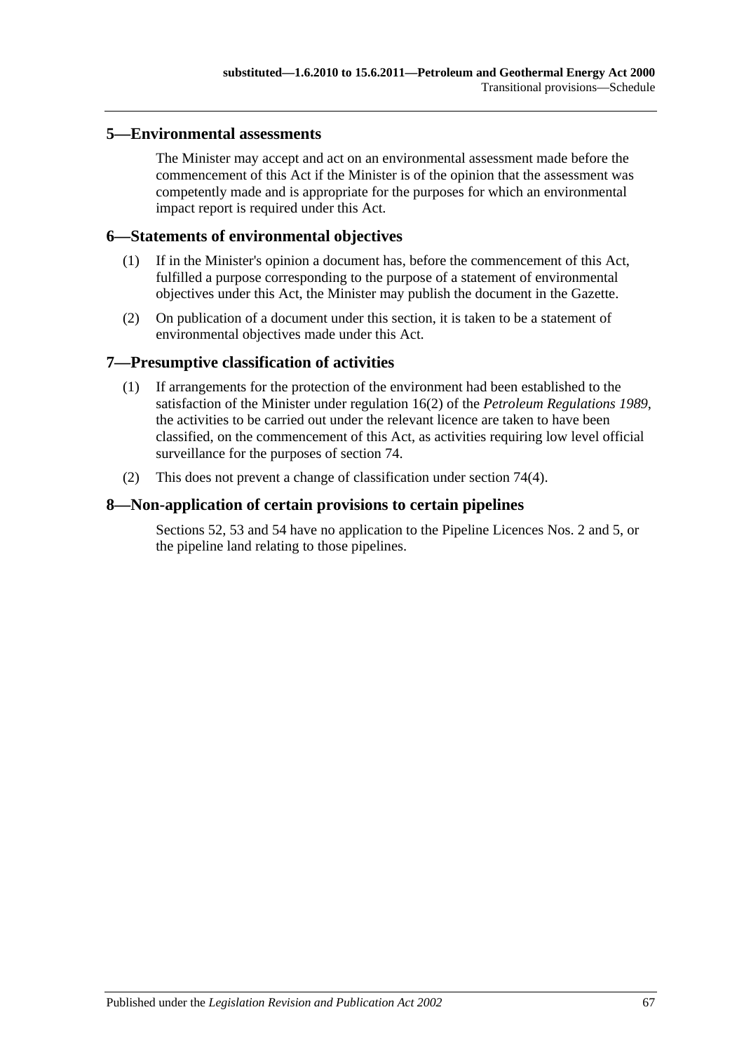## 5—Environmental assessments

The Minister may accept and act on an environmental assessment made before the commencement of this Act if the Minister is of the opinion that the assessment was competently made and is appropriate for the purposes for which an environmental impact report is required under this Act.

## 6—Statements of environmental objectives

(1) If in the Minister's opinion a document has, before the commencement of this Act, fulfilled a purpose corresponding to the purpose of a statement of environmental objectives under this Act, the Minister may publish the document in the Gazette.

(2) On publication of a document under this section, it is taken to be a statement of environmental objectives made under this Act.

## 7—Presumptive classification of activities

(1) If arrangements for the protection of the environment had been established to the satisfaction of the Minister under regulation 16(2) of the *Petroleum Regulations 1989*, the activities to be carried out under the relevant licence are taken to have been classified, on the commencement of this Act, as activities requiring low level official surveillance for the purposes of section 74.

(2) This does not prevent a change of classification under section 74(4).

## 8—Non-application of certain provisions to certain pipelines

Sections 52, 53 and 54 have no application to the Pipeline Licences Nos. 2 and 5, or the pipeline land relating to those pipelines.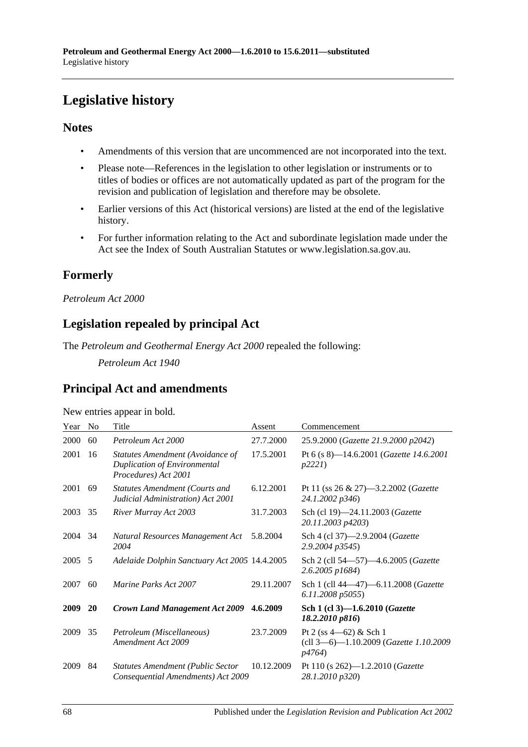# Legislative history

## Notes

- Amendments of this version that are uncommenced are not incorporated into the text.
- Please note—References in the legislation to other legislation or instruments or to titles of bodies or offices are not automatically updated as part of the program for the revision and publication of legislation and therefore may be obsolete.
- Earlier versions of this Act (historical versions) are listed at the end of the legislative history.
- For further information relating to the Act and subordinate legislation made under the Act see the Index of South Australian Statutes or www.legislation.sa.gov.au.

## Formerly

*Petroleum Act 2000*

## Legislation repealed by principal Act

The *Petroleum and Geothermal Energy Act 2000* repealed the following:

*Petroleum Act 1940*

## Principal Act and amendments

New entries appear in bold.

| Year | No | Title | Assent | Commencement |
|---|---|---|---|---|
| 2000 | 60 | *Petroleum Act 2000* | 27.7.2000 | 25.9.2000 (*Gazette 21.9.2000 p2042*) |
| 2001 | 16 | *Statutes Amendment (Avoidance of Duplication of Environmental Procedures) Act 2001* | 17.5.2001 | Pt 6 (s 8)—14.6.2001 (*Gazette 14.6.2001 p2221*) |
| 2001 | 69 | *Statutes Amendment (Courts and Judicial Administration) Act 2001* | 6.12.2001 | Pt 11 (ss 26 & 27)—3.2.2002 (*Gazette 24.1.2002 p346*) |
| 2003 | 35 | *River Murray Act 2003* | 31.7.2003 | Sch (cl 19)—24.11.2003 (*Gazette 20.11.2003 p4203*) |
| 2004 | 34 | *Natural Resources Management Act 2004* | 5.8.2004 | Sch 4 (cl 37)—2.9.2004 (*Gazette 2.9.2004 p3545*) |
| 2005 | 5 | *Adelaide Dolphin Sanctuary Act 2005* | 14.4.2005 | Sch 2 (cll 54—57)—4.6.2005 (*Gazette 2.6.2005 p1684*) |
| 2007 | 60 | *Marine Parks Act 2007* | 29.11.2007 | Sch 1 (cll 44—47)—6.11.2008 (*Gazette 6.11.2008 p5055*) |
| **2009** | **20** | ***Crown Land Management Act 2009*** | **4.6.2009** | **Sch 1 (cl 3)—1.6.2010 (*Gazette 18.2.2010 p816*)** |
| 2009 | 35 | *Petroleum (Miscellaneous) Amendment Act 2009* | 23.7.2009 | Pt 2 (ss 4—62) & Sch 1 (cll 3—6)—1.10.2009 (*Gazette 1.10.2009 p4764*) |
| 2009 | 84 | *Statutes Amendment (Public Sector Consequential Amendments) Act 2009* | 10.12.2009 | Pt 110 (s 262)—1.2.2010 (*Gazette 28.1.2010 p320*) |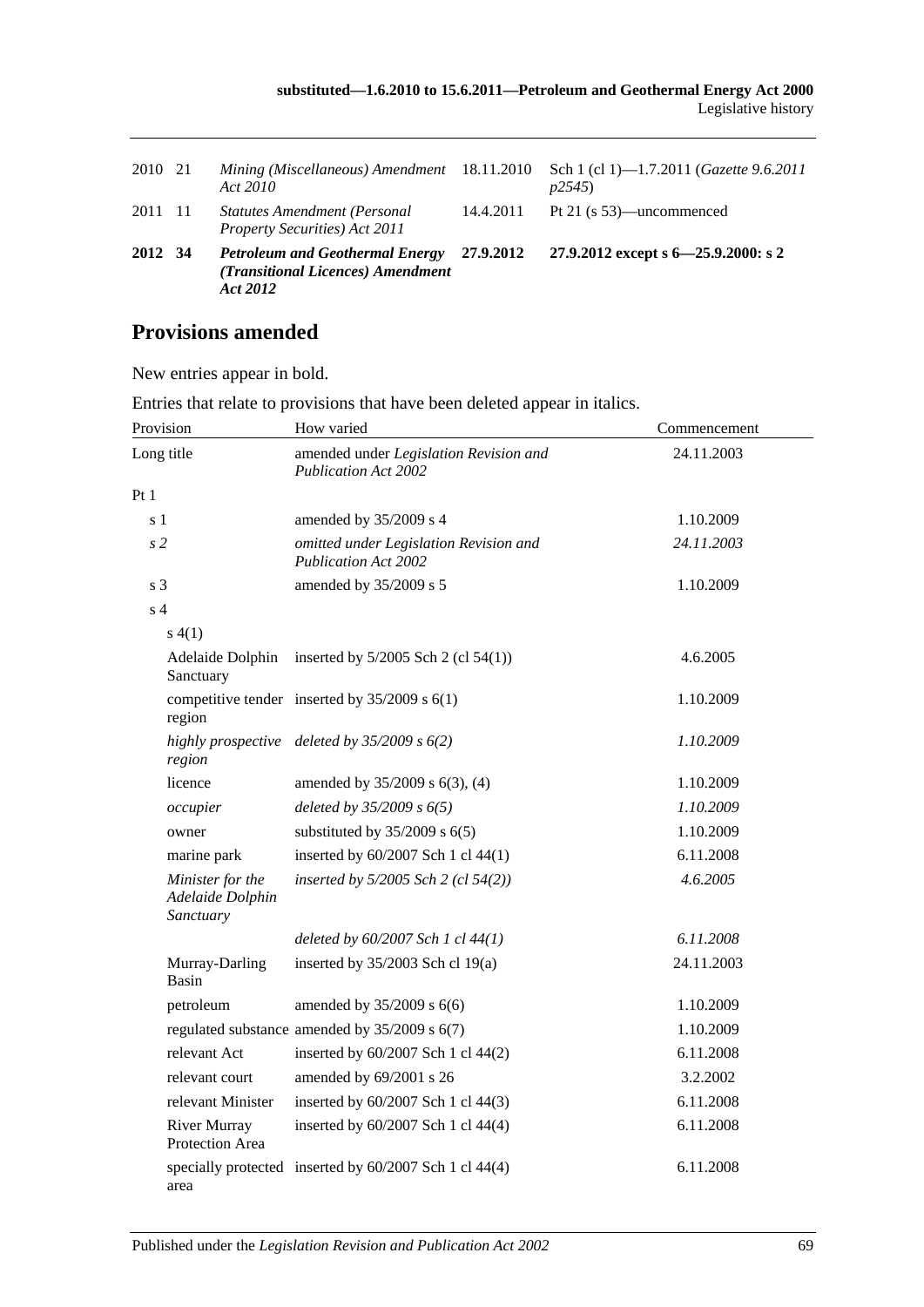| | | | | |
|---|---|---|---|---|
| 2010 | 21 | *Mining (Miscellaneous) Amendment Act 2010* | 18.11.2010 | Sch 1 (cl 1)—1.7.2011 (*Gazette 9.6.2011 p2545*) |
| 2011 | 11 | *Statutes Amendment (Personal Property Securities) Act 2011* | 14.4.2011 | Pt 21 (s 53)—uncommenced |
| **2012** | **34** | ***Petroleum and Geothermal Energy (Transitional Licences) Amendment Act 2012*** | **27.9.2012** | **27.9.2012 except s 6—25.9.2000: s 2** |

## Provisions amended

New entries appear in bold.

Entries that relate to provisions that have been deleted appear in italics.

| Provision | How varied | Commencement |
|---|---|---|
| Long title | amended under *Legislation Revision and Publication Act 2002* | 24.11.2003 |
| Pt 1 | | |
| s 1 | amended by 35/2009 s 4 | 1.10.2009 |
| *s 2* | *omitted under Legislation Revision and Publication Act 2002* | *24.11.2003* |
| s 3 | amended by 35/2009 s 5 | 1.10.2009 |
| s 4 | | |
| s 4(1) | | |
| Adelaide Dolphin Sanctuary | inserted by 5/2005 Sch 2 (cl 54(1)) | 4.6.2005 |
| competitive tender region | inserted by 35/2009 s 6(1) | 1.10.2009 |
| *highly prospective region* | *deleted by 35/2009 s 6(2)* | *1.10.2009* |
| licence | amended by 35/2009 s 6(3), (4) | 1.10.2009 |
| *occupier* | *deleted by 35/2009 s 6(5)* | *1.10.2009* |
| owner | substituted by 35/2009 s 6(5) | 1.10.2009 |
| marine park | inserted by 60/2007 Sch 1 cl 44(1) | 6.11.2008 |
| *Minister for the Adelaide Dolphin Sanctuary* | *inserted by 5/2005 Sch 2 (cl 54(2))* | *4.6.2005* |
| | *deleted by 60/2007 Sch 1 cl 44(1)* | *6.11.2008* |
| Murray-Darling Basin | inserted by 35/2003 Sch cl 19(a) | 24.11.2003 |
| petroleum | amended by 35/2009 s 6(6) | 1.10.2009 |
| regulated substance | amended by 35/2009 s 6(7) | 1.10.2009 |
| relevant Act | inserted by 60/2007 Sch 1 cl 44(2) | 6.11.2008 |
| relevant court | amended by 69/2001 s 26 | 3.2.2002 |
| relevant Minister | inserted by 60/2007 Sch 1 cl 44(3) | 6.11.2008 |
| River Murray Protection Area | inserted by 60/2007 Sch 1 cl 44(4) | 6.11.2008 |
| specially protected area | inserted by 60/2007 Sch 1 cl 44(4) | 6.11.2008 |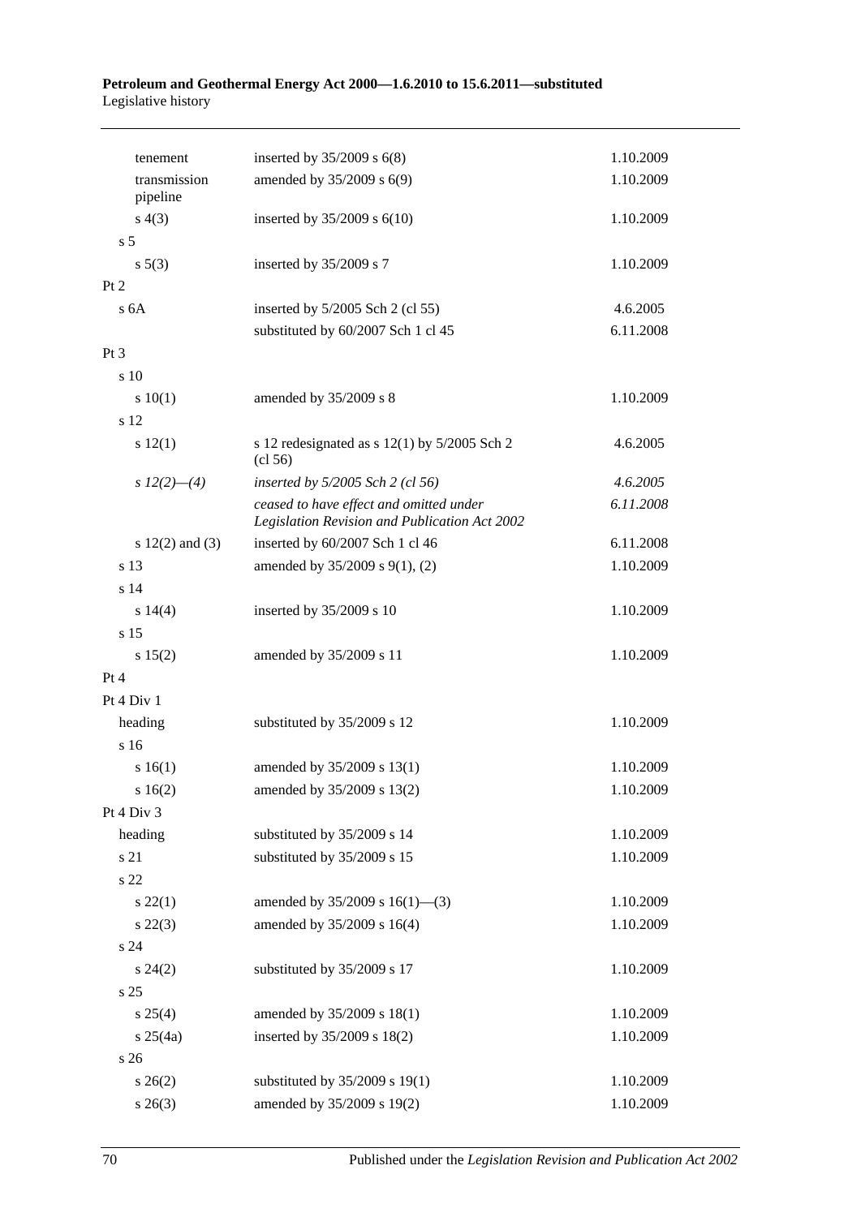| | | |
|---|---|---|
| tenement | inserted by 35/2009 s 6(8) | 1.10.2009 |
| transmission pipeline | amended by 35/2009 s 6(9) | 1.10.2009 |
| s 4(3) | inserted by 35/2009 s 6(10) | 1.10.2009 |
| s 5 | | |
| s 5(3) | inserted by 35/2009 s 7 | 1.10.2009 |
| Pt 2 | | |
| s 6A | inserted by 5/2005 Sch 2 (cl 55) | 4.6.2005 |
| | substituted by 60/2007 Sch 1 cl 45 | 6.11.2008 |
| Pt 3 | | |
| s 10 | | |
| s 10(1) | amended by 35/2009 s 8 | 1.10.2009 |
| s 12 | | |
| s 12(1) | s 12 redesignated as s 12(1) by 5/2005 Sch 2 (cl 56) | 4.6.2005 |
| *s 12(2)—(4)* | *inserted by 5/2005 Sch 2 (cl 56)* | *4.6.2005* |
| | *ceased to have effect and omitted under Legislation Revision and Publication Act 2002* | *6.11.2008* |
| s 12(2) and (3) | inserted by 60/2007 Sch 1 cl 46 | 6.11.2008 |
| s 13 | amended by 35/2009 s 9(1), (2) | 1.10.2009 |
| s 14 | | |
| s 14(4) | inserted by 35/2009 s 10 | 1.10.2009 |
| s 15 | | |
| s 15(2) | amended by 35/2009 s 11 | 1.10.2009 |
| Pt 4 | | |
| Pt 4 Div 1 | | |
| heading | substituted by 35/2009 s 12 | 1.10.2009 |
| s 16 | | |
| s 16(1) | amended by 35/2009 s 13(1) | 1.10.2009 |
| s 16(2) | amended by 35/2009 s 13(2) | 1.10.2009 |
| Pt 4 Div 3 | | |
| heading | substituted by 35/2009 s 14 | 1.10.2009 |
| s 21 | substituted by 35/2009 s 15 | 1.10.2009 |
| s 22 | | |
| s 22(1) | amended by 35/2009 s 16(1)—(3) | 1.10.2009 |
| s 22(3) | amended by 35/2009 s 16(4) | 1.10.2009 |
| s 24 | | |
| s 24(2) | substituted by 35/2009 s 17 | 1.10.2009 |
| s 25 | | |
| s 25(4) | amended by 35/2009 s 18(1) | 1.10.2009 |
| s 25(4a) | inserted by 35/2009 s 18(2) | 1.10.2009 |
| s 26 | | |
| s 26(2) | substituted by 35/2009 s 19(1) | 1.10.2009 |
| s 26(3) | amended by 35/2009 s 19(2) | 1.10.2009 |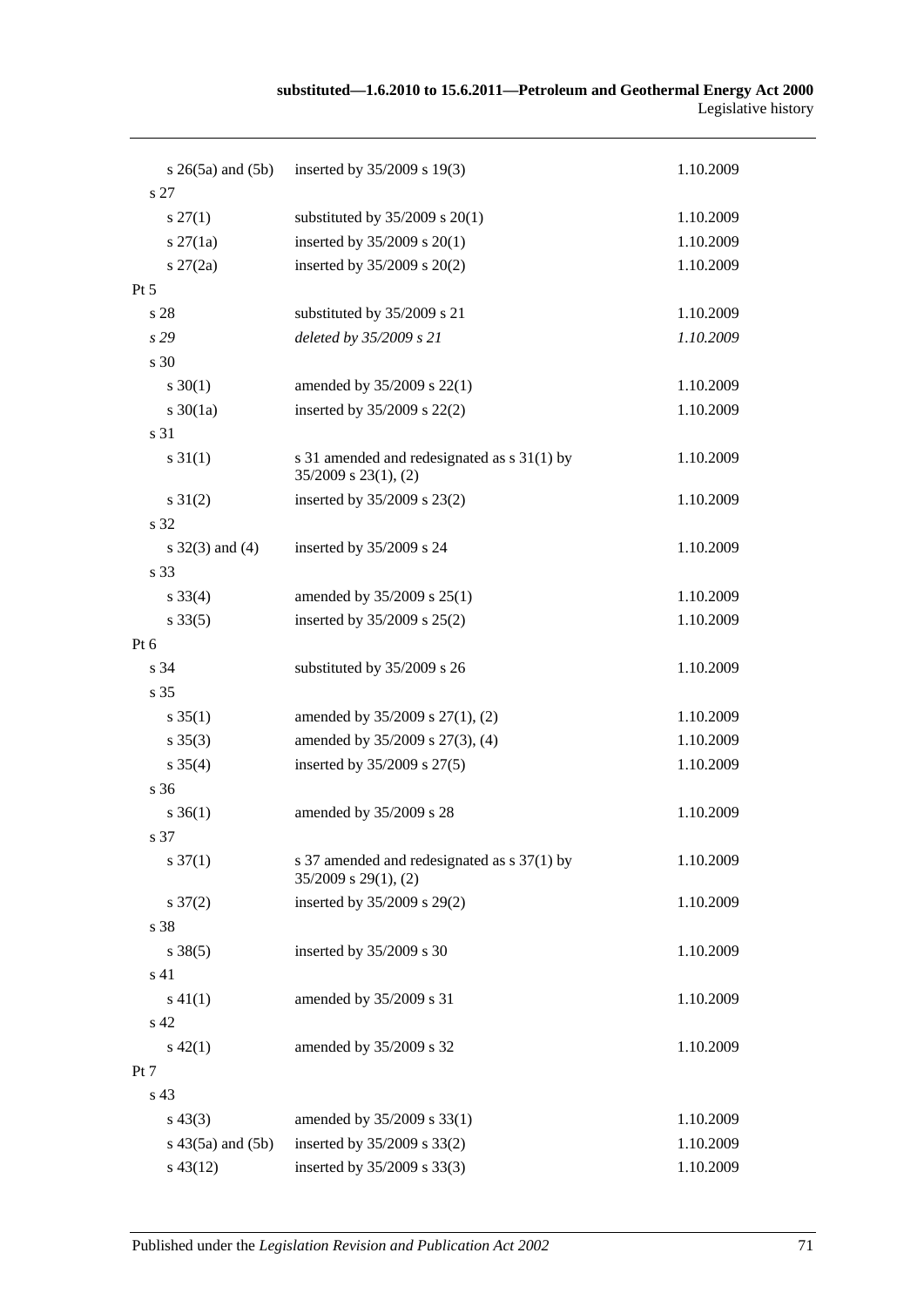| | | |
|---|---|---|
| s 26(5a) and (5b) | inserted by 35/2009 s 19(3) | 1.10.2009 |
| s 27 | | |
| s 27(1) | substituted by 35/2009 s 20(1) | 1.10.2009 |
| s 27(1a) | inserted by 35/2009 s 20(1) | 1.10.2009 |
| s 27(2a) | inserted by 35/2009 s 20(2) | 1.10.2009 |
| Pt 5 | | |
| s 28 | substituted by 35/2009 s 21 | 1.10.2009 |
| *s 29* | *deleted by 35/2009 s 21* | *1.10.2009* |
| s 30 | | |
| s 30(1) | amended by 35/2009 s 22(1) | 1.10.2009 |
| s 30(1a) | inserted by 35/2009 s 22(2) | 1.10.2009 |
| s 31 | | |
| s 31(1) | s 31 amended and redesignated as s 31(1) by 35/2009 s 23(1), (2) | 1.10.2009 |
| s 31(2) | inserted by 35/2009 s 23(2) | 1.10.2009 |
| s 32 | | |
| s 32(3) and (4) | inserted by 35/2009 s 24 | 1.10.2009 |
| s 33 | | |
| s 33(4) | amended by 35/2009 s 25(1) | 1.10.2009 |
| s 33(5) | inserted by 35/2009 s 25(2) | 1.10.2009 |
| Pt 6 | | |
| s 34 | substituted by 35/2009 s 26 | 1.10.2009 |
| s 35 | | |
| s 35(1) | amended by 35/2009 s 27(1), (2) | 1.10.2009 |
| s 35(3) | amended by 35/2009 s 27(3), (4) | 1.10.2009 |
| s 35(4) | inserted by 35/2009 s 27(5) | 1.10.2009 |
| s 36 | | |
| s 36(1) | amended by 35/2009 s 28 | 1.10.2009 |
| s 37 | | |
| s 37(1) | s 37 amended and redesignated as s 37(1) by 35/2009 s 29(1), (2) | 1.10.2009 |
| s 37(2) | inserted by 35/2009 s 29(2) | 1.10.2009 |
| s 38 | | |
| s 38(5) | inserted by 35/2009 s 30 | 1.10.2009 |
| s 41 | | |
| s 41(1) | amended by 35/2009 s 31 | 1.10.2009 |
| s 42 | | |
| s 42(1) | amended by 35/2009 s 32 | 1.10.2009 |
| Pt 7 | | |
| s 43 | | |
| s 43(3) | amended by 35/2009 s 33(1) | 1.10.2009 |
| s 43(5a) and (5b) | inserted by 35/2009 s 33(2) | 1.10.2009 |
| s 43(12) | inserted by 35/2009 s 33(3) | 1.10.2009 |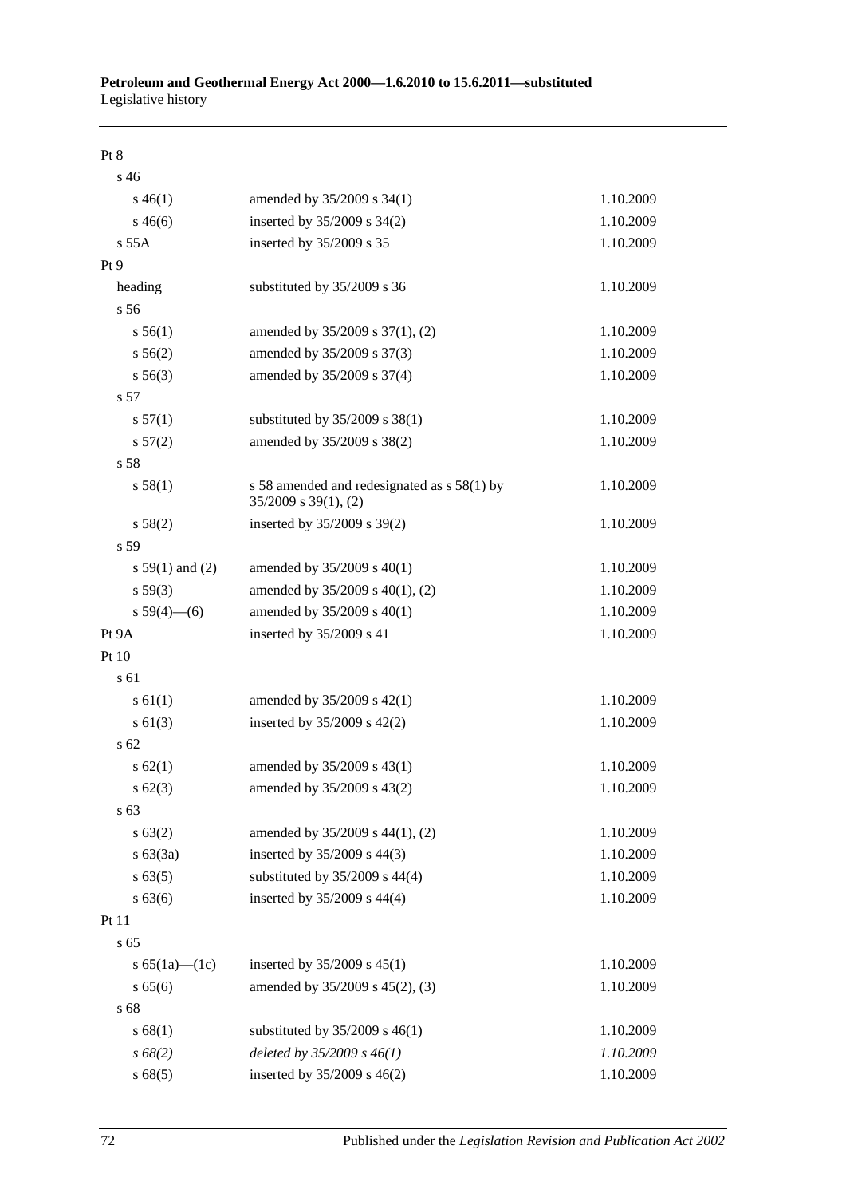| | | |
|---|---|---|
| Pt 8 | | |
| s 46 | | |
| s 46(1) | amended by 35/2009 s 34(1) | 1.10.2009 |
| s 46(6) | inserted by 35/2009 s 34(2) | 1.10.2009 |
| s 55A | inserted by 35/2009 s 35 | 1.10.2009 |
| Pt 9 | | |
| heading | substituted by 35/2009 s 36 | 1.10.2009 |
| s 56 | | |
| s 56(1) | amended by 35/2009 s 37(1), (2) | 1.10.2009 |
| s 56(2) | amended by 35/2009 s 37(3) | 1.10.2009 |
| s 56(3) | amended by 35/2009 s 37(4) | 1.10.2009 |
| s 57 | | |
| s 57(1) | substituted by 35/2009 s 38(1) | 1.10.2009 |
| s 57(2) | amended by 35/2009 s 38(2) | 1.10.2009 |
| s 58 | | |
| s 58(1) | s 58 amended and redesignated as s 58(1) by 35/2009 s 39(1), (2) | 1.10.2009 |
| s 58(2) | inserted by 35/2009 s 39(2) | 1.10.2009 |
| s 59 | | |
| s 59(1) and (2) | amended by 35/2009 s 40(1) | 1.10.2009 |
| s 59(3) | amended by 35/2009 s 40(1), (2) | 1.10.2009 |
| s 59(4)—(6) | amended by 35/2009 s 40(1) | 1.10.2009 |
| Pt 9A | inserted by 35/2009 s 41 | 1.10.2009 |
| Pt 10 | | |
| s 61 | | |
| s 61(1) | amended by 35/2009 s 42(1) | 1.10.2009 |
| s 61(3) | inserted by 35/2009 s 42(2) | 1.10.2009 |
| s 62 | | |
| s 62(1) | amended by 35/2009 s 43(1) | 1.10.2009 |
| s 62(3) | amended by 35/2009 s 43(2) | 1.10.2009 |
| s 63 | | |
| s 63(2) | amended by 35/2009 s 44(1), (2) | 1.10.2009 |
| s 63(3a) | inserted by 35/2009 s 44(3) | 1.10.2009 |
| s 63(5) | substituted by 35/2009 s 44(4) | 1.10.2009 |
| s 63(6) | inserted by 35/2009 s 44(4) | 1.10.2009 |
| Pt 11 | | |
| s 65 | | |
| s 65(1a)—(1c) | inserted by 35/2009 s 45(1) | 1.10.2009 |
| s 65(6) | amended by 35/2009 s 45(2), (3) | 1.10.2009 |
| s 68 | | |
| s 68(1) | substituted by 35/2009 s 46(1) | 1.10.2009 |
| *s 68(2)* | *deleted by 35/2009 s 46(1)* | *1.10.2009* |
| s 68(5) | inserted by 35/2009 s 46(2) | 1.10.2009 |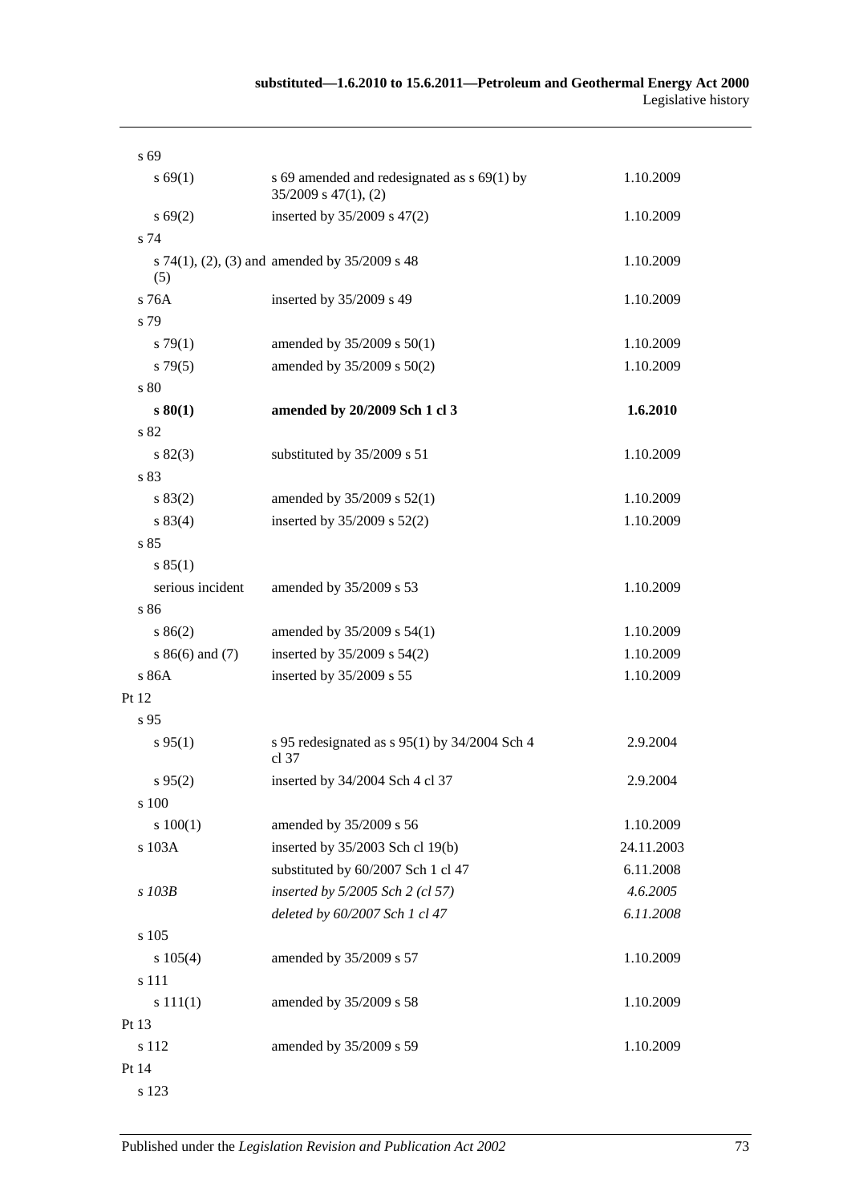| | | |
|---|---|---|
| s 69 | | |
| s 69(1) | s 69 amended and redesignated as s 69(1) by 35/2009 s 47(1), (2) | 1.10.2009 |
| s 69(2) | inserted by 35/2009 s 47(2) | 1.10.2009 |
| s 74 | | |
| s 74(1), (2), (3) and (5) | amended by 35/2009 s 48 | 1.10.2009 |
| s 76A | inserted by 35/2009 s 49 | 1.10.2009 |
| s 79 | | |
| s 79(1) | amended by 35/2009 s 50(1) | 1.10.2009 |
| s 79(5) | amended by 35/2009 s 50(2) | 1.10.2009 |
| s 80 | | |
| **s 80(1)** | **amended by 20/2009 Sch 1 cl 3** | **1.6.2010** |
| s 82 | | |
| s 82(3) | substituted by 35/2009 s 51 | 1.10.2009 |
| s 83 | | |
| s 83(2) | amended by 35/2009 s 52(1) | 1.10.2009 |
| s 83(4) | inserted by 35/2009 s 52(2) | 1.10.2009 |
| s 85 | | |
| s 85(1) | | |
| serious incident | amended by 35/2009 s 53 | 1.10.2009 |
| s 86 | | |
| s 86(2) | amended by 35/2009 s 54(1) | 1.10.2009 |
| s 86(6) and (7) | inserted by 35/2009 s 54(2) | 1.10.2009 |
| s 86A | inserted by 35/2009 s 55 | 1.10.2009 |
| Pt 12 | | |
| s 95 | | |
| s 95(1) | s 95 redesignated as s 95(1) by 34/2004 Sch 4 cl 37 | 2.9.2004 |
| s 95(2) | inserted by 34/2004 Sch 4 cl 37 | 2.9.2004 |
| s 100 | | |
| s 100(1) | amended by 35/2009 s 56 | 1.10.2009 |
| s 103A | inserted by 35/2003 Sch cl 19(b) | 24.11.2003 |
| | substituted by 60/2007 Sch 1 cl 47 | 6.11.2008 |
| *s 103B* | *inserted by 5/2005 Sch 2 (cl 57)* | *4.6.2005* |
| | *deleted by 60/2007 Sch 1 cl 47* | *6.11.2008* |
| s 105 | | |
| s 105(4) | amended by 35/2009 s 57 | 1.10.2009 |
| s 111 | | |
| s 111(1) | amended by 35/2009 s 58 | 1.10.2009 |
| Pt 13 | | |
| s 112 | amended by 35/2009 s 59 | 1.10.2009 |
| Pt 14 | | |
| s 123 | | |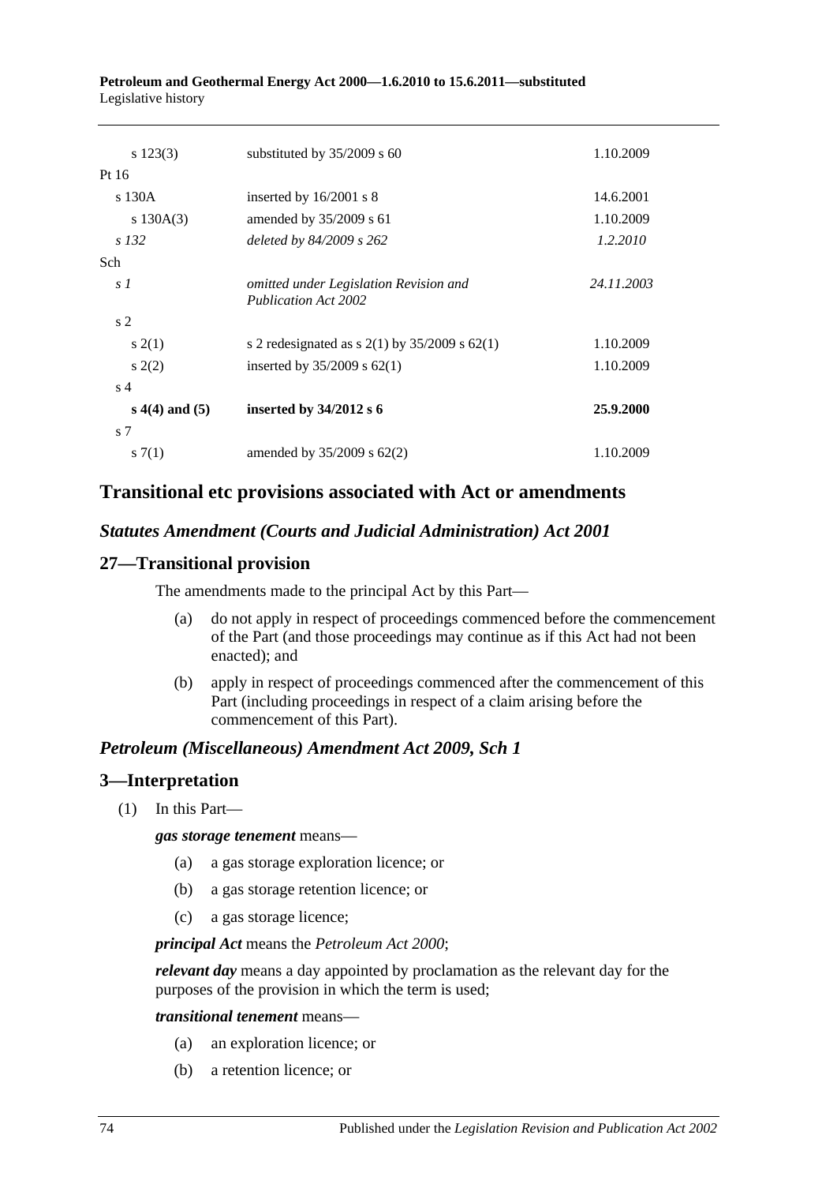| | | |
|---|---|---|
| s 123(3) | substituted by 35/2009 s 60 | 1.10.2009 |
| Pt 16 | | |
| s 130A | inserted by 16/2001 s 8 | 14.6.2001 |
| s 130A(3) | amended by 35/2009 s 61 | 1.10.2009 |
| *s 132* | *deleted by 84/2009 s 262* | *1.2.2010* |
| Sch | | |
| *s 1* | *omitted under Legislation Revision and Publication Act 2002* | *24.11.2003* |
| s 2 | | |
| s 2(1) | s 2 redesignated as s 2(1) by 35/2009 s 62(1) | 1.10.2009 |
| s 2(2) | inserted by 35/2009 s 62(1) | 1.10.2009 |
| s 4 | | |
| **s 4(4) and (5)** | **inserted by 34/2012 s 6** | **25.9.2000** |
| s 7 | | |
| s 7(1) | amended by 35/2009 s 62(2) | 1.10.2009 |

## Transitional etc provisions associated with Act or amendments

### *Statutes Amendment (Courts and Judicial Administration) Act 2001*

## 27—Transitional provision

The amendments made to the principal Act by this Part—

(a) do not apply in respect of proceedings commenced before the commencement of the Part (and those proceedings may continue as if this Act had not been enacted); and

(b) apply in respect of proceedings commenced after the commencement of this Part (including proceedings in respect of a claim arising before the commencement of this Part).

### *Petroleum (Miscellaneous) Amendment Act 2009, Sch 1*

## 3—Interpretation

(1) In this Part—

***gas storage tenement*** means—

(a) a gas storage exploration licence; or

(b) a gas storage retention licence; or

(c) a gas storage licence;

***principal Act*** means the *Petroleum Act 2000*;

***relevant day*** means a day appointed by proclamation as the relevant day for the purposes of the provision in which the term is used;

***transitional tenement*** means—

(a) an exploration licence; or

(b) a retention licence; or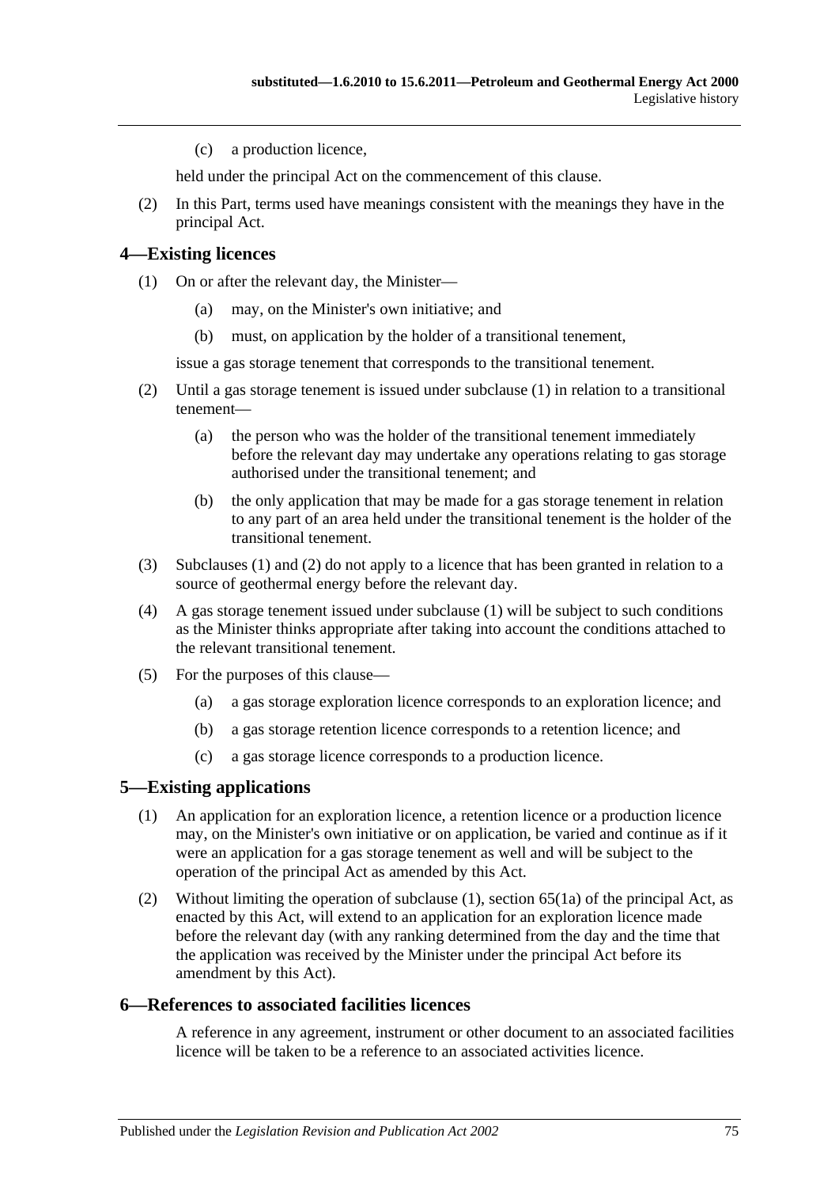(c) a production licence,

held under the principal Act on the commencement of this clause.

(2) In this Part, terms used have meanings consistent with the meanings they have in the principal Act.

## 4—Existing licences

(1) On or after the relevant day, the Minister—

(a) may, on the Minister's own initiative; and

(b) must, on application by the holder of a transitional tenement,

issue a gas storage tenement that corresponds to the transitional tenement.

(2) Until a gas storage tenement is issued under subclause (1) in relation to a transitional tenement—

(a) the person who was the holder of the transitional tenement immediately before the relevant day may undertake any operations relating to gas storage authorised under the transitional tenement; and

(b) the only application that may be made for a gas storage tenement in relation to any part of an area held under the transitional tenement is the holder of the transitional tenement.

(3) Subclauses (1) and (2) do not apply to a licence that has been granted in relation to a source of geothermal energy before the relevant day.

(4) A gas storage tenement issued under subclause (1) will be subject to such conditions as the Minister thinks appropriate after taking into account the conditions attached to the relevant transitional tenement.

(5) For the purposes of this clause—

(a) a gas storage exploration licence corresponds to an exploration licence; and

(b) a gas storage retention licence corresponds to a retention licence; and

(c) a gas storage licence corresponds to a production licence.

## 5—Existing applications

(1) An application for an exploration licence, a retention licence or a production licence may, on the Minister's own initiative or on application, be varied and continue as if it were an application for a gas storage tenement as well and will be subject to the operation of the principal Act as amended by this Act.

(2) Without limiting the operation of subclause (1), section 65(1a) of the principal Act, as enacted by this Act, will extend to an application for an exploration licence made before the relevant day (with any ranking determined from the day and the time that the application was received by the Minister under the principal Act before its amendment by this Act).

## 6—References to associated facilities licences

A reference in any agreement, instrument or other document to an associated facilities licence will be taken to be a reference to an associated activities licence.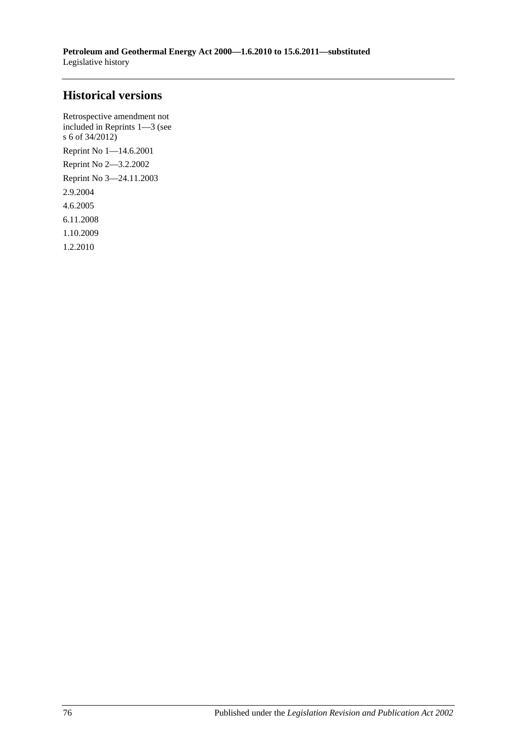## Historical versions

Retrospective amendment not included in Reprints 1—3 (see s 6 of 34/2012)

Reprint No 1—14.6.2001

Reprint No 2—3.2.2002

Reprint No 3—24.11.2003

2.9.2004

4.6.2005

6.11.2008

1.10.2009

1.2.2010